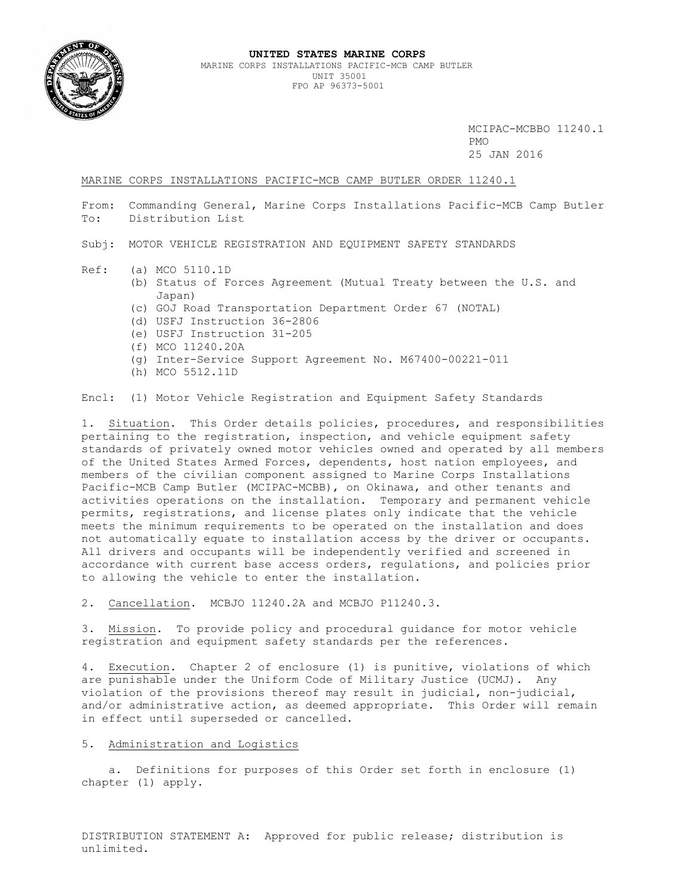**UNITED STATES MARINE CORPS**
MARINE CORPS INSTALLATIONS PACIFIC-MCB CAMP BUTLER
UNIT 35001
FPO AP 96373-5001

MCIPAC-MCBBO 11240.1
PMO
25 JAN 2016

MARINE CORPS INSTALLATIONS PACIFIC-MCB CAMP BUTLER ORDER 11240.1

From: Commanding General, Marine Corps Installations Pacific-MCB Camp Butler
To: Distribution List

Subj: MOTOR VEHICLE REGISTRATION AND EQUIPMENT SAFETY STANDARDS

Ref:
(a) MCO 5110.1D
(b) Status of Forces Agreement (Mutual Treaty between the U.S. and Japan)
(c) GOJ Road Transportation Department Order 67 (NOTAL)
(d) USFJ Instruction 36-2806
(e) USFJ Instruction 31-205
(f) MCO 11240.20A
(g) Inter-Service Support Agreement No. M67400-00221-011
(h) MCO 5512.11D

Encl: (1) Motor Vehicle Registration and Equipment Safety Standards

1. Situation. This Order details policies, procedures, and responsibilities pertaining to the registration, inspection, and vehicle equipment safety standards of privately owned motor vehicles owned and operated by all members of the United States Armed Forces, dependents, host nation employees, and members of the civilian component assigned to Marine Corps Installations Pacific-MCB Camp Butler (MCIPAC-MCBB), on Okinawa, and other tenants and activities operations on the installation. Temporary and permanent vehicle permits, registrations, and license plates only indicate that the vehicle meets the minimum requirements to be operated on the installation and does not automatically equate to installation access by the driver or occupants. All drivers and occupants will be independently verified and screened in accordance with current base access orders, regulations, and policies prior to allowing the vehicle to enter the installation.

2. Cancellation. MCBJO 11240.2A and MCBJO P11240.3.

3. Mission. To provide policy and procedural guidance for motor vehicle registration and equipment safety standards per the references.

4. Execution. Chapter 2 of enclosure (1) is punitive, violations of which are punishable under the Uniform Code of Military Justice (UCMJ). Any violation of the provisions thereof may result in judicial, non-judicial, and/or administrative action, as deemed appropriate. This Order will remain in effect until superseded or cancelled.

5. Administration and Logistics

a. Definitions for purposes of this Order set forth in enclosure (1) chapter (1) apply.

DISTRIBUTION STATEMENT A: Approved for public release; distribution is unlimited.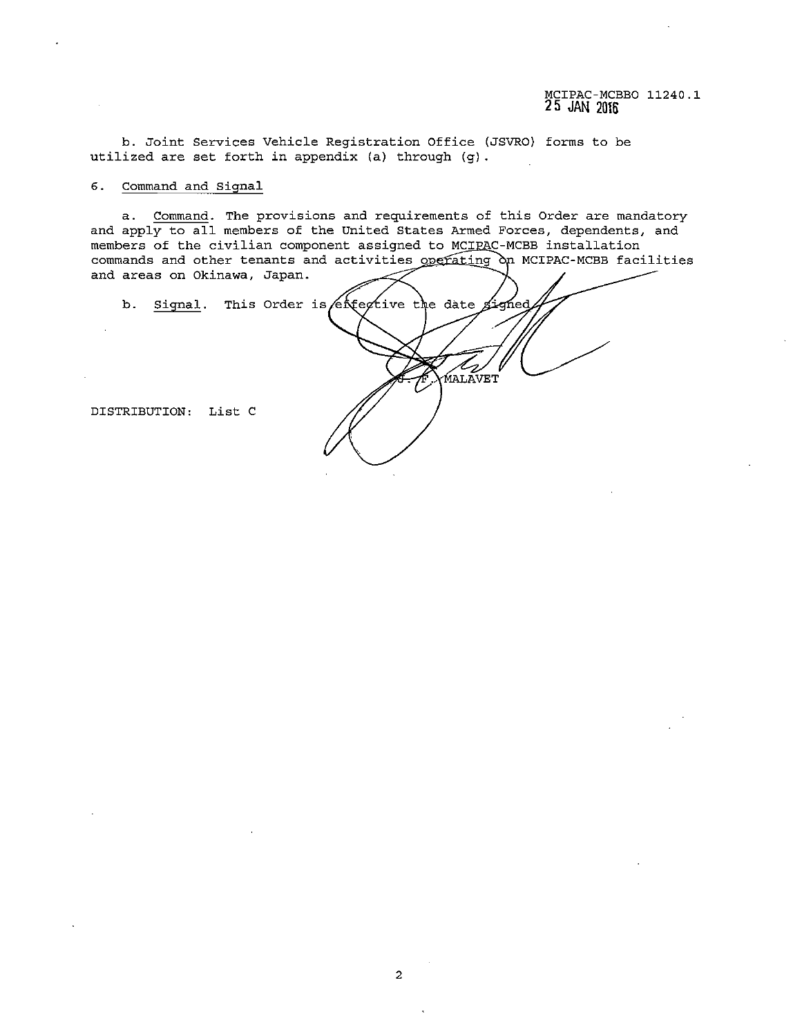MCIPAC-MCBBO 11240.1
25 JAN 2016

b. Joint Services Vehicle Registration Office (JSVRO) forms to be utilized are set forth in appendix (a) through (g).

6. Command and Signal

a. Command. The provisions and requirements of this Order are mandatory and apply to all members of the United States Armed Forces, dependents, and members of the civilian component assigned to MCIPAC-MCBB installation commands and other tenants and activities operating on MCIPAC-MCBB facilities and areas on Okinawa, Japan.

b. Signal. This Order is effective the date signed.

J. F. MALAVET

DISTRIBUTION: List C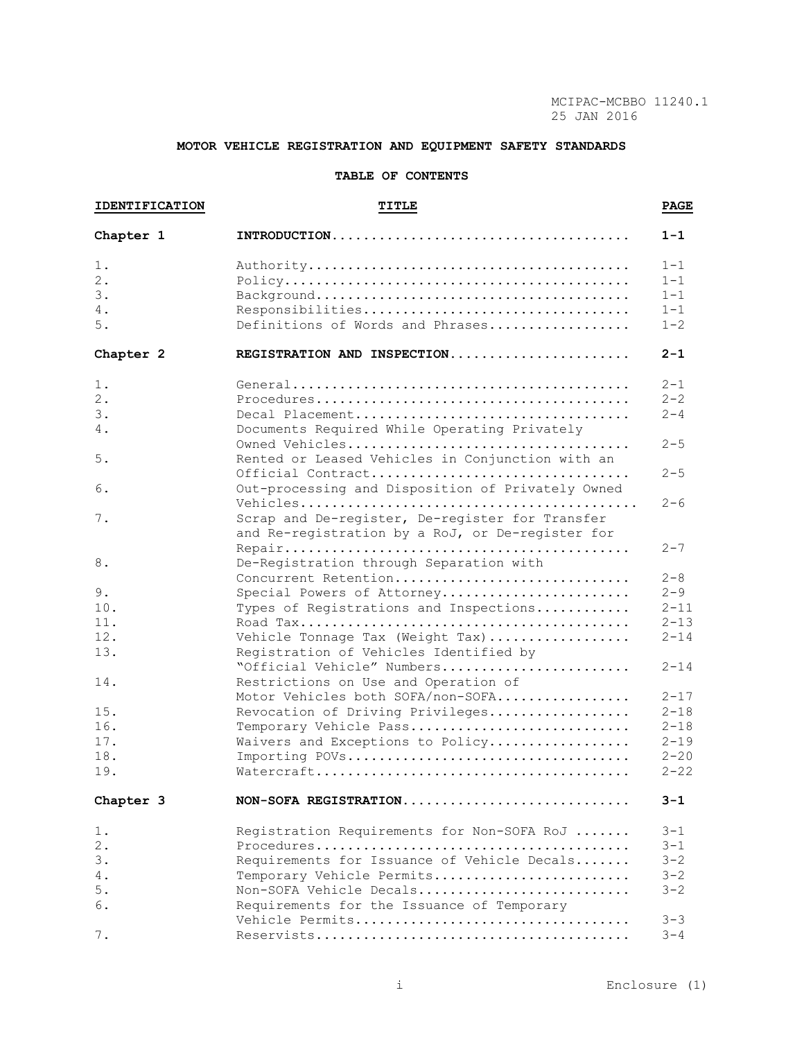MCIPAC-MCBBO 11240.1
25 JAN 2016

**MOTOR VEHICLE REGISTRATION AND EQUIPMENT SAFETY STANDARDS**

**TABLE OF CONTENTS**

| IDENTIFICATION | TITLE | PAGE |
|---|---|---|
| **Chapter 1** | **INTRODUCTION** | **1-1** |
| 1. | Authority | 1-1 |
| 2. | Policy | 1-1 |
| 3. | Background | 1-1 |
| 4. | Responsibilities | 1-1 |
| 5. | Definitions of Words and Phrases | 1-2 |
| **Chapter 2** | **REGISTRATION AND INSPECTION** | **2-1** |
| 1. | General | 2-1 |
| 2. | Procedures | 2-2 |
| 3. | Decal Placement | 2-4 |
| 4. | Documents Required While Operating Privately Owned Vehicles | 2-5 |
| 5. | Rented or Leased Vehicles in Conjunction with an Official Contract | 2-5 |
| 6. | Out-processing and Disposition of Privately Owned Vehicles | 2-6 |
| 7. | Scrap and De-register, De-register for Transfer and Re-registration by a RoJ, or De-register for Repair | 2-7 |
| 8. | De-Registration through Separation with Concurrent Retention | 2-8 |
| 9. | Special Powers of Attorney | 2-9 |
| 10. | Types of Registrations and Inspections | 2-11 |
| 11. | Road Tax | 2-13 |
| 12. | Vehicle Tonnage Tax (Weight Tax) | 2-14 |
| 13. | Registration of Vehicles Identified by "Official Vehicle" Numbers | 2-14 |
| 14. | Restrictions on Use and Operation of Motor Vehicles both SOFA/non-SOFA | 2-17 |
| 15. | Revocation of Driving Privileges | 2-18 |
| 16. | Temporary Vehicle Pass | 2-18 |
| 17. | Waivers and Exceptions to Policy | 2-19 |
| 18. | Importing POVs | 2-20 |
| 19. | Watercraft | 2-22 |
| **Chapter 3** | **NON-SOFA REGISTRATION** | **3-1** |
| 1. | Registration Requirements for Non-SOFA RoJ | 3-1 |
| 2. | Procedures | 3-1 |
| 3. | Requirements for Issuance of Vehicle Decals | 3-2 |
| 4. | Temporary Vehicle Permits | 3-2 |
| 5. | Non-SOFA Vehicle Decals | 3-2 |
| 6. | Requirements for the Issuance of Temporary Vehicle Permits | 3-3 |
| 7. | Reservists | 3-4 |

i Enclosure (1)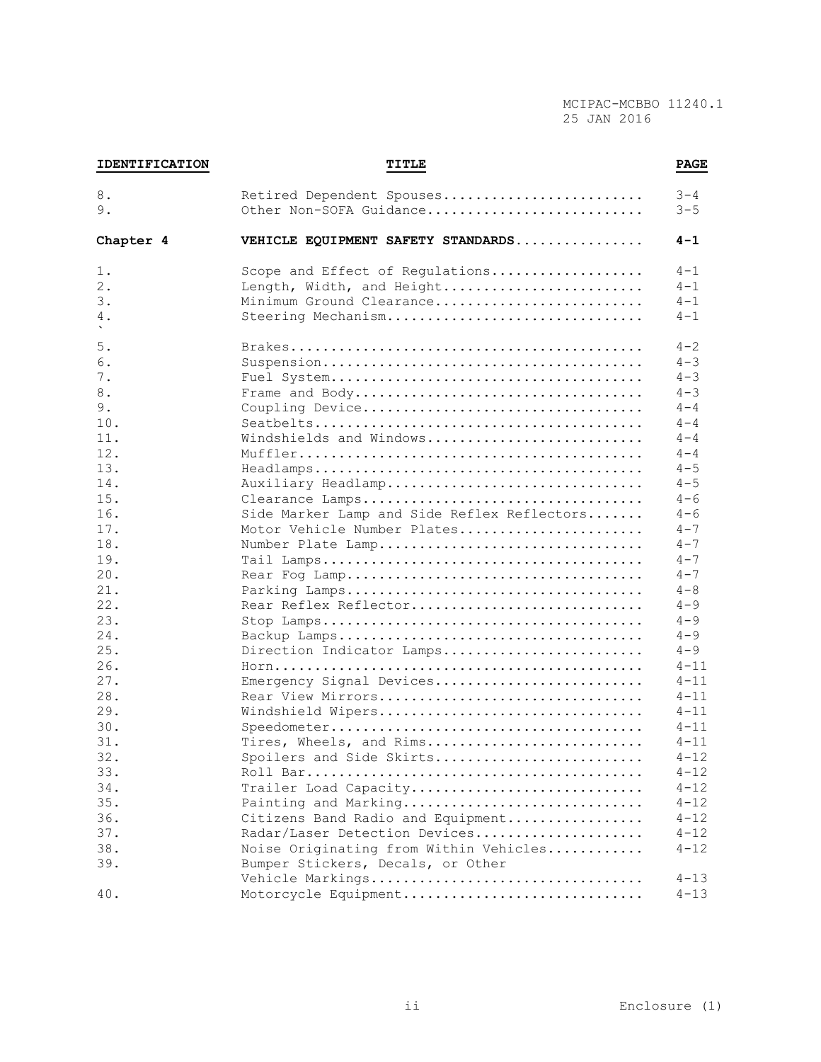| IDENTIFICATION | TITLE | PAGE |
|---|---|---|
| 8. | Retired Dependent Spouses | 3-4 |
| 9. | Other Non-SOFA Guidance | 3-5 |
| **Chapter 4** | **VEHICLE EQUIPMENT SAFETY STANDARDS** | **4-1** |
| 1. | Scope and Effect of Regulations | 4-1 |
| 2. | Length, Width, and Height | 4-1 |
| 3. | Minimum Ground Clearance | 4-1 |
| 4. | Steering Mechanism | 4-1 |
| 5. | Brakes | 4-2 |
| 6. | Suspension | 4-3 |
| 7. | Fuel System | 4-3 |
| 8. | Frame and Body | 4-3 |
| 9. | Coupling Device | 4-4 |
| 10. | Seatbelts | 4-4 |
| 11. | Windshields and Windows | 4-4 |
| 12. | Muffler | 4-4 |
| 13. | Headlamps | 4-5 |
| 14. | Auxiliary Headlamp | 4-5 |
| 15. | Clearance Lamps | 4-6 |
| 16. | Side Marker Lamp and Side Reflex Reflectors | 4-6 |
| 17. | Motor Vehicle Number Plates | 4-7 |
| 18. | Number Plate Lamp | 4-7 |
| 19. | Tail Lamps | 4-7 |
| 20. | Rear Fog Lamp | 4-7 |
| 21. | Parking Lamps | 4-8 |
| 22. | Rear Reflex Reflector | 4-9 |
| 23. | Stop Lamps | 4-9 |
| 24. | Backup Lamps | 4-9 |
| 25. | Direction Indicator Lamps | 4-9 |
| 26. | Horn | 4-11 |
| 27. | Emergency Signal Devices | 4-11 |
| 28. | Rear View Mirrors | 4-11 |
| 29. | Windshield Wipers | 4-11 |
| 30. | Speedometer | 4-11 |
| 31. | Tires, Wheels, and Rims | 4-11 |
| 32. | Spoilers and Side Skirts | 4-12 |
| 33. | Roll Bar | 4-12 |
| 34. | Trailer Load Capacity | 4-12 |
| 35. | Painting and Marking | 4-12 |
| 36. | Citizens Band Radio and Equipment | 4-12 |
| 37. | Radar/Laser Detection Devices | 4-12 |
| 38. | Noise Originating from Within Vehicles | 4-12 |
| 39. | Bumper Stickers, Decals, or Other Vehicle Markings | 4-13 |
| 40. | Motorcycle Equipment | 4-13 |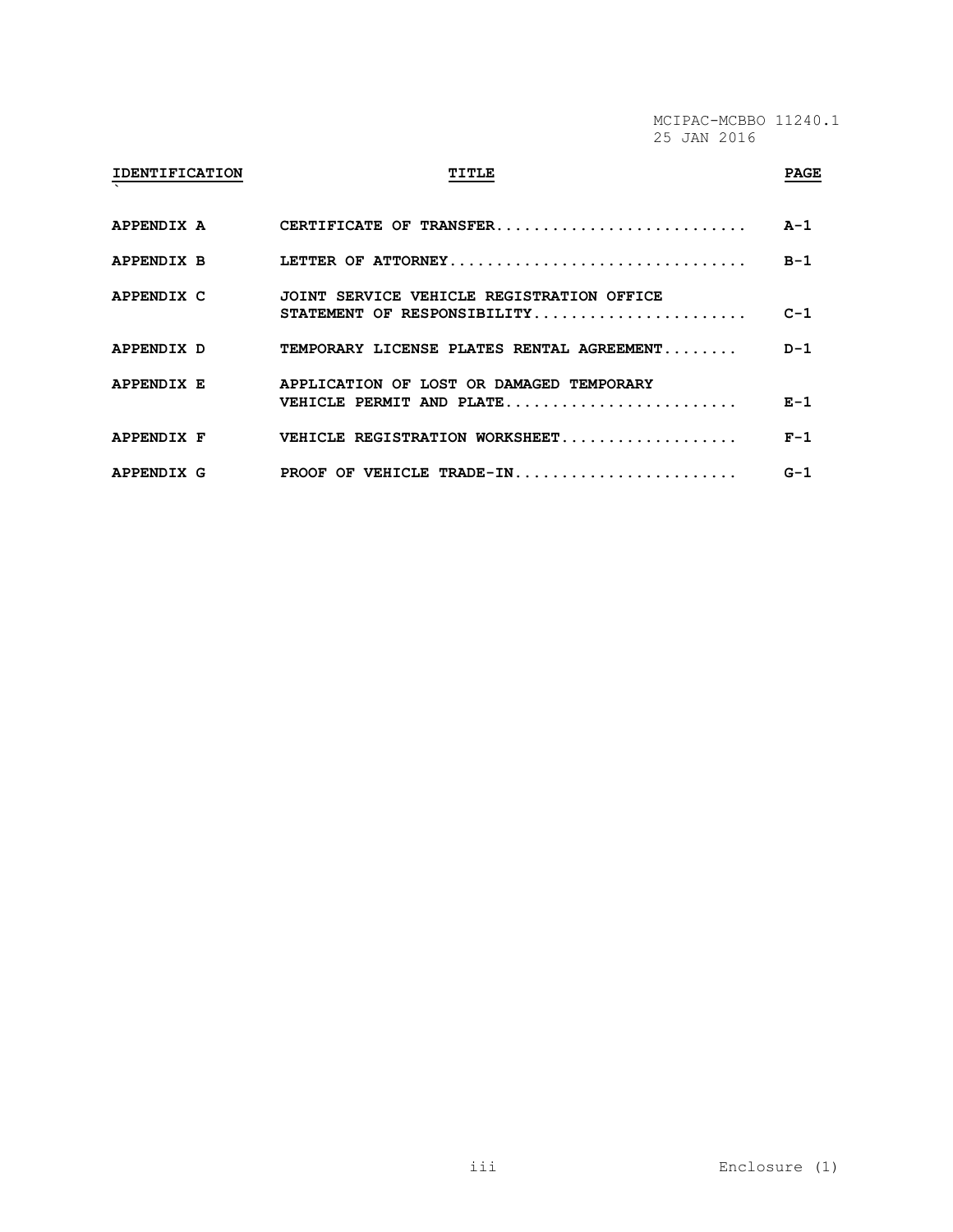| IDENTIFICATION | TITLE | PAGE |
|---|---|---|
| APPENDIX A | CERTIFICATE OF TRANSFER | A-1 |
| APPENDIX B | LETTER OF ATTORNEY | B-1 |
| APPENDIX C | JOINT SERVICE VEHICLE REGISTRATION OFFICE STATEMENT OF RESPONSIBILITY | C-1 |
| APPENDIX D | TEMPORARY LICENSE PLATES RENTAL AGREEMENT | D-1 |
| APPENDIX E | APPLICATION OF LOST OR DAMAGED TEMPORARY VEHICLE PERMIT AND PLATE | E-1 |
| APPENDIX F | VEHICLE REGISTRATION WORKSHEET | F-1 |
| APPENDIX G | PROOF OF VEHICLE TRADE-IN | G-1 |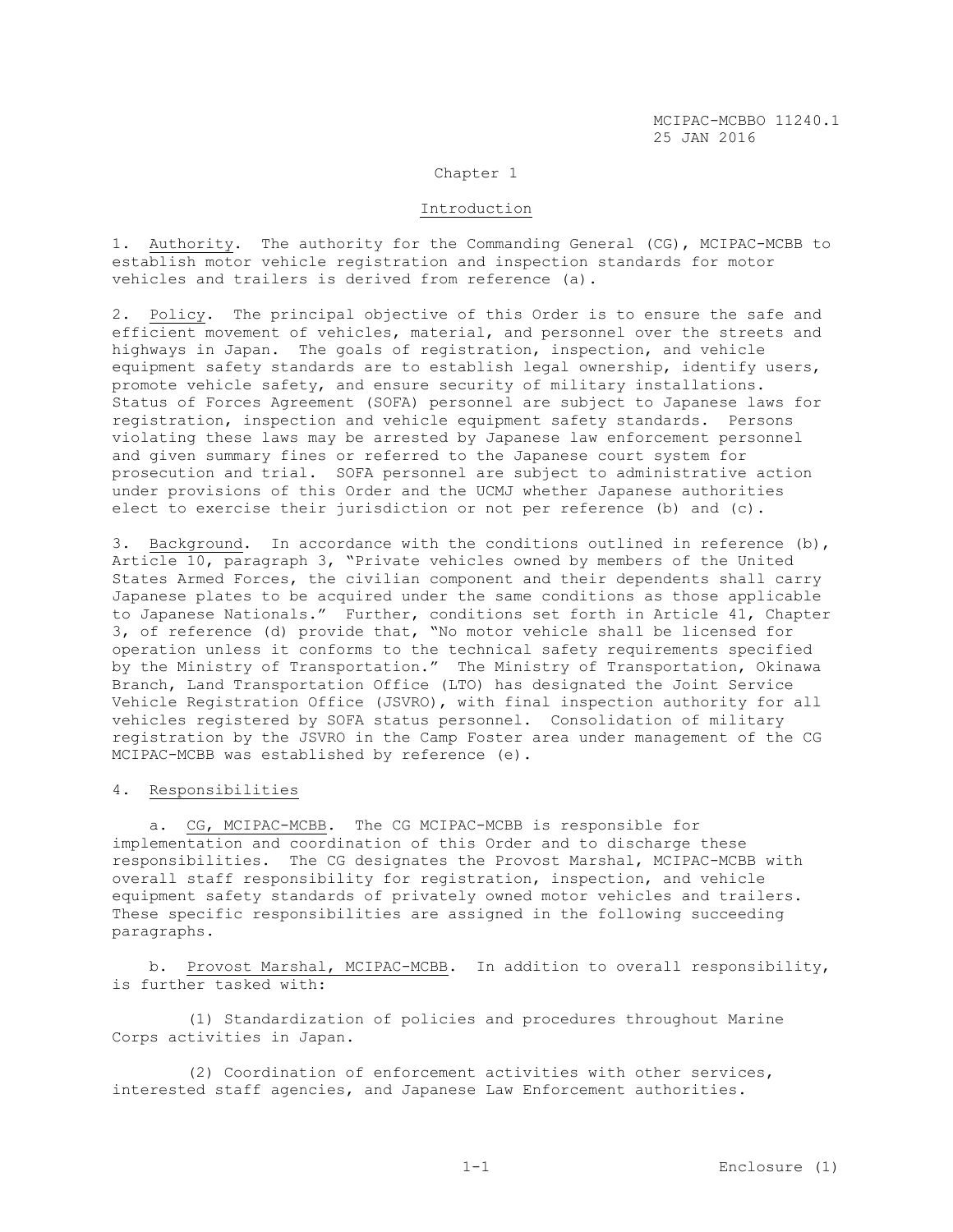Chapter 1

Introduction

1. Authority. The authority for the Commanding General (CG), MCIPAC-MCBB to establish motor vehicle registration and inspection standards for motor vehicles and trailers is derived from reference (a).

2. Policy. The principal objective of this Order is to ensure the safe and efficient movement of vehicles, material, and personnel over the streets and highways in Japan. The goals of registration, inspection, and vehicle equipment safety standards are to establish legal ownership, identify users, promote vehicle safety, and ensure security of military installations. Status of Forces Agreement (SOFA) personnel are subject to Japanese laws for registration, inspection and vehicle equipment safety standards. Persons violating these laws may be arrested by Japanese law enforcement personnel and given summary fines or referred to the Japanese court system for prosecution and trial. SOFA personnel are subject to administrative action under provisions of this Order and the UCMJ whether Japanese authorities elect to exercise their jurisdiction or not per reference (b) and (c).

3. Background. In accordance with the conditions outlined in reference (b), Article 10, paragraph 3, "Private vehicles owned by members of the United States Armed Forces, the civilian component and their dependents shall carry Japanese plates to be acquired under the same conditions as those applicable to Japanese Nationals." Further, conditions set forth in Article 41, Chapter 3, of reference (d) provide that, "No motor vehicle shall be licensed for operation unless it conforms to the technical safety requirements specified by the Ministry of Transportation." The Ministry of Transportation, Okinawa Branch, Land Transportation Office (LTO) has designated the Joint Service Vehicle Registration Office (JSVRO), with final inspection authority for all vehicles registered by SOFA status personnel. Consolidation of military registration by the JSVRO in the Camp Foster area under management of the CG MCIPAC-MCBB was established by reference (e).

4. Responsibilities

a. CG, MCIPAC-MCBB. The CG MCIPAC-MCBB is responsible for implementation and coordination of this Order and to discharge these responsibilities. The CG designates the Provost Marshal, MCIPAC-MCBB with overall staff responsibility for registration, inspection, and vehicle equipment safety standards of privately owned motor vehicles and trailers. These specific responsibilities are assigned in the following succeeding paragraphs.

b. Provost Marshal, MCIPAC-MCBB. In addition to overall responsibility, is further tasked with:

(1) Standardization of policies and procedures throughout Marine Corps activities in Japan.

(2) Coordination of enforcement activities with other services, interested staff agencies, and Japanese Law Enforcement authorities.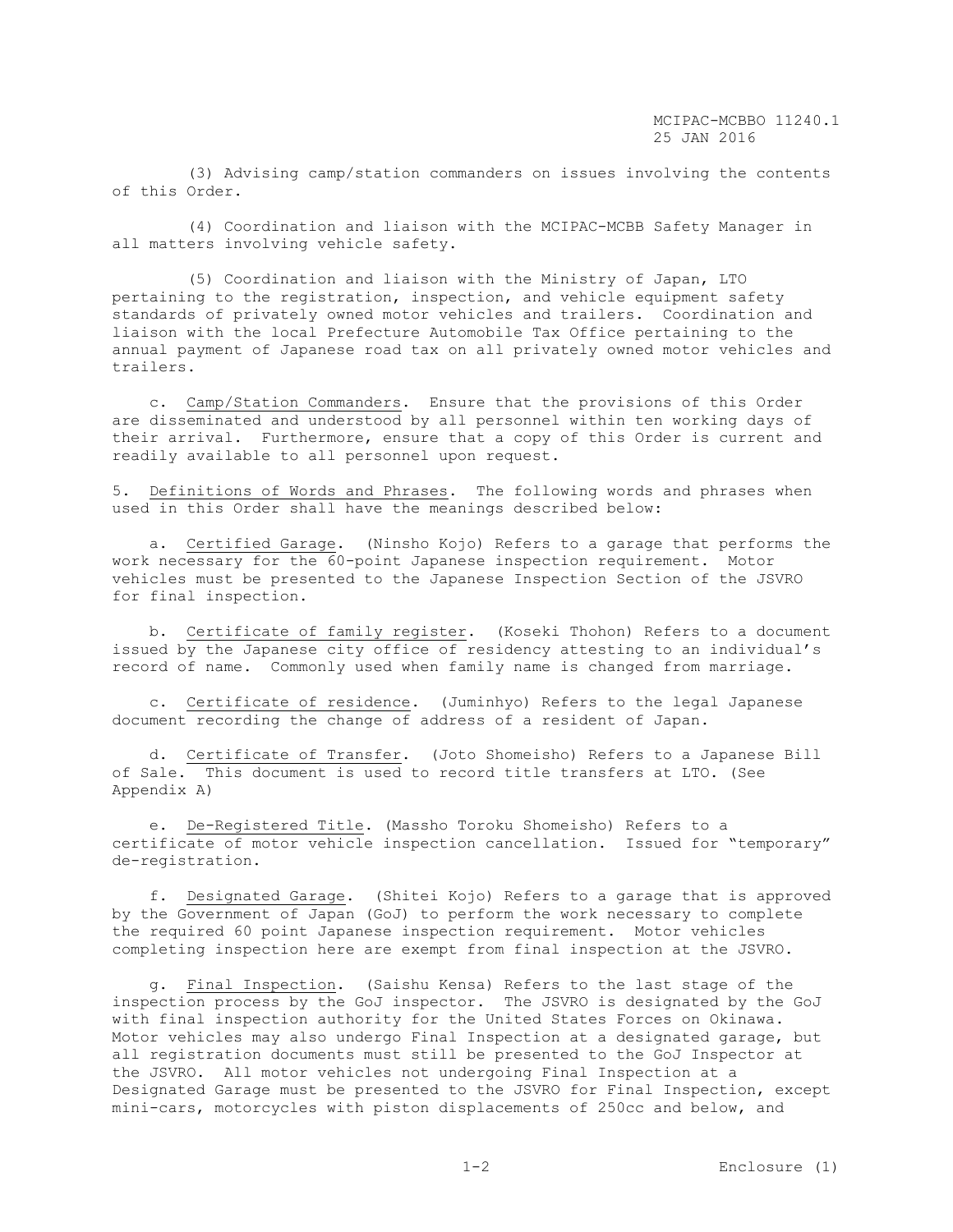(3) Advising camp/station commanders on issues involving the contents of this Order.

(4) Coordination and liaison with the MCIPAC-MCBB Safety Manager in all matters involving vehicle safety.

(5) Coordination and liaison with the Ministry of Japan, LTO pertaining to the registration, inspection, and vehicle equipment safety standards of privately owned motor vehicles and trailers. Coordination and liaison with the local Prefecture Automobile Tax Office pertaining to the annual payment of Japanese road tax on all privately owned motor vehicles and trailers.

c. Camp/Station Commanders. Ensure that the provisions of this Order are disseminated and understood by all personnel within ten working days of their arrival. Furthermore, ensure that a copy of this Order is current and readily available to all personnel upon request.

5. Definitions of Words and Phrases. The following words and phrases when used in this Order shall have the meanings described below:

a. Certified Garage. (Ninsho Kojo) Refers to a garage that performs the work necessary for the 60-point Japanese inspection requirement. Motor vehicles must be presented to the Japanese Inspection Section of the JSVRO for final inspection.

b. Certificate of family register. (Koseki Thohon) Refers to a document issued by the Japanese city office of residency attesting to an individual's record of name. Commonly used when family name is changed from marriage.

c. Certificate of residence. (Juminhyo) Refers to the legal Japanese document recording the change of address of a resident of Japan.

d. Certificate of Transfer. (Joto Shomeisho) Refers to a Japanese Bill of Sale. This document is used to record title transfers at LTO. (See Appendix A)

e. De-Registered Title. (Massho Toroku Shomeisho) Refers to a certificate of motor vehicle inspection cancellation. Issued for "temporary" de-registration.

f. Designated Garage. (Shitei Kojo) Refers to a garage that is approved by the Government of Japan (GoJ) to perform the work necessary to complete the required 60 point Japanese inspection requirement. Motor vehicles completing inspection here are exempt from final inspection at the JSVRO.

g. Final Inspection. (Saishu Kensa) Refers to the last stage of the inspection process by the GoJ inspector. The JSVRO is designated by the GoJ with final inspection authority for the United States Forces on Okinawa. Motor vehicles may also undergo Final Inspection at a designated garage, but all registration documents must still be presented to the GoJ Inspector at the JSVRO. All motor vehicles not undergoing Final Inspection at a Designated Garage must be presented to the JSVRO for Final Inspection, except mini-cars, motorcycles with piston displacements of 250cc and below, and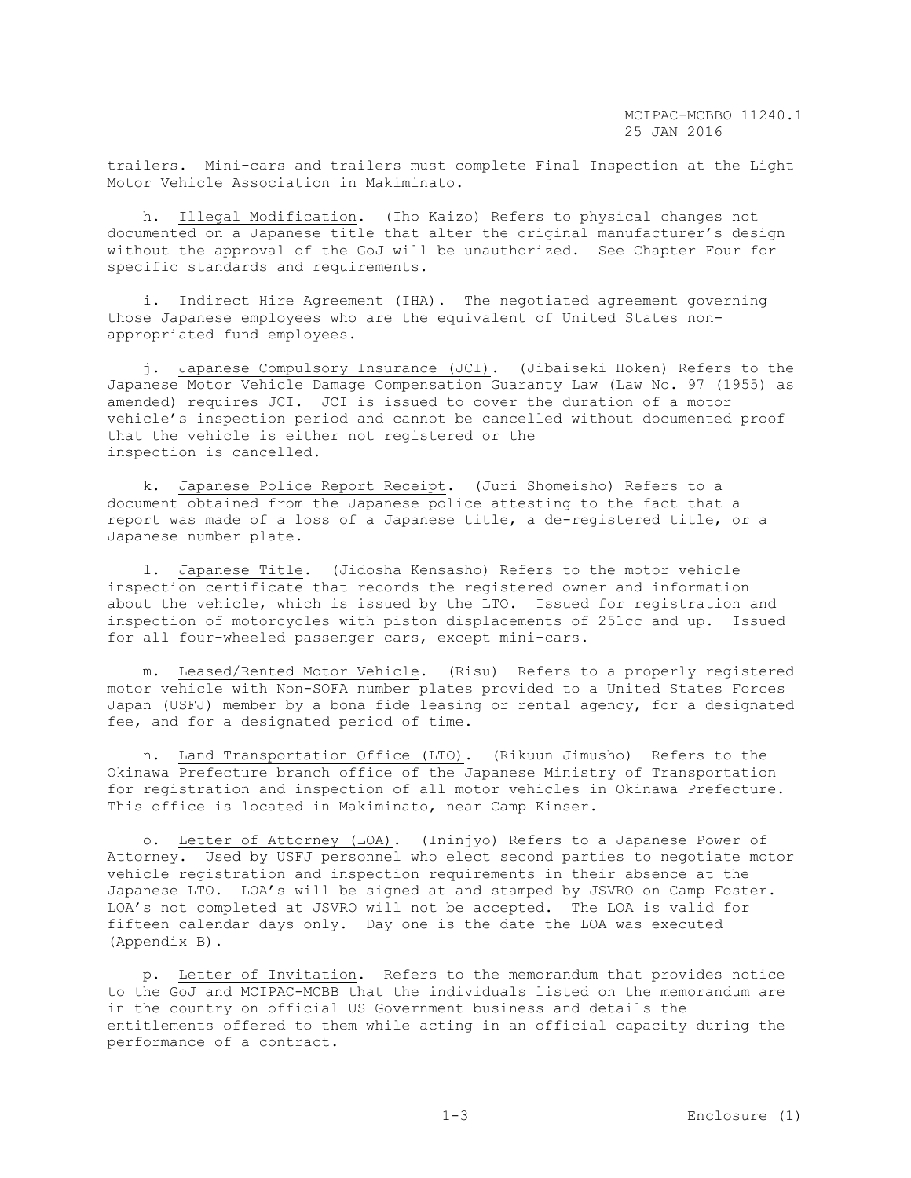trailers. Mini-cars and trailers must complete Final Inspection at the Light Motor Vehicle Association in Makiminato.

h. Illegal Modification. (Iho Kaizo) Refers to physical changes not documented on a Japanese title that alter the original manufacturer's design without the approval of the GoJ will be unauthorized. See Chapter Four for specific standards and requirements.

i. Indirect Hire Agreement (IHA). The negotiated agreement governing those Japanese employees who are the equivalent of United States non-appropriated fund employees.

j. Japanese Compulsory Insurance (JCI). (Jibaiseki Hoken) Refers to the Japanese Motor Vehicle Damage Compensation Guaranty Law (Law No. 97 (1955) as amended) requires JCI. JCI is issued to cover the duration of a motor vehicle's inspection period and cannot be cancelled without documented proof that the vehicle is either not registered or the inspection is cancelled.

k. Japanese Police Report Receipt. (Juri Shomeisho) Refers to a document obtained from the Japanese police attesting to the fact that a report was made of a loss of a Japanese title, a de-registered title, or a Japanese number plate.

l. Japanese Title. (Jidosha Kensasho) Refers to the motor vehicle inspection certificate that records the registered owner and information about the vehicle, which is issued by the LTO. Issued for registration and inspection of motorcycles with piston displacements of 251cc and up. Issued for all four-wheeled passenger cars, except mini-cars.

m. Leased/Rented Motor Vehicle. (Risu) Refers to a properly registered motor vehicle with Non-SOFA number plates provided to a United States Forces Japan (USFJ) member by a bona fide leasing or rental agency, for a designated fee, and for a designated period of time.

n. Land Transportation Office (LTO). (Rikuun Jimusho) Refers to the Okinawa Prefecture branch office of the Japanese Ministry of Transportation for registration and inspection of all motor vehicles in Okinawa Prefecture. This office is located in Makiminato, near Camp Kinser.

o. Letter of Attorney (LOA). (Ininjyo) Refers to a Japanese Power of Attorney. Used by USFJ personnel who elect second parties to negotiate motor vehicle registration and inspection requirements in their absence at the Japanese LTO. LOA's will be signed at and stamped by JSVRO on Camp Foster. LOA's not completed at JSVRO will not be accepted. The LOA is valid for fifteen calendar days only. Day one is the date the LOA was executed (Appendix B).

p. Letter of Invitation. Refers to the memorandum that provides notice to the GoJ and MCIPAC-MCBB that the individuals listed on the memorandum are in the country on official US Government business and details the entitlements offered to them while acting in an official capacity during the performance of a contract.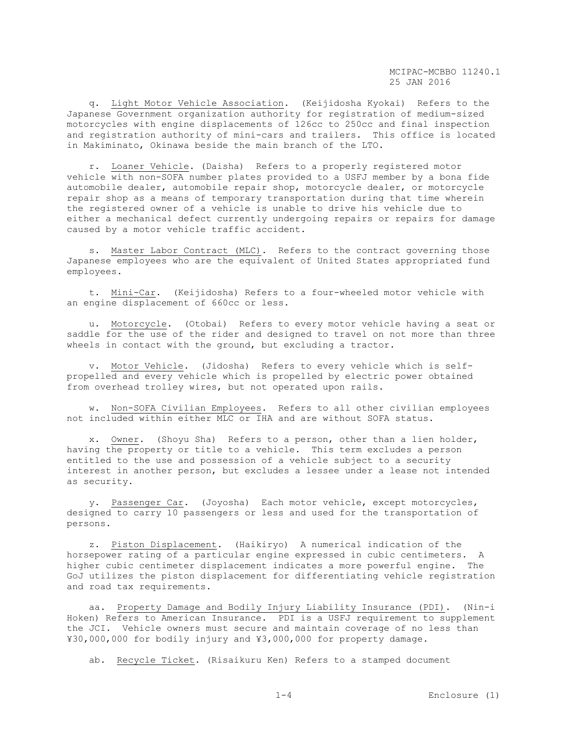q. <u>Light Motor Vehicle Association</u>. (Keijidosha Kyokai) Refers to the Japanese Government organization authority for registration of medium-sized motorcycles with engine displacements of 126cc to 250cc and final inspection and registration authority of mini-cars and trailers. This office is located in Makiminato, Okinawa beside the main branch of the LTO.

r. <u>Loaner Vehicle</u>. (Daisha) Refers to a properly registered motor vehicle with non-SOFA number plates provided to a USFJ member by a bona fide automobile dealer, automobile repair shop, motorcycle dealer, or motorcycle repair shop as a means of temporary transportation during that time wherein the registered owner of a vehicle is unable to drive his vehicle due to either a mechanical defect currently undergoing repairs or repairs for damage caused by a motor vehicle traffic accident.

s. <u>Master Labor Contract (MLC)</u>. Refers to the contract governing those Japanese employees who are the equivalent of United States appropriated fund employees.

t. <u>Mini-Car</u>. (Keijidosha) Refers to a four-wheeled motor vehicle with an engine displacement of 660cc or less.

u. <u>Motorcycle</u>. (Otobai) Refers to every motor vehicle having a seat or saddle for the use of the rider and designed to travel on not more than three wheels in contact with the ground, but excluding a tractor.

v. <u>Motor Vehicle</u>. (Jidosha) Refers to every vehicle which is self-propelled and every vehicle which is propelled by electric power obtained from overhead trolley wires, but not operated upon rails.

w. <u>Non-SOFA Civilian Employees</u>. Refers to all other civilian employees not included within either MLC or IHA and are without SOFA status.

x. <u>Owner</u>. (Shoyu Sha) Refers to a person, other than a lien holder, having the property or title to a vehicle. This term excludes a person entitled to the use and possession of a vehicle subject to a security interest in another person, but excludes a lessee under a lease not intended as security.

y. <u>Passenger Car</u>. (Joyosha) Each motor vehicle, except motorcycles, designed to carry 10 passengers or less and used for the transportation of persons.

z. <u>Piston Displacement</u>. (Haikiryo) A numerical indication of the horsepower rating of a particular engine expressed in cubic centimeters. A higher cubic centimeter displacement indicates a more powerful engine. The GoJ utilizes the piston displacement for differentiating vehicle registration and road tax requirements.

aa. <u>Property Damage and Bodily Injury Liability Insurance (PDI)</u>. (Nin-i Hoken) Refers to American Insurance. PDI is a USFJ requirement to supplement the JCI. Vehicle owners must secure and maintain coverage of no less than ¥30,000,000 for bodily injury and ¥3,000,000 for property damage.

ab. <u>Recycle Ticket</u>. (Risaikuru Ken) Refers to a stamped document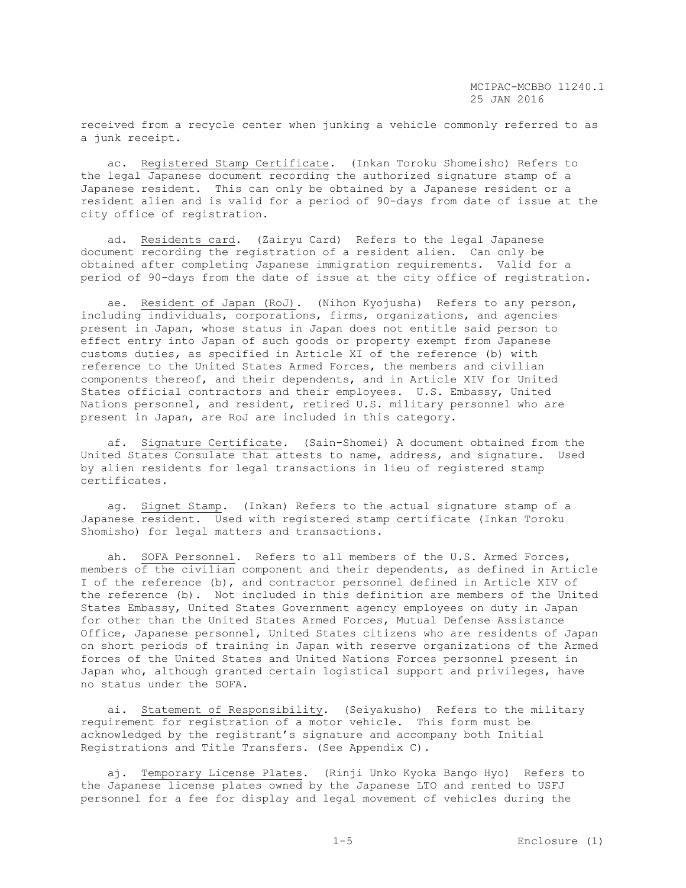received from a recycle center when junking a vehicle commonly referred to as a junk receipt.

ac. <u>Registered Stamp Certificate</u>. (Inkan Toroku Shomeisho) Refers to the legal Japanese document recording the authorized signature stamp of a Japanese resident. This can only be obtained by a Japanese resident or a resident alien and is valid for a period of 90-days from date of issue at the city office of registration.

ad. <u>Residents card</u>. (Zairyu Card) Refers to the legal Japanese document recording the registration of a resident alien. Can only be obtained after completing Japanese immigration requirements. Valid for a period of 90-days from the date of issue at the city office of registration.

ae. <u>Resident of Japan (RoJ)</u>. (Nihon Kyojusha) Refers to any person, including individuals, corporations, firms, organizations, and agencies present in Japan, whose status in Japan does not entitle said person to effect entry into Japan of such goods or property exempt from Japanese customs duties, as specified in Article XI of the reference (b) with reference to the United States Armed Forces, the members and civilian components thereof, and their dependents, and in Article XIV for United States official contractors and their employees. U.S. Embassy, United Nations personnel, and resident, retired U.S. military personnel who are present in Japan, are RoJ are included in this category.

af. <u>Signature Certificate</u>. (Sain-Shomei) A document obtained from the United States Consulate that attests to name, address, and signature. Used by alien residents for legal transactions in lieu of registered stamp certificates.

ag. <u>Signet Stamp</u>. (Inkan) Refers to the actual signature stamp of a Japanese resident. Used with registered stamp certificate (Inkan Toroku Shomisho) for legal matters and transactions.

ah. <u>SOFA Personnel</u>. Refers to all members of the U.S. Armed Forces, members of the civilian component and their dependents, as defined in Article I of the reference (b), and contractor personnel defined in Article XIV of the reference (b). Not included in this definition are members of the United States Embassy, United States Government agency employees on duty in Japan for other than the United States Armed Forces, Mutual Defense Assistance Office, Japanese personnel, United States citizens who are residents of Japan on short periods of training in Japan with reserve organizations of the Armed forces of the United States and United Nations Forces personnel present in Japan who, although granted certain logistical support and privileges, have no status under the SOFA.

ai. <u>Statement of Responsibility</u>. (Seiyakusho) Refers to the military requirement for registration of a motor vehicle. This form must be acknowledged by the registrant's signature and accompany both Initial Registrations and Title Transfers. (See Appendix C).

aj. <u>Temporary License Plates</u>. (Rinji Unko Kyoka Bango Hyo) Refers to the Japanese license plates owned by the Japanese LTO and rented to USFJ personnel for a fee for display and legal movement of vehicles during the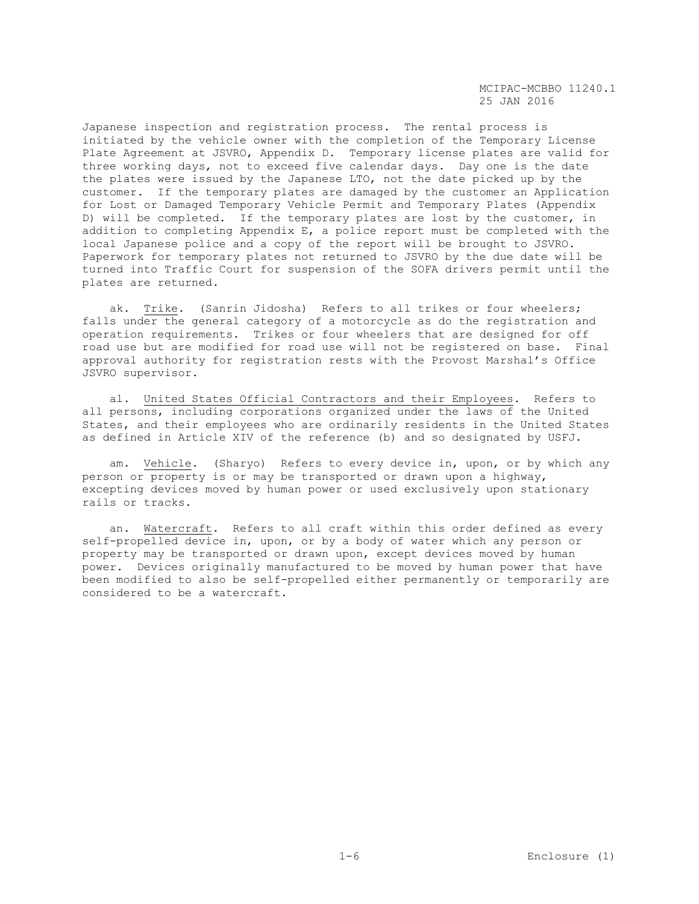Japanese inspection and registration process. The rental process is initiated by the vehicle owner with the completion of the Temporary License Plate Agreement at JSVRO, Appendix D. Temporary license plates are valid for three working days, not to exceed five calendar days. Day one is the date the plates were issued by the Japanese LTO, not the date picked up by the customer. If the temporary plates are damaged by the customer an Application for Lost or Damaged Temporary Vehicle Permit and Temporary Plates (Appendix D) will be completed. If the temporary plates are lost by the customer, in addition to completing Appendix E, a police report must be completed with the local Japanese police and a copy of the report will be brought to JSVRO. Paperwork for temporary plates not returned to JSVRO by the due date will be turned into Traffic Court for suspension of the SOFA drivers permit until the plates are returned.

ak. Trike. (Sanrin Jidosha) Refers to all trikes or four wheelers; falls under the general category of a motorcycle as do the registration and operation requirements. Trikes or four wheelers that are designed for off road use but are modified for road use will not be registered on base. Final approval authority for registration rests with the Provost Marshal's Office JSVRO supervisor.

al. United States Official Contractors and their Employees. Refers to all persons, including corporations organized under the laws of the United States, and their employees who are ordinarily residents in the United States as defined in Article XIV of the reference (b) and so designated by USFJ.

am. Vehicle. (Sharyo) Refers to every device in, upon, or by which any person or property is or may be transported or drawn upon a highway, excepting devices moved by human power or used exclusively upon stationary rails or tracks.

an. Watercraft. Refers to all craft within this order defined as every self-propelled device in, upon, or by a body of water which any person or property may be transported or drawn upon, except devices moved by human power. Devices originally manufactured to be moved by human power that have been modified to also be self-propelled either permanently or temporarily are considered to be a watercraft.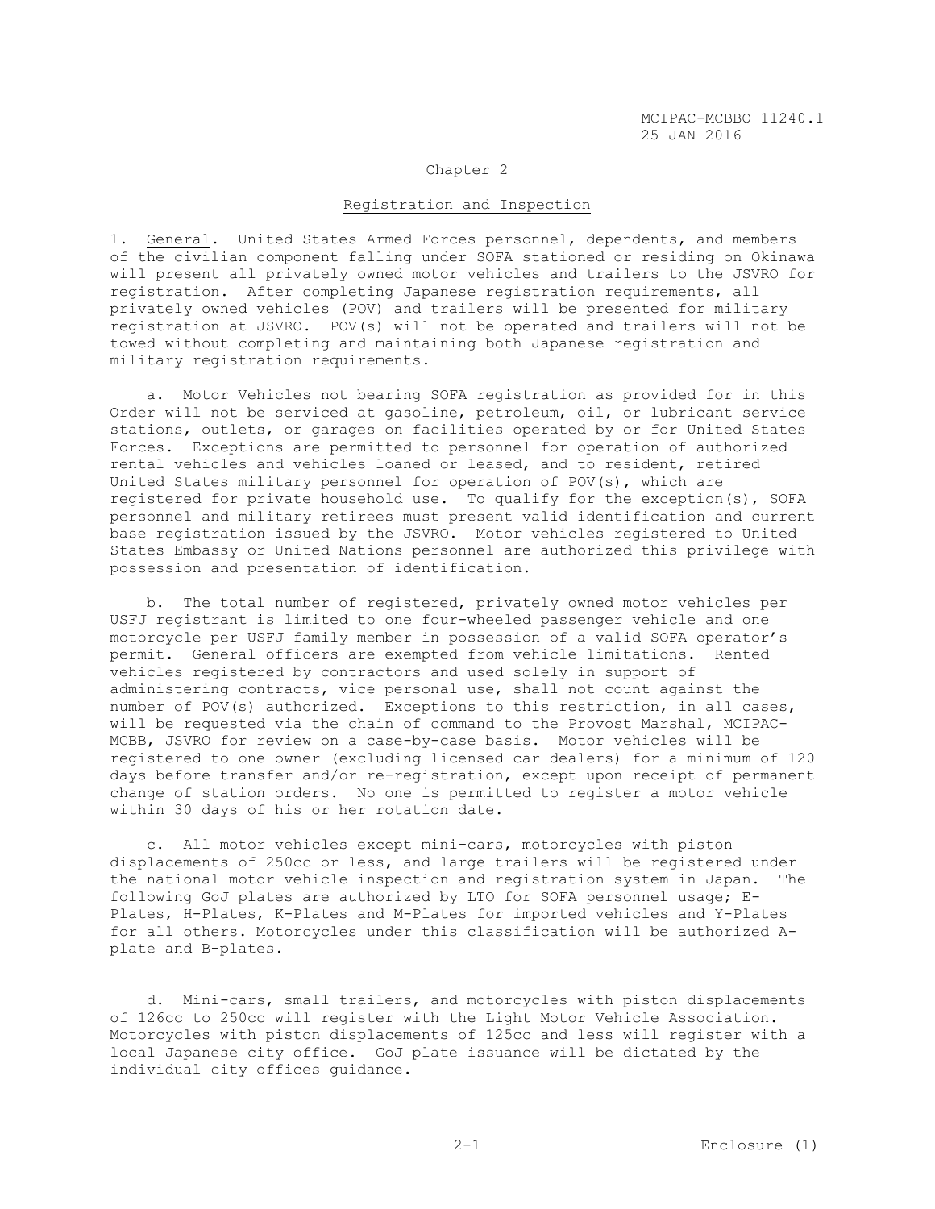## Chapter 2

### Registration and Inspection

1. General. United States Armed Forces personnel, dependents, and members of the civilian component falling under SOFA stationed or residing on Okinawa will present all privately owned motor vehicles and trailers to the JSVRO for registration. After completing Japanese registration requirements, all privately owned vehicles (POV) and trailers will be presented for military registration at JSVRO. POV(s) will not be operated and trailers will not be towed without completing and maintaining both Japanese registration and military registration requirements.

a. Motor Vehicles not bearing SOFA registration as provided for in this Order will not be serviced at gasoline, petroleum, oil, or lubricant service stations, outlets, or garages on facilities operated by or for United States Forces. Exceptions are permitted to personnel for operation of authorized rental vehicles and vehicles loaned or leased, and to resident, retired United States military personnel for operation of POV(s), which are registered for private household use. To qualify for the exception(s), SOFA personnel and military retirees must present valid identification and current base registration issued by the JSVRO. Motor vehicles registered to United States Embassy or United Nations personnel are authorized this privilege with possession and presentation of identification.

b. The total number of registered, privately owned motor vehicles per USFJ registrant is limited to one four-wheeled passenger vehicle and one motorcycle per USFJ family member in possession of a valid SOFA operator's permit. General officers are exempted from vehicle limitations. Rented vehicles registered by contractors and used solely in support of administering contracts, vice personal use, shall not count against the number of POV(s) authorized. Exceptions to this restriction, in all cases, will be requested via the chain of command to the Provost Marshal, MCIPAC-MCBB, JSVRO for review on a case-by-case basis. Motor vehicles will be registered to one owner (excluding licensed car dealers) for a minimum of 120 days before transfer and/or re-registration, except upon receipt of permanent change of station orders. No one is permitted to register a motor vehicle within 30 days of his or her rotation date.

c. All motor vehicles except mini-cars, motorcycles with piston displacements of 250cc or less, and large trailers will be registered under the national motor vehicle inspection and registration system in Japan. The following GoJ plates are authorized by LTO for SOFA personnel usage; E-Plates, H-Plates, K-Plates and M-Plates for imported vehicles and Y-Plates for all others. Motorcycles under this classification will be authorized A-plate and B-plates.

d. Mini-cars, small trailers, and motorcycles with piston displacements of 126cc to 250cc will register with the Light Motor Vehicle Association. Motorcycles with piston displacements of 125cc and less will register with a local Japanese city office. GoJ plate issuance will be dictated by the individual city offices guidance.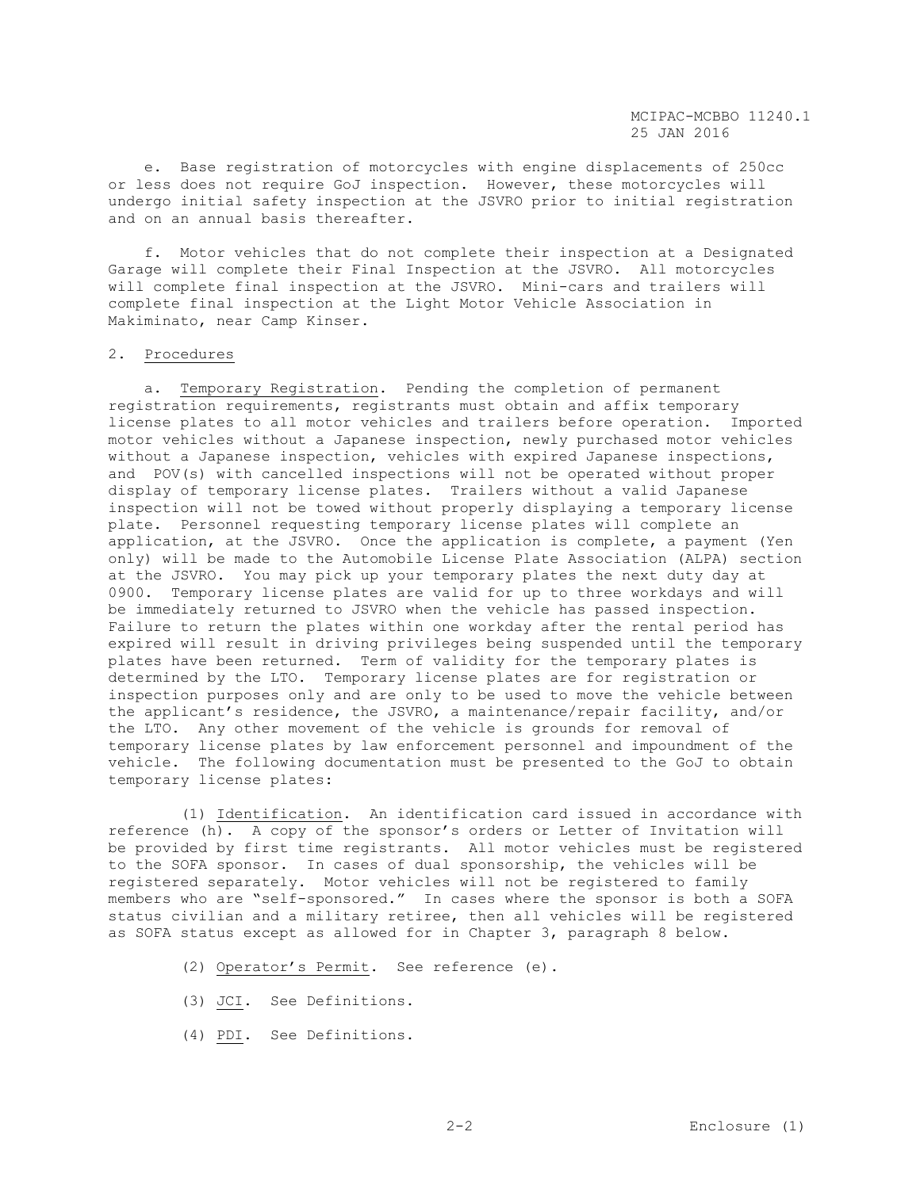e. Base registration of motorcycles with engine displacements of 250cc or less does not require GoJ inspection. However, these motorcycles will undergo initial safety inspection at the JSVRO prior to initial registration and on an annual basis thereafter.

f. Motor vehicles that do not complete their inspection at a Designated Garage will complete their Final Inspection at the JSVRO. All motorcycles will complete final inspection at the JSVRO. Mini-cars and trailers will complete final inspection at the Light Motor Vehicle Association in Makiminato, near Camp Kinser.

2. Procedures

a. Temporary Registration. Pending the completion of permanent registration requirements, registrants must obtain and affix temporary license plates to all motor vehicles and trailers before operation. Imported motor vehicles without a Japanese inspection, newly purchased motor vehicles without a Japanese inspection, vehicles with expired Japanese inspections, and POV(s) with cancelled inspections will not be operated without proper display of temporary license plates. Trailers without a valid Japanese inspection will not be towed without properly displaying a temporary license plate. Personnel requesting temporary license plates will complete an application, at the JSVRO. Once the application is complete, a payment (Yen only) will be made to the Automobile License Plate Association (ALPA) section at the JSVRO. You may pick up your temporary plates the next duty day at 0900. Temporary license plates are valid for up to three workdays and will be immediately returned to JSVRO when the vehicle has passed inspection. Failure to return the plates within one workday after the rental period has expired will result in driving privileges being suspended until the temporary plates have been returned. Term of validity for the temporary plates is determined by the LTO. Temporary license plates are for registration or inspection purposes only and are only to be used to move the vehicle between the applicant's residence, the JSVRO, a maintenance/repair facility, and/or the LTO. Any other movement of the vehicle is grounds for removal of temporary license plates by law enforcement personnel and impoundment of the vehicle. The following documentation must be presented to the GoJ to obtain temporary license plates:

(1) Identification. An identification card issued in accordance with reference (h). A copy of the sponsor's orders or Letter of Invitation will be provided by first time registrants. All motor vehicles must be registered to the SOFA sponsor. In cases of dual sponsorship, the vehicles will be registered separately. Motor vehicles will not be registered to family members who are "self-sponsored." In cases where the sponsor is both a SOFA status civilian and a military retiree, then all vehicles will be registered as SOFA status except as allowed for in Chapter 3, paragraph 8 below.

(2) Operator's Permit. See reference (e).

(3) JCI. See Definitions.

(4) PDI. See Definitions.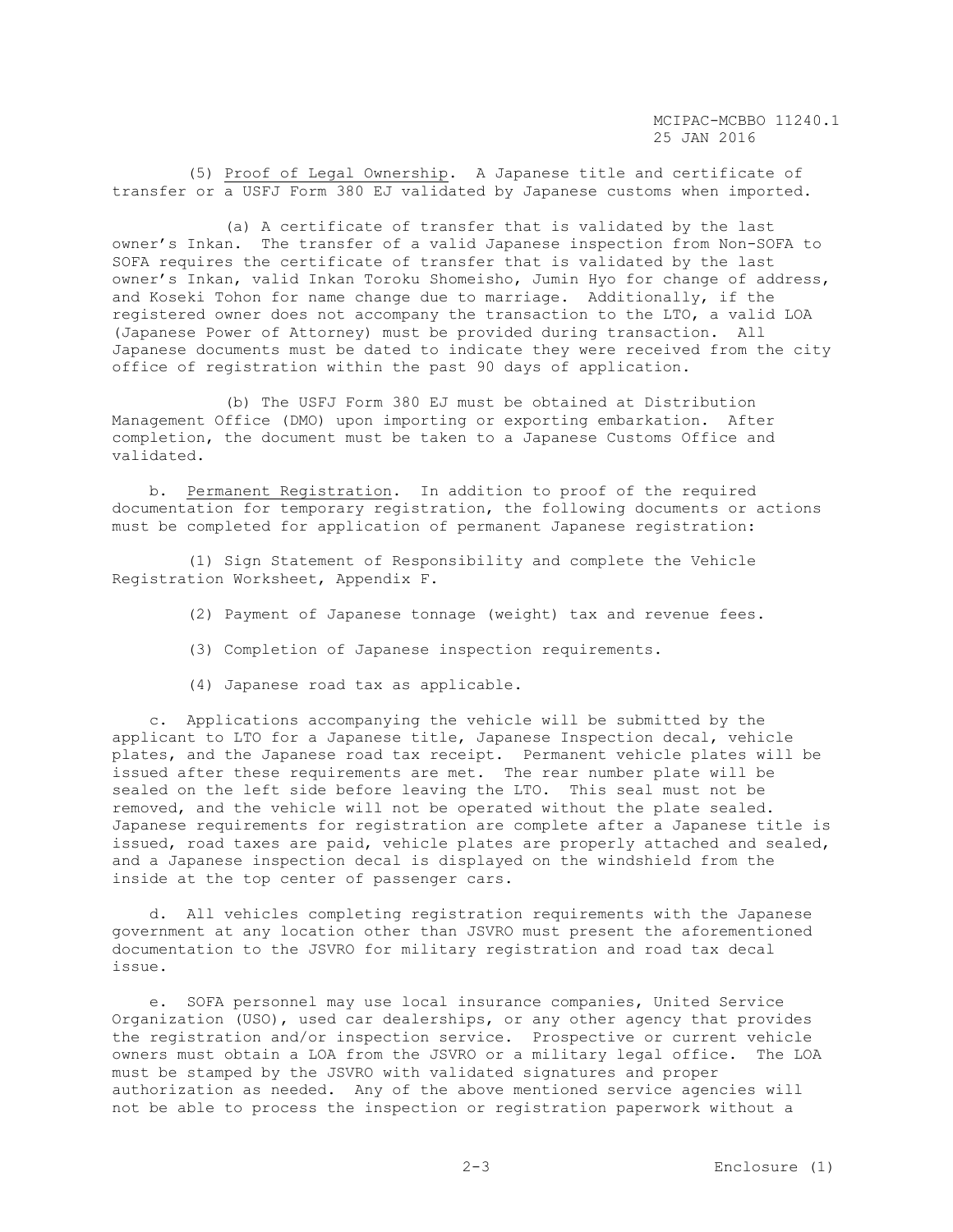(5) <u>Proof of Legal Ownership</u>. A Japanese title and certificate of transfer or a USFJ Form 380 EJ validated by Japanese customs when imported.

(a) A certificate of transfer that is validated by the last owner's Inkan. The transfer of a valid Japanese inspection from Non-SOFA to SOFA requires the certificate of transfer that is validated by the last owner's Inkan, valid Inkan Toroku Shomeisho, Jumin Hyo for change of address, and Koseki Tohon for name change due to marriage. Additionally, if the registered owner does not accompany the transaction to the LTO, a valid LOA (Japanese Power of Attorney) must be provided during transaction. All Japanese documents must be dated to indicate they were received from the city office of registration within the past 90 days of application.

(b) The USFJ Form 380 EJ must be obtained at Distribution Management Office (DMO) upon importing or exporting embarkation. After completion, the document must be taken to a Japanese Customs Office and validated.

b. <u>Permanent Registration</u>. In addition to proof of the required documentation for temporary registration, the following documents or actions must be completed for application of permanent Japanese registration:

(1) Sign Statement of Responsibility and complete the Vehicle Registration Worksheet, Appendix F.

(2) Payment of Japanese tonnage (weight) tax and revenue fees.

(3) Completion of Japanese inspection requirements.

(4) Japanese road tax as applicable.

c. Applications accompanying the vehicle will be submitted by the applicant to LTO for a Japanese title, Japanese Inspection decal, vehicle plates, and the Japanese road tax receipt. Permanent vehicle plates will be issued after these requirements are met. The rear number plate will be sealed on the left side before leaving the LTO. This seal must not be removed, and the vehicle will not be operated without the plate sealed. Japanese requirements for registration are complete after a Japanese title is issued, road taxes are paid, vehicle plates are properly attached and sealed, and a Japanese inspection decal is displayed on the windshield from the inside at the top center of passenger cars.

d. All vehicles completing registration requirements with the Japanese government at any location other than JSVRO must present the aforementioned documentation to the JSVRO for military registration and road tax decal issue.

e. SOFA personnel may use local insurance companies, United Service Organization (USO), used car dealerships, or any other agency that provides the registration and/or inspection service. Prospective or current vehicle owners must obtain a LOA from the JSVRO or a military legal office. The LOA must be stamped by the JSVRO with validated signatures and proper authorization as needed. Any of the above mentioned service agencies will not be able to process the inspection or registration paperwork without a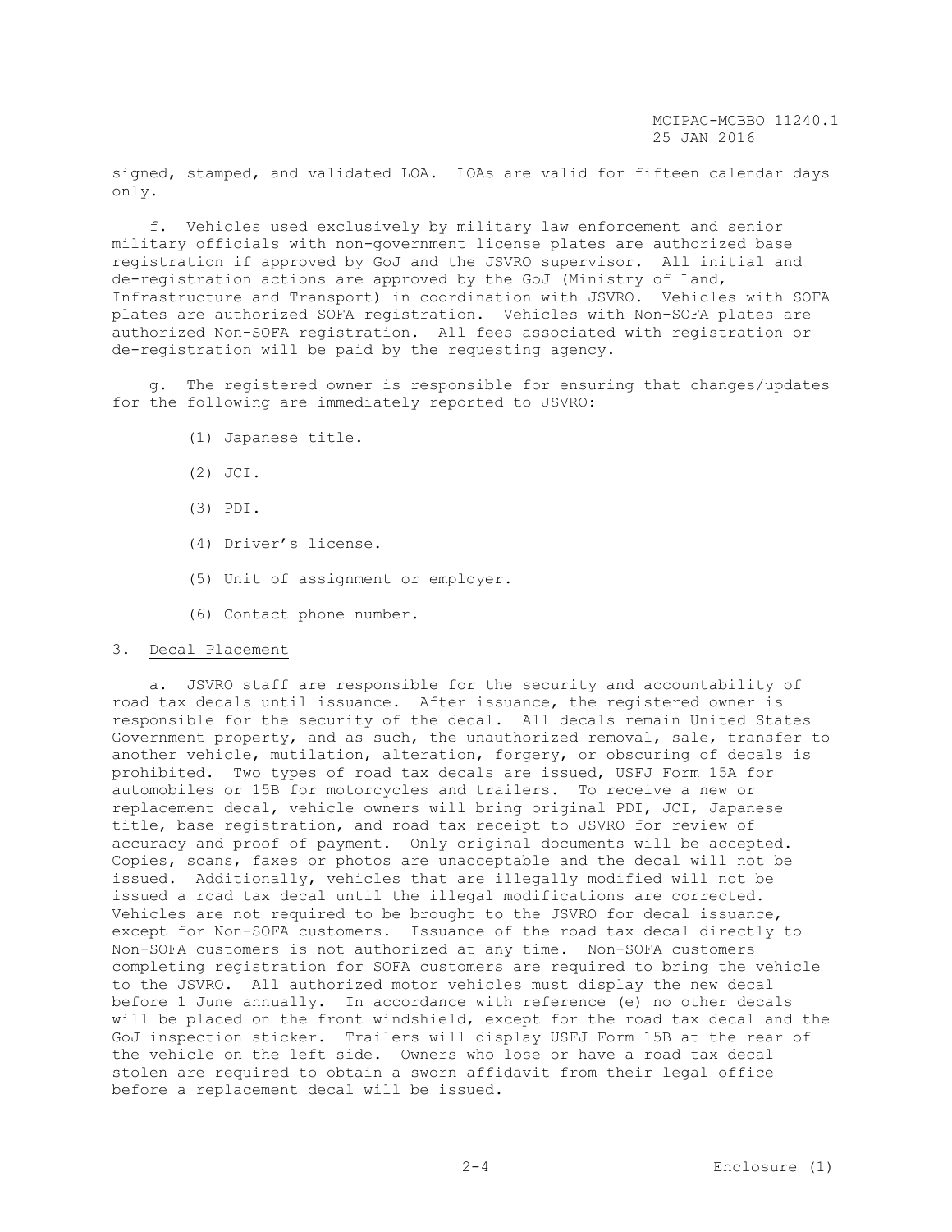signed, stamped, and validated LOA. LOAs are valid for fifteen calendar days only.

f. Vehicles used exclusively by military law enforcement and senior military officials with non-government license plates are authorized base registration if approved by GoJ and the JSVRO supervisor. All initial and de-registration actions are approved by the GoJ (Ministry of Land, Infrastructure and Transport) in coordination with JSVRO. Vehicles with SOFA plates are authorized SOFA registration. Vehicles with Non-SOFA plates are authorized Non-SOFA registration. All fees associated with registration or de-registration will be paid by the requesting agency.

g. The registered owner is responsible for ensuring that changes/updates for the following are immediately reported to JSVRO:

(1) Japanese title.

(2) JCI.

(3) PDI.

(4) Driver's license.

(5) Unit of assignment or employer.

(6) Contact phone number.

3. Decal Placement

a. JSVRO staff are responsible for the security and accountability of road tax decals until issuance. After issuance, the registered owner is responsible for the security of the decal. All decals remain United States Government property, and as such, the unauthorized removal, sale, transfer to another vehicle, mutilation, alteration, forgery, or obscuring of decals is prohibited. Two types of road tax decals are issued, USFJ Form 15A for automobiles or 15B for motorcycles and trailers. To receive a new or replacement decal, vehicle owners will bring original PDI, JCI, Japanese title, base registration, and road tax receipt to JSVRO for review of accuracy and proof of payment. Only original documents will be accepted. Copies, scans, faxes or photos are unacceptable and the decal will not be issued. Additionally, vehicles that are illegally modified will not be issued a road tax decal until the illegal modifications are corrected. Vehicles are not required to be brought to the JSVRO for decal issuance, except for Non-SOFA customers. Issuance of the road tax decal directly to Non-SOFA customers is not authorized at any time. Non-SOFA customers completing registration for SOFA customers are required to bring the vehicle to the JSVRO. All authorized motor vehicles must display the new decal before 1 June annually. In accordance with reference (e) no other decals will be placed on the front windshield, except for the road tax decal and the GoJ inspection sticker. Trailers will display USFJ Form 15B at the rear of the vehicle on the left side. Owners who lose or have a road tax decal stolen are required to obtain a sworn affidavit from their legal office before a replacement decal will be issued.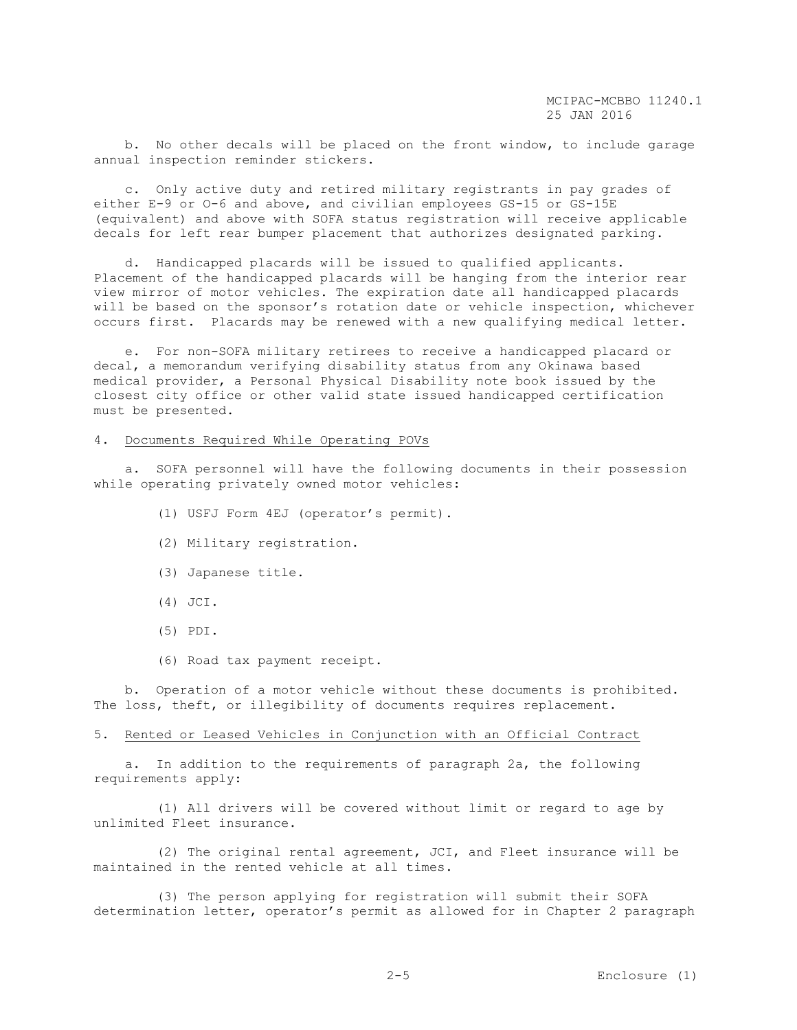b. No other decals will be placed on the front window, to include garage annual inspection reminder stickers.

c. Only active duty and retired military registrants in pay grades of either E-9 or O-6 and above, and civilian employees GS-15 or GS-15E (equivalent) and above with SOFA status registration will receive applicable decals for left rear bumper placement that authorizes designated parking.

d. Handicapped placards will be issued to qualified applicants. Placement of the handicapped placards will be hanging from the interior rear view mirror of motor vehicles. The expiration date all handicapped placards will be based on the sponsor's rotation date or vehicle inspection, whichever occurs first. Placards may be renewed with a new qualifying medical letter.

e. For non-SOFA military retirees to receive a handicapped placard or decal, a memorandum verifying disability status from any Okinawa based medical provider, a Personal Physical Disability note book issued by the closest city office or other valid state issued handicapped certification must be presented.

4. Documents Required While Operating POVs

a. SOFA personnel will have the following documents in their possession while operating privately owned motor vehicles:

(1) USFJ Form 4EJ (operator's permit).

(2) Military registration.

(3) Japanese title.

(4) JCI.

(5) PDI.

(6) Road tax payment receipt.

b. Operation of a motor vehicle without these documents is prohibited. The loss, theft, or illegibility of documents requires replacement.

5. Rented or Leased Vehicles in Conjunction with an Official Contract

a. In addition to the requirements of paragraph 2a, the following requirements apply:

(1) All drivers will be covered without limit or regard to age by unlimited Fleet insurance.

(2) The original rental agreement, JCI, and Fleet insurance will be maintained in the rented vehicle at all times.

(3) The person applying for registration will submit their SOFA determination letter, operator's permit as allowed for in Chapter 2 paragraph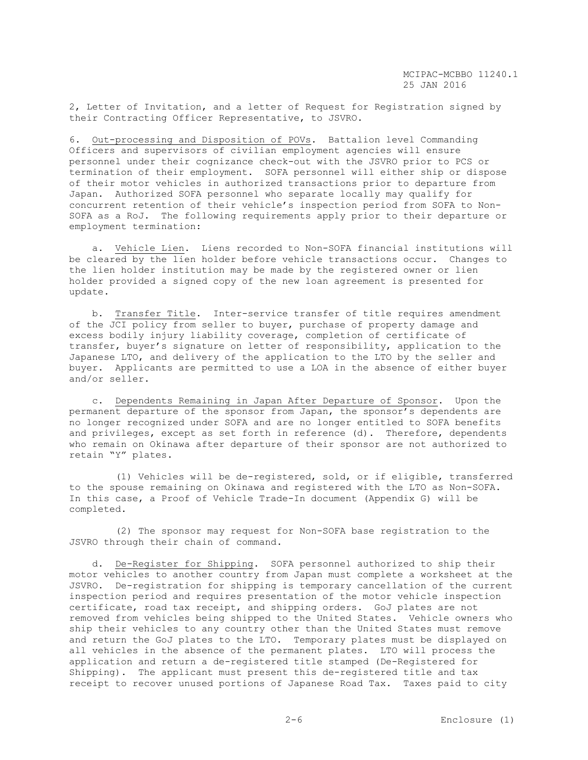2, Letter of Invitation, and a letter of Request for Registration signed by their Contracting Officer Representative, to JSVRO.

6. Out-processing and Disposition of POVs. Battalion level Commanding Officers and supervisors of civilian employment agencies will ensure personnel under their cognizance check-out with the JSVRO prior to PCS or termination of their employment. SOFA personnel will either ship or dispose of their motor vehicles in authorized transactions prior to departure from Japan. Authorized SOFA personnel who separate locally may qualify for concurrent retention of their vehicle's inspection period from SOFA to Non-SOFA as a RoJ. The following requirements apply prior to their departure or employment termination:

a. Vehicle Lien. Liens recorded to Non-SOFA financial institutions will be cleared by the lien holder before vehicle transactions occur. Changes to the lien holder institution may be made by the registered owner or lien holder provided a signed copy of the new loan agreement is presented for update.

b. Transfer Title. Inter-service transfer of title requires amendment of the JCI policy from seller to buyer, purchase of property damage and excess bodily injury liability coverage, completion of certificate of transfer, buyer's signature on letter of responsibility, application to the Japanese LTO, and delivery of the application to the LTO by the seller and buyer. Applicants are permitted to use a LOA in the absence of either buyer and/or seller.

c. Dependents Remaining in Japan After Departure of Sponsor. Upon the permanent departure of the sponsor from Japan, the sponsor's dependents are no longer recognized under SOFA and are no longer entitled to SOFA benefits and privileges, except as set forth in reference (d). Therefore, dependents who remain on Okinawa after departure of their sponsor are not authorized to retain "Y" plates.

(1) Vehicles will be de-registered, sold, or if eligible, transferred to the spouse remaining on Okinawa and registered with the LTO as Non-SOFA. In this case, a Proof of Vehicle Trade-In document (Appendix G) will be completed.

(2) The sponsor may request for Non-SOFA base registration to the JSVRO through their chain of command.

d. De-Register for Shipping. SOFA personnel authorized to ship their motor vehicles to another country from Japan must complete a worksheet at the JSVRO. De-registration for shipping is temporary cancellation of the current inspection period and requires presentation of the motor vehicle inspection certificate, road tax receipt, and shipping orders. GoJ plates are not removed from vehicles being shipped to the United States. Vehicle owners who ship their vehicles to any country other than the United States must remove and return the GoJ plates to the LTO. Temporary plates must be displayed on all vehicles in the absence of the permanent plates. LTO will process the application and return a de-registered title stamped (De-Registered for Shipping). The applicant must present this de-registered title and tax receipt to recover unused portions of Japanese Road Tax. Taxes paid to city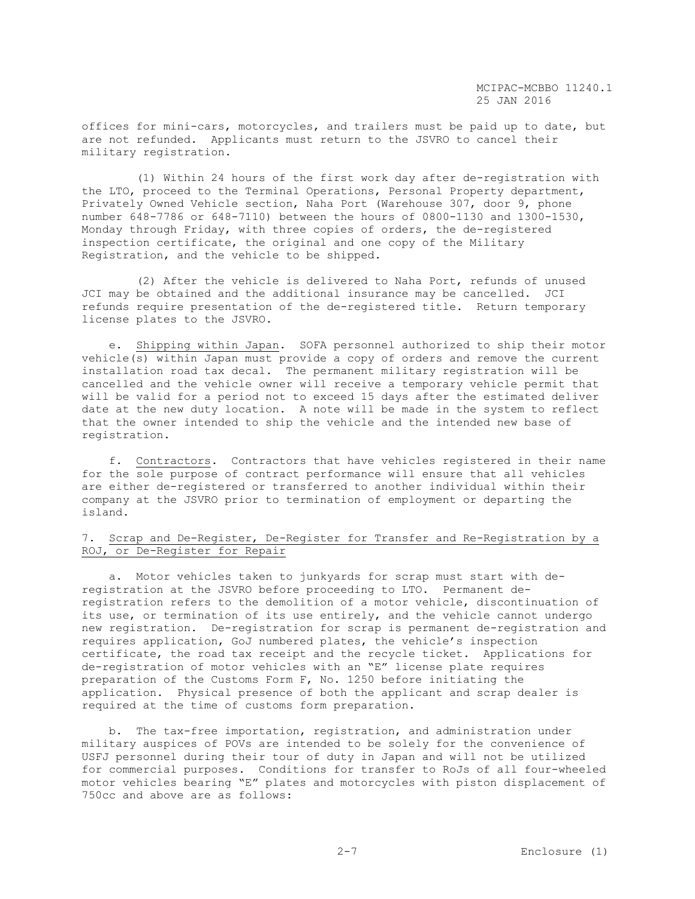offices for mini-cars, motorcycles, and trailers must be paid up to date, but are not refunded. Applicants must return to the JSVRO to cancel their military registration.

(1) Within 24 hours of the first work day after de-registration with the LTO, proceed to the Terminal Operations, Personal Property department, Privately Owned Vehicle section, Naha Port (Warehouse 307, door 9, phone number 648-7786 or 648-7110) between the hours of 0800-1130 and 1300-1530, Monday through Friday, with three copies of orders, the de-registered inspection certificate, the original and one copy of the Military Registration, and the vehicle to be shipped.

(2) After the vehicle is delivered to Naha Port, refunds of unused JCI may be obtained and the additional insurance may be cancelled. JCI refunds require presentation of the de-registered title. Return temporary license plates to the JSVRO.

e. Shipping within Japan. SOFA personnel authorized to ship their motor vehicle(s) within Japan must provide a copy of orders and remove the current installation road tax decal. The permanent military registration will be cancelled and the vehicle owner will receive a temporary vehicle permit that will be valid for a period not to exceed 15 days after the estimated deliver date at the new duty location. A note will be made in the system to reflect that the owner intended to ship the vehicle and the intended new base of registration.

f. Contractors. Contractors that have vehicles registered in their name for the sole purpose of contract performance will ensure that all vehicles are either de-registered or transferred to another individual within their company at the JSVRO prior to termination of employment or departing the island.

7. Scrap and De-Register, De-Register for Transfer and Re-Registration by a ROJ, or De-Register for Repair

a. Motor vehicles taken to junkyards for scrap must start with de-registration at the JSVRO before proceeding to LTO. Permanent de-registration refers to the demolition of a motor vehicle, discontinuation of its use, or termination of its use entirely, and the vehicle cannot undergo new registration. De-registration for scrap is permanent de-registration and requires application, GoJ numbered plates, the vehicle's inspection certificate, the road tax receipt and the recycle ticket. Applications for de-registration of motor vehicles with an "E" license plate requires preparation of the Customs Form F, No. 1250 before initiating the application. Physical presence of both the applicant and scrap dealer is required at the time of customs form preparation.

b. The tax-free importation, registration, and administration under military auspices of POVs are intended to be solely for the convenience of USFJ personnel during their tour of duty in Japan and will not be utilized for commercial purposes. Conditions for transfer to RoJs of all four-wheeled motor vehicles bearing "E" plates and motorcycles with piston displacement of 750cc and above are as follows: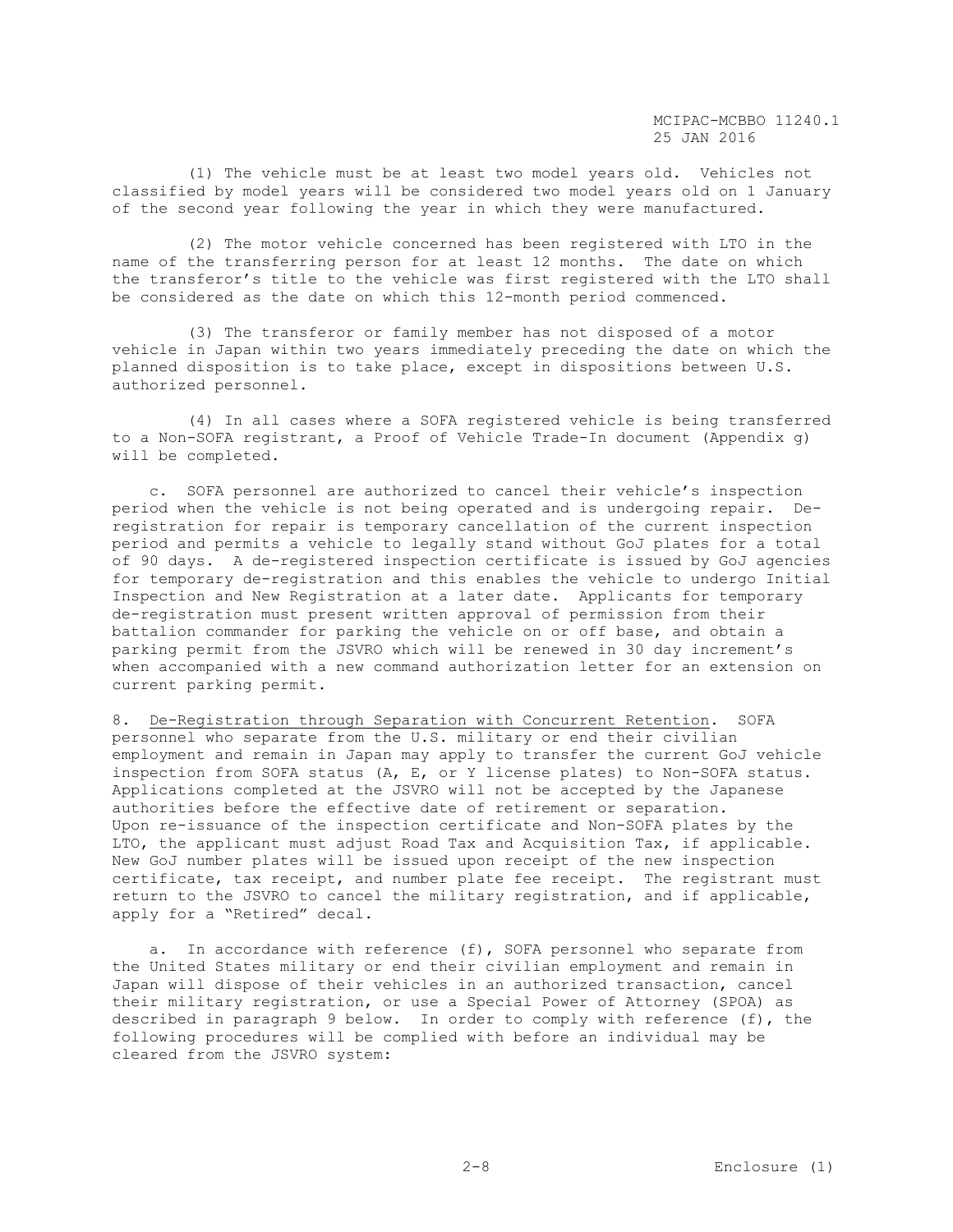(1) The vehicle must be at least two model years old. Vehicles not classified by model years will be considered two model years old on 1 January of the second year following the year in which they were manufactured.

(2) The motor vehicle concerned has been registered with LTO in the name of the transferring person for at least 12 months. The date on which the transferor's title to the vehicle was first registered with the LTO shall be considered as the date on which this 12-month period commenced.

(3) The transferor or family member has not disposed of a motor vehicle in Japan within two years immediately preceding the date on which the planned disposition is to take place, except in dispositions between U.S. authorized personnel.

(4) In all cases where a SOFA registered vehicle is being transferred to a Non-SOFA registrant, a Proof of Vehicle Trade-In document (Appendix g) will be completed.

c. SOFA personnel are authorized to cancel their vehicle's inspection period when the vehicle is not being operated and is undergoing repair. De-registration for repair is temporary cancellation of the current inspection period and permits a vehicle to legally stand without GoJ plates for a total of 90 days. A de-registered inspection certificate is issued by GoJ agencies for temporary de-registration and this enables the vehicle to undergo Initial Inspection and New Registration at a later date. Applicants for temporary de-registration must present written approval of permission from their battalion commander for parking the vehicle on or off base, and obtain a parking permit from the JSVRO which will be renewed in 30 day increment's when accompanied with a new command authorization letter for an extension on current parking permit.

8. <u>De-Registration through Separation with Concurrent Retention</u>. SOFA personnel who separate from the U.S. military or end their civilian employment and remain in Japan may apply to transfer the current GoJ vehicle inspection from SOFA status (A, E, or Y license plates) to Non-SOFA status. Applications completed at the JSVRO will not be accepted by the Japanese authorities before the effective date of retirement or separation. Upon re-issuance of the inspection certificate and Non-SOFA plates by the LTO, the applicant must adjust Road Tax and Acquisition Tax, if applicable. New GoJ number plates will be issued upon receipt of the new inspection certificate, tax receipt, and number plate fee receipt. The registrant must return to the JSVRO to cancel the military registration, and if applicable, apply for a "Retired" decal.

a. In accordance with reference (f), SOFA personnel who separate from the United States military or end their civilian employment and remain in Japan will dispose of their vehicles in an authorized transaction, cancel their military registration, or use a Special Power of Attorney (SPOA) as described in paragraph 9 below. In order to comply with reference (f), the following procedures will be complied with before an individual may be cleared from the JSVRO system: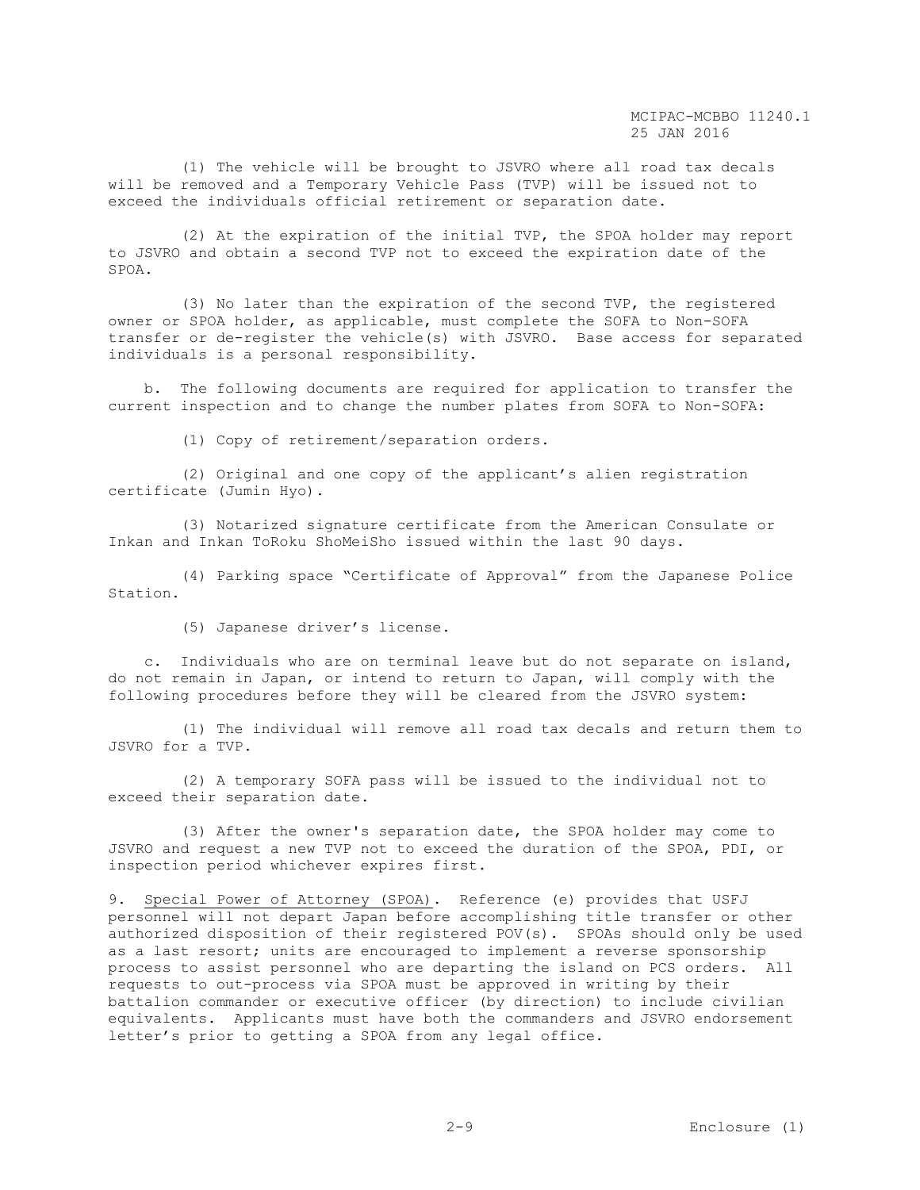(1) The vehicle will be brought to JSVRO where all road tax decals will be removed and a Temporary Vehicle Pass (TVP) will be issued not to exceed the individuals official retirement or separation date.

(2) At the expiration of the initial TVP, the SPOA holder may report to JSVRO and obtain a second TVP not to exceed the expiration date of the SPOA.

(3) No later than the expiration of the second TVP, the registered owner or SPOA holder, as applicable, must complete the SOFA to Non-SOFA transfer or de-register the vehicle(s) with JSVRO. Base access for separated individuals is a personal responsibility.

b. The following documents are required for application to transfer the current inspection and to change the number plates from SOFA to Non-SOFA:

(1) Copy of retirement/separation orders.

(2) Original and one copy of the applicant's alien registration certificate (Jumin Hyo).

(3) Notarized signature certificate from the American Consulate or Inkan and Inkan ToRoku ShoMeiSho issued within the last 90 days.

(4) Parking space "Certificate of Approval" from the Japanese Police Station.

(5) Japanese driver's license.

c. Individuals who are on terminal leave but do not separate on island, do not remain in Japan, or intend to return to Japan, will comply with the following procedures before they will be cleared from the JSVRO system:

(1) The individual will remove all road tax decals and return them to JSVRO for a TVP.

(2) A temporary SOFA pass will be issued to the individual not to exceed their separation date.

(3) After the owner's separation date, the SPOA holder may come to JSVRO and request a new TVP not to exceed the duration of the SPOA, PDI, or inspection period whichever expires first.

9. Special Power of Attorney (SPOA). Reference (e) provides that USFJ personnel will not depart Japan before accomplishing title transfer or other authorized disposition of their registered POV(s). SPOAs should only be used as a last resort; units are encouraged to implement a reverse sponsorship process to assist personnel who are departing the island on PCS orders. All requests to out-process via SPOA must be approved in writing by their battalion commander or executive officer (by direction) to include civilian equivalents. Applicants must have both the commanders and JSVRO endorsement letter's prior to getting a SPOA from any legal office.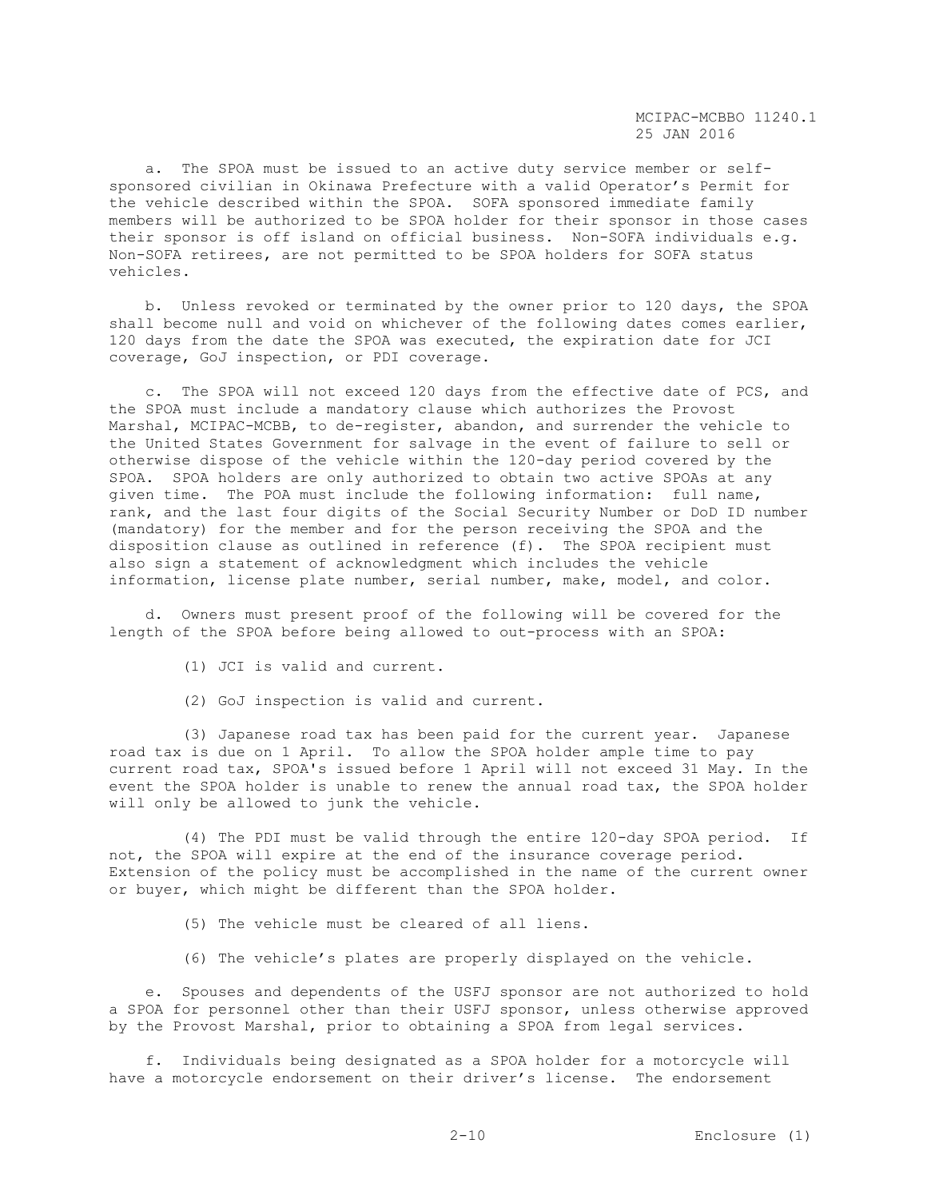a. The SPOA must be issued to an active duty service member or self-sponsored civilian in Okinawa Prefecture with a valid Operator's Permit for the vehicle described within the SPOA. SOFA sponsored immediate family members will be authorized to be SPOA holder for their sponsor in those cases their sponsor is off island on official business. Non-SOFA individuals e.g. Non-SOFA retirees, are not permitted to be SPOA holders for SOFA status vehicles.

b. Unless revoked or terminated by the owner prior to 120 days, the SPOA shall become null and void on whichever of the following dates comes earlier, 120 days from the date the SPOA was executed, the expiration date for JCI coverage, GoJ inspection, or PDI coverage.

c. The SPOA will not exceed 120 days from the effective date of PCS, and the SPOA must include a mandatory clause which authorizes the Provost Marshal, MCIPAC-MCBB, to de-register, abandon, and surrender the vehicle to the United States Government for salvage in the event of failure to sell or otherwise dispose of the vehicle within the 120-day period covered by the SPOA. SPOA holders are only authorized to obtain two active SPOAs at any given time. The POA must include the following information: full name, rank, and the last four digits of the Social Security Number or DoD ID number (mandatory) for the member and for the person receiving the SPOA and the disposition clause as outlined in reference (f). The SPOA recipient must also sign a statement of acknowledgment which includes the vehicle information, license plate number, serial number, make, model, and color.

d. Owners must present proof of the following will be covered for the length of the SPOA before being allowed to out-process with an SPOA:

(1) JCI is valid and current.

(2) GoJ inspection is valid and current.

(3) Japanese road tax has been paid for the current year. Japanese road tax is due on 1 April. To allow the SPOA holder ample time to pay current road tax, SPOA's issued before 1 April will not exceed 31 May. In the event the SPOA holder is unable to renew the annual road tax, the SPOA holder will only be allowed to junk the vehicle.

(4) The PDI must be valid through the entire 120-day SPOA period. If not, the SPOA will expire at the end of the insurance coverage period. Extension of the policy must be accomplished in the name of the current owner or buyer, which might be different than the SPOA holder.

(5) The vehicle must be cleared of all liens.

(6) The vehicle's plates are properly displayed on the vehicle.

e. Spouses and dependents of the USFJ sponsor are not authorized to hold a SPOA for personnel other than their USFJ sponsor, unless otherwise approved by the Provost Marshal, prior to obtaining a SPOA from legal services.

f. Individuals being designated as a SPOA holder for a motorcycle will have a motorcycle endorsement on their driver's license. The endorsement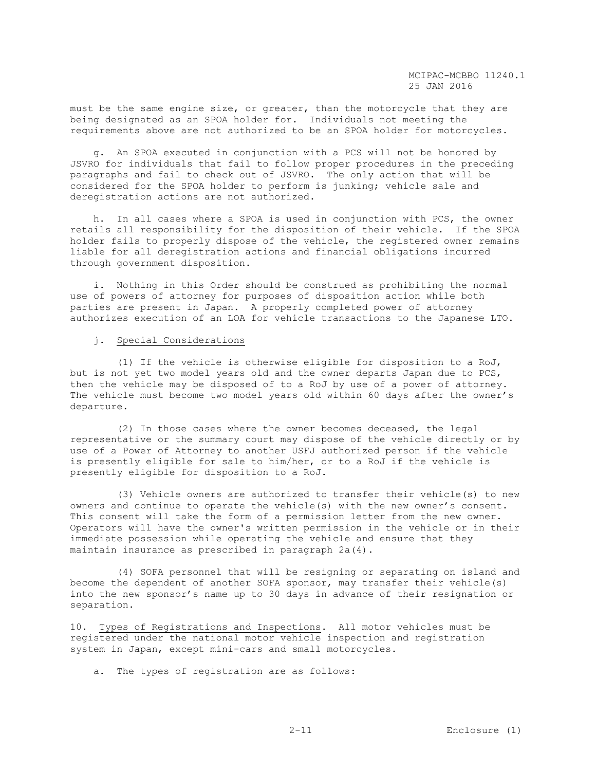must be the same engine size, or greater, than the motorcycle that they are being designated as an SPOA holder for. Individuals not meeting the requirements above are not authorized to be an SPOA holder for motorcycles.

g. An SPOA executed in conjunction with a PCS will not be honored by JSVRO for individuals that fail to follow proper procedures in the preceding paragraphs and fail to check out of JSVRO. The only action that will be considered for the SPOA holder to perform is junking; vehicle sale and deregistration actions are not authorized.

h. In all cases where a SPOA is used in conjunction with PCS, the owner retails all responsibility for the disposition of their vehicle. If the SPOA holder fails to properly dispose of the vehicle, the registered owner remains liable for all deregistration actions and financial obligations incurred through government disposition.

i. Nothing in this Order should be construed as prohibiting the normal use of powers of attorney for purposes of disposition action while both parties are present in Japan. A properly completed power of attorney authorizes execution of an LOA for vehicle transactions to the Japanese LTO.

j. Special Considerations

(1) If the vehicle is otherwise eligible for disposition to a RoJ, but is not yet two model years old and the owner departs Japan due to PCS, then the vehicle may be disposed of to a RoJ by use of a power of attorney. The vehicle must become two model years old within 60 days after the owner's departure.

(2) In those cases where the owner becomes deceased, the legal representative or the summary court may dispose of the vehicle directly or by use of a Power of Attorney to another USFJ authorized person if the vehicle is presently eligible for sale to him/her, or to a RoJ if the vehicle is presently eligible for disposition to a RoJ.

(3) Vehicle owners are authorized to transfer their vehicle(s) to new owners and continue to operate the vehicle(s) with the new owner's consent. This consent will take the form of a permission letter from the new owner. Operators will have the owner's written permission in the vehicle or in their immediate possession while operating the vehicle and ensure that they maintain insurance as prescribed in paragraph 2a(4).

(4) SOFA personnel that will be resigning or separating on island and become the dependent of another SOFA sponsor, may transfer their vehicle(s) into the new sponsor's name up to 30 days in advance of their resignation or separation.

10. Types of Registrations and Inspections. All motor vehicles must be registered under the national motor vehicle inspection and registration system in Japan, except mini-cars and small motorcycles.

a. The types of registration are as follows: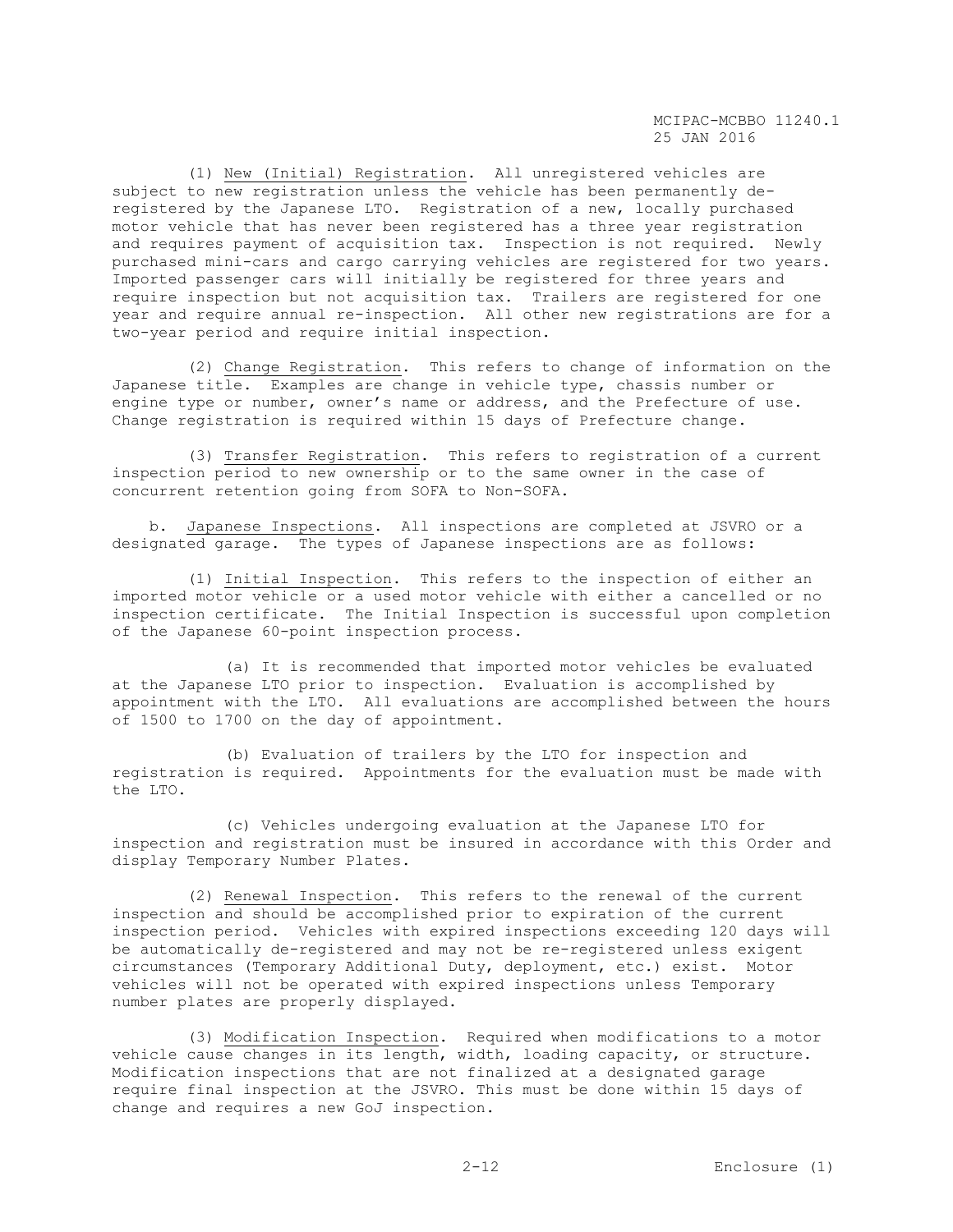(1) New (Initial) Registration. All unregistered vehicles are subject to new registration unless the vehicle has been permanently de-registered by the Japanese LTO. Registration of a new, locally purchased motor vehicle that has never been registered has a three year registration and requires payment of acquisition tax. Inspection is not required. Newly purchased mini-cars and cargo carrying vehicles are registered for two years. Imported passenger cars will initially be registered for three years and require inspection but not acquisition tax. Trailers are registered for one year and require annual re-inspection. All other new registrations are for a two-year period and require initial inspection.

(2) Change Registration. This refers to change of information on the Japanese title. Examples are change in vehicle type, chassis number or engine type or number, owner's name or address, and the Prefecture of use. Change registration is required within 15 days of Prefecture change.

(3) Transfer Registration. This refers to registration of a current inspection period to new ownership or to the same owner in the case of concurrent retention going from SOFA to Non-SOFA.

b. Japanese Inspections. All inspections are completed at JSVRO or a designated garage. The types of Japanese inspections are as follows:

(1) Initial Inspection. This refers to the inspection of either an imported motor vehicle or a used motor vehicle with either a cancelled or no inspection certificate. The Initial Inspection is successful upon completion of the Japanese 60-point inspection process.

(a) It is recommended that imported motor vehicles be evaluated at the Japanese LTO prior to inspection. Evaluation is accomplished by appointment with the LTO. All evaluations are accomplished between the hours of 1500 to 1700 on the day of appointment.

(b) Evaluation of trailers by the LTO for inspection and registration is required. Appointments for the evaluation must be made with the LTO.

(c) Vehicles undergoing evaluation at the Japanese LTO for inspection and registration must be insured in accordance with this Order and display Temporary Number Plates.

(2) Renewal Inspection. This refers to the renewal of the current inspection and should be accomplished prior to expiration of the current inspection period. Vehicles with expired inspections exceeding 120 days will be automatically de-registered and may not be re-registered unless exigent circumstances (Temporary Additional Duty, deployment, etc.) exist. Motor vehicles will not be operated with expired inspections unless Temporary number plates are properly displayed.

(3) Modification Inspection. Required when modifications to a motor vehicle cause changes in its length, width, loading capacity, or structure. Modification inspections that are not finalized at a designated garage require final inspection at the JSVRO. This must be done within 15 days of change and requires a new GoJ inspection.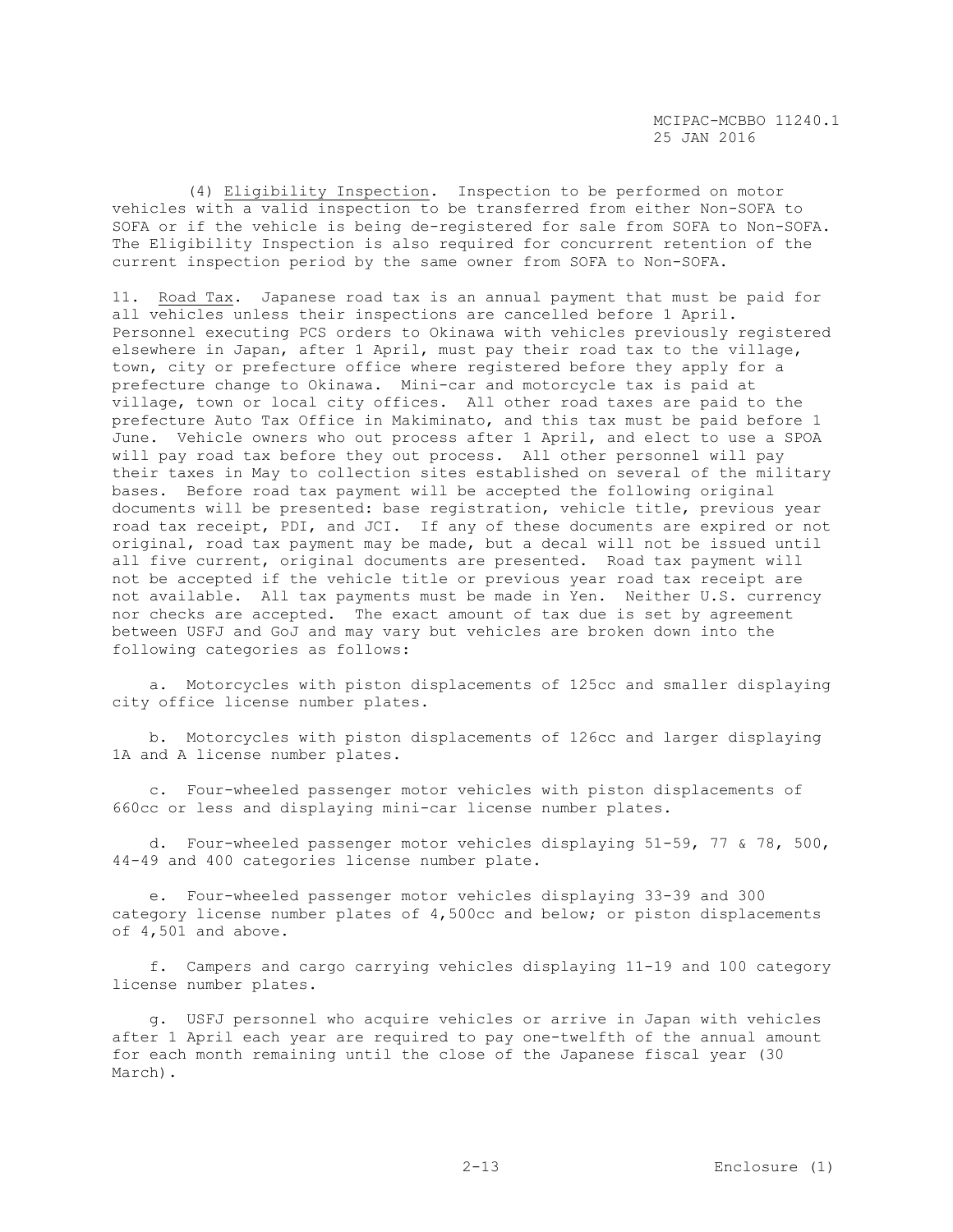(4) Eligibility Inspection. Inspection to be performed on motor vehicles with a valid inspection to be transferred from either Non-SOFA to SOFA or if the vehicle is being de-registered for sale from SOFA to Non-SOFA. The Eligibility Inspection is also required for concurrent retention of the current inspection period by the same owner from SOFA to Non-SOFA.

11. Road Tax. Japanese road tax is an annual payment that must be paid for all vehicles unless their inspections are cancelled before 1 April. Personnel executing PCS orders to Okinawa with vehicles previously registered elsewhere in Japan, after 1 April, must pay their road tax to the village, town, city or prefecture office where registered before they apply for a prefecture change to Okinawa. Mini-car and motorcycle tax is paid at village, town or local city offices. All other road taxes are paid to the prefecture Auto Tax Office in Makiminato, and this tax must be paid before 1 June. Vehicle owners who out process after 1 April, and elect to use a SPOA will pay road tax before they out process. All other personnel will pay their taxes in May to collection sites established on several of the military bases. Before road tax payment will be accepted the following original documents will be presented: base registration, vehicle title, previous year road tax receipt, PDI, and JCI. If any of these documents are expired or not original, road tax payment may be made, but a decal will not be issued until all five current, original documents are presented. Road tax payment will not be accepted if the vehicle title or previous year road tax receipt are not available. All tax payments must be made in Yen. Neither U.S. currency nor checks are accepted. The exact amount of tax due is set by agreement between USFJ and GoJ and may vary but vehicles are broken down into the following categories as follows:

a. Motorcycles with piston displacements of 125cc and smaller displaying city office license number plates.

b. Motorcycles with piston displacements of 126cc and larger displaying 1A and A license number plates.

c. Four-wheeled passenger motor vehicles with piston displacements of 660cc or less and displaying mini-car license number plates.

d. Four-wheeled passenger motor vehicles displaying 51-59, 77 & 78, 500, 44-49 and 400 categories license number plate.

e. Four-wheeled passenger motor vehicles displaying 33-39 and 300 category license number plates of 4,500cc and below; or piston displacements of 4,501 and above.

f. Campers and cargo carrying vehicles displaying 11-19 and 100 category license number plates.

g. USFJ personnel who acquire vehicles or arrive in Japan with vehicles after 1 April each year are required to pay one-twelfth of the annual amount for each month remaining until the close of the Japanese fiscal year (30 March).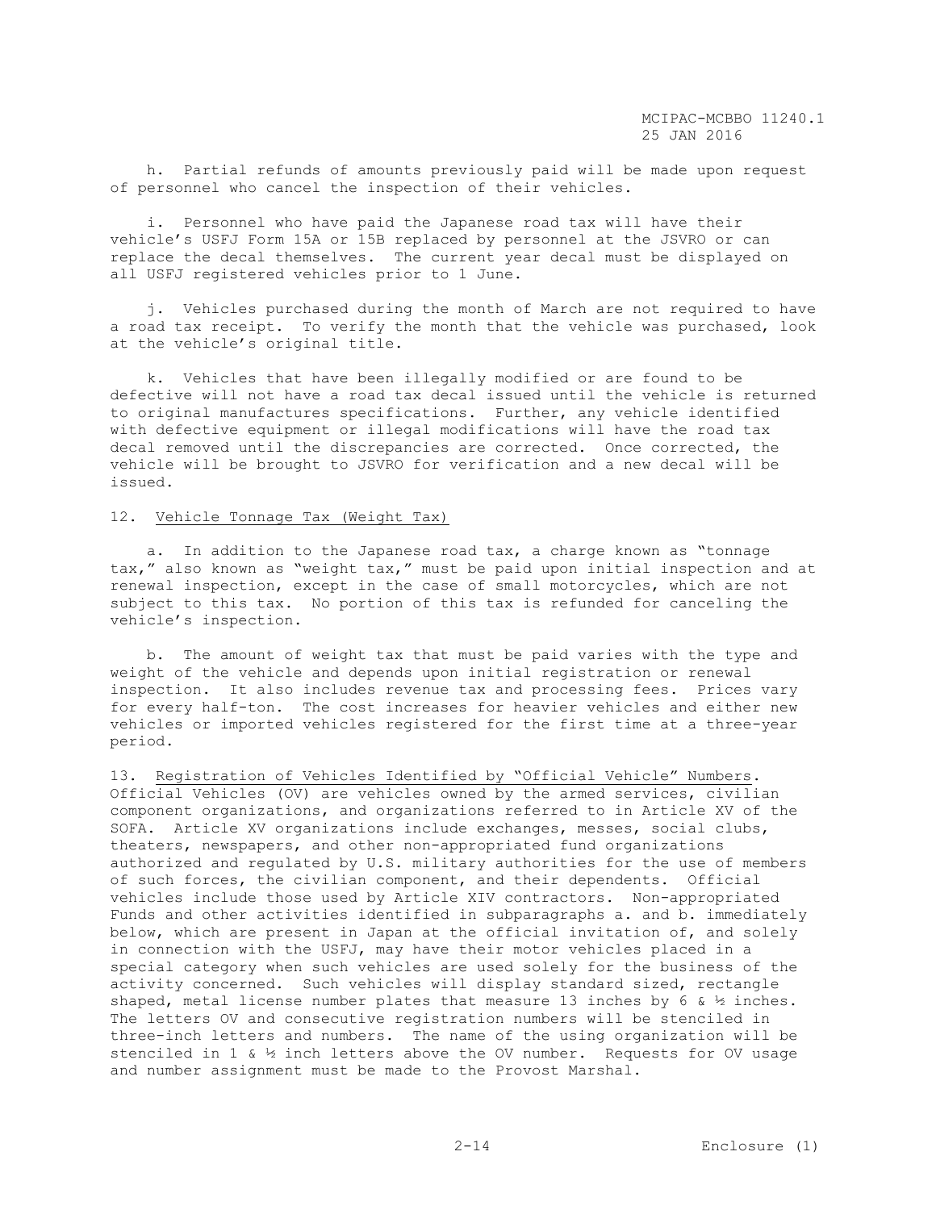h. Partial refunds of amounts previously paid will be made upon request of personnel who cancel the inspection of their vehicles.

i. Personnel who have paid the Japanese road tax will have their vehicle's USFJ Form 15A or 15B replaced by personnel at the JSVRO or can replace the decal themselves. The current year decal must be displayed on all USFJ registered vehicles prior to 1 June.

j. Vehicles purchased during the month of March are not required to have a road tax receipt. To verify the month that the vehicle was purchased, look at the vehicle's original title.

k. Vehicles that have been illegally modified or are found to be defective will not have a road tax decal issued until the vehicle is returned to original manufactures specifications. Further, any vehicle identified with defective equipment or illegal modifications will have the road tax decal removed until the discrepancies are corrected. Once corrected, the vehicle will be brought to JSVRO for verification and a new decal will be issued.

12. <u>Vehicle Tonnage Tax (Weight Tax)</u>

a. In addition to the Japanese road tax, a charge known as "tonnage tax," also known as "weight tax," must be paid upon initial inspection and at renewal inspection, except in the case of small motorcycles, which are not subject to this tax. No portion of this tax is refunded for canceling the vehicle's inspection.

b. The amount of weight tax that must be paid varies with the type and weight of the vehicle and depends upon initial registration or renewal inspection. It also includes revenue tax and processing fees. Prices vary for every half-ton. The cost increases for heavier vehicles and either new vehicles or imported vehicles registered for the first time at a three-year period.

13. <u>Registration of Vehicles Identified by "Official Vehicle" Numbers</u>. Official Vehicles (OV) are vehicles owned by the armed services, civilian component organizations, and organizations referred to in Article XV of the SOFA. Article XV organizations include exchanges, messes, social clubs, theaters, newspapers, and other non-appropriated fund organizations authorized and regulated by U.S. military authorities for the use of members of such forces, the civilian component, and their dependents. Official vehicles include those used by Article XIV contractors. Non-appropriated Funds and other activities identified in subparagraphs a. and b. immediately below, which are present in Japan at the official invitation of, and solely in connection with the USFJ, may have their motor vehicles placed in a special category when such vehicles are used solely for the business of the activity concerned. Such vehicles will display standard sized, rectangle shaped, metal license number plates that measure 13 inches by 6 & ½ inches. The letters OV and consecutive registration numbers will be stenciled in three-inch letters and numbers. The name of the using organization will be stenciled in 1 & ½ inch letters above the OV number. Requests for OV usage and number assignment must be made to the Provost Marshal.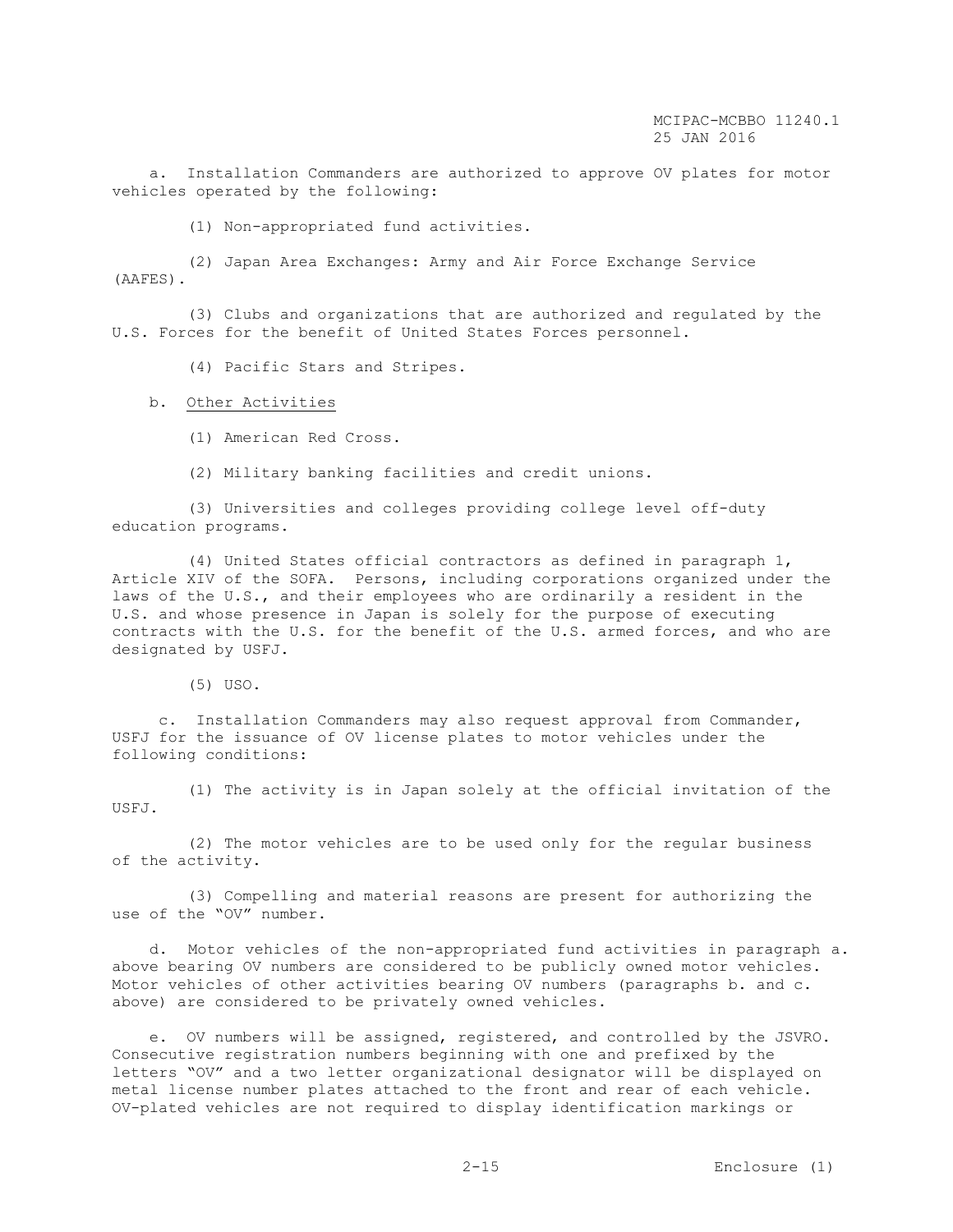a. Installation Commanders are authorized to approve OV plates for motor vehicles operated by the following:

(1) Non-appropriated fund activities.

(2) Japan Area Exchanges: Army and Air Force Exchange Service (AAFES).

(3) Clubs and organizations that are authorized and regulated by the U.S. Forces for the benefit of United States Forces personnel.

(4) Pacific Stars and Stripes.

b. Other Activities

(1) American Red Cross.

(2) Military banking facilities and credit unions.

(3) Universities and colleges providing college level off-duty education programs.

(4) United States official contractors as defined in paragraph 1, Article XIV of the SOFA. Persons, including corporations organized under the laws of the U.S., and their employees who are ordinarily a resident in the U.S. and whose presence in Japan is solely for the purpose of executing contracts with the U.S. for the benefit of the U.S. armed forces, and who are designated by USFJ.

(5) USO.

c. Installation Commanders may also request approval from Commander, USFJ for the issuance of OV license plates to motor vehicles under the following conditions:

(1) The activity is in Japan solely at the official invitation of the USFJ.

(2) The motor vehicles are to be used only for the regular business of the activity.

(3) Compelling and material reasons are present for authorizing the use of the "OV" number.

d. Motor vehicles of the non-appropriated fund activities in paragraph a. above bearing OV numbers are considered to be publicly owned motor vehicles. Motor vehicles of other activities bearing OV numbers (paragraphs b. and c. above) are considered to be privately owned vehicles.

e. OV numbers will be assigned, registered, and controlled by the JSVRO. Consecutive registration numbers beginning with one and prefixed by the letters "OV" and a two letter organizational designator will be displayed on metal license number plates attached to the front and rear of each vehicle. OV-plated vehicles are not required to display identification markings or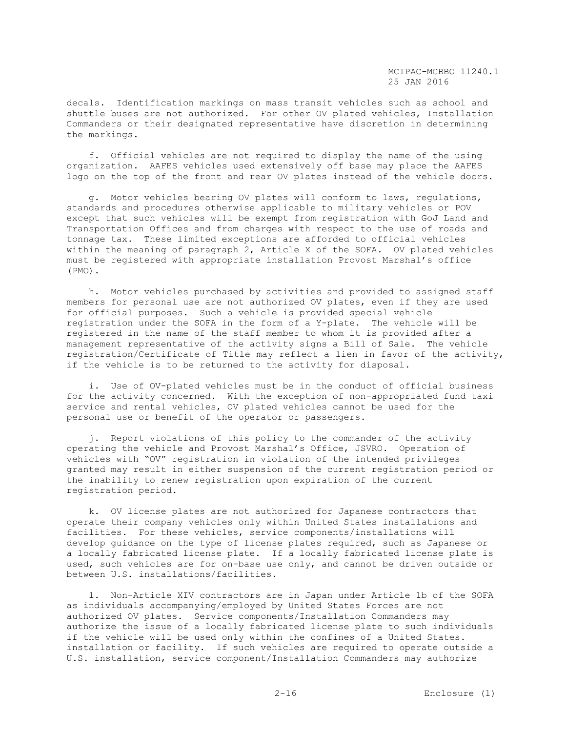decals. Identification markings on mass transit vehicles such as school and shuttle buses are not authorized. For other OV plated vehicles, Installation Commanders or their designated representative have discretion in determining the markings.

f. Official vehicles are not required to display the name of the using organization. AAFES vehicles used extensively off base may place the AAFES logo on the top of the front and rear OV plates instead of the vehicle doors.

g. Motor vehicles bearing OV plates will conform to laws, regulations, standards and procedures otherwise applicable to military vehicles or POV except that such vehicles will be exempt from registration with GoJ Land and Transportation Offices and from charges with respect to the use of roads and tonnage tax. These limited exceptions are afforded to official vehicles within the meaning of paragraph 2, Article X of the SOFA. OV plated vehicles must be registered with appropriate installation Provost Marshal's office (PMO).

h. Motor vehicles purchased by activities and provided to assigned staff members for personal use are not authorized OV plates, even if they are used for official purposes. Such a vehicle is provided special vehicle registration under the SOFA in the form of a Y-plate. The vehicle will be registered in the name of the staff member to whom it is provided after a management representative of the activity signs a Bill of Sale. The vehicle registration/Certificate of Title may reflect a lien in favor of the activity, if the vehicle is to be returned to the activity for disposal.

i. Use of OV-plated vehicles must be in the conduct of official business for the activity concerned. With the exception of non-appropriated fund taxi service and rental vehicles, OV plated vehicles cannot be used for the personal use or benefit of the operator or passengers.

j. Report violations of this policy to the commander of the activity operating the vehicle and Provost Marshal's Office, JSVRO. Operation of vehicles with "OV" registration in violation of the intended privileges granted may result in either suspension of the current registration period or the inability to renew registration upon expiration of the current registration period.

k. OV license plates are not authorized for Japanese contractors that operate their company vehicles only within United States installations and facilities. For these vehicles, service components/installations will develop guidance on the type of license plates required, such as Japanese or a locally fabricated license plate. If a locally fabricated license plate is used, such vehicles are for on-base use only, and cannot be driven outside or between U.S. installations/facilities.

l. Non-Article XIV contractors are in Japan under Article 1b of the SOFA as individuals accompanying/employed by United States Forces are not authorized OV plates. Service components/Installation Commanders may authorize the issue of a locally fabricated license plate to such individuals if the vehicle will be used only within the confines of a United States. installation or facility. If such vehicles are required to operate outside a U.S. installation, service component/Installation Commanders may authorize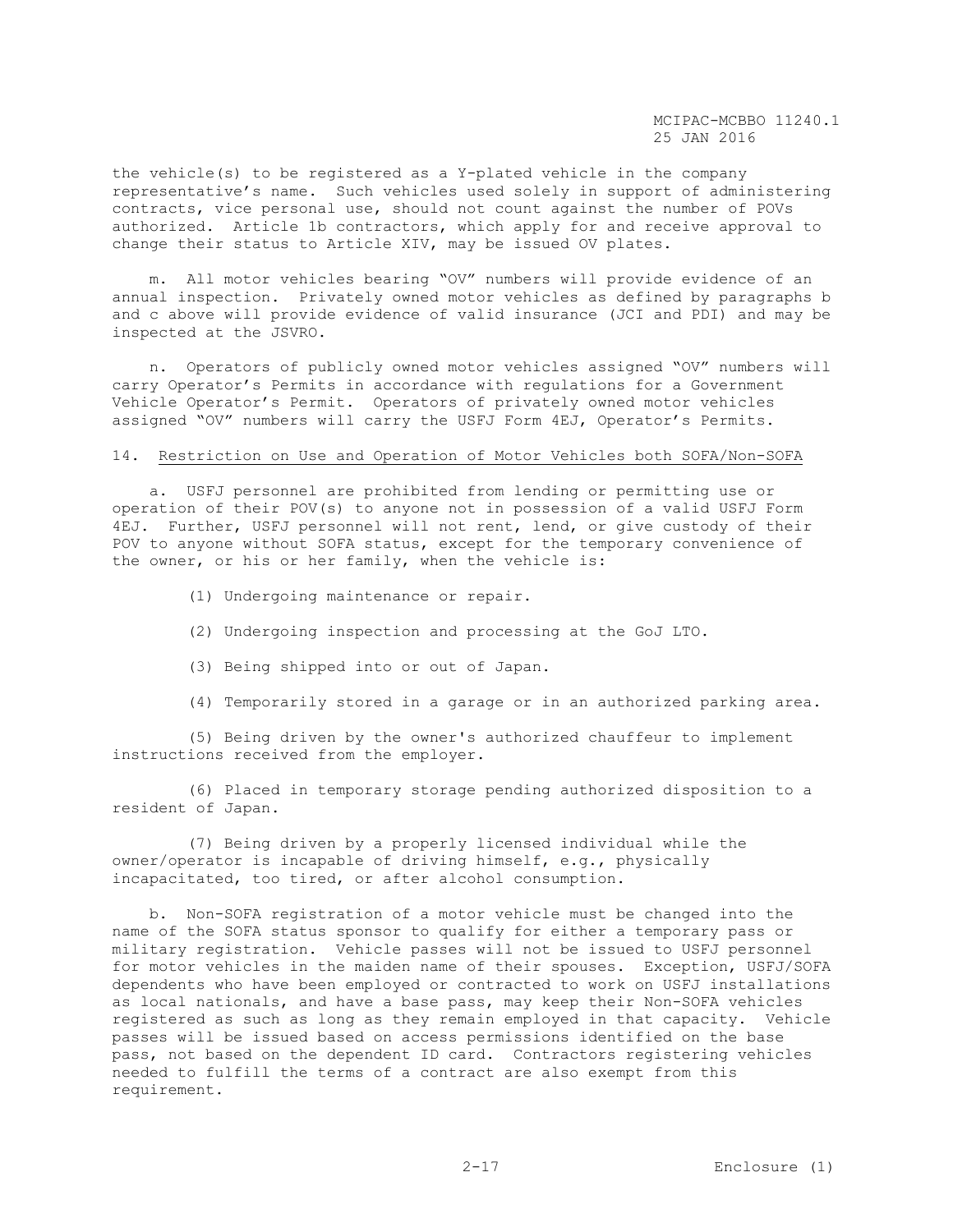the vehicle(s) to be registered as a Y-plated vehicle in the company representative's name. Such vehicles used solely in support of administering contracts, vice personal use, should not count against the number of POVs authorized. Article 1b contractors, which apply for and receive approval to change their status to Article XIV, may be issued OV plates.

m. All motor vehicles bearing "OV" numbers will provide evidence of an annual inspection. Privately owned motor vehicles as defined by paragraphs b and c above will provide evidence of valid insurance (JCI and PDI) and may be inspected at the JSVRO.

n. Operators of publicly owned motor vehicles assigned "OV" numbers will carry Operator's Permits in accordance with regulations for a Government Vehicle Operator's Permit. Operators of privately owned motor vehicles assigned "OV" numbers will carry the USFJ Form 4EJ, Operator's Permits.

14. <u>Restriction on Use and Operation of Motor Vehicles both SOFA/Non-SOFA</u>

a. USFJ personnel are prohibited from lending or permitting use or operation of their POV(s) to anyone not in possession of a valid USFJ Form 4EJ. Further, USFJ personnel will not rent, lend, or give custody of their POV to anyone without SOFA status, except for the temporary convenience of the owner, or his or her family, when the vehicle is:

(1) Undergoing maintenance or repair.

(2) Undergoing inspection and processing at the GoJ LTO.

(3) Being shipped into or out of Japan.

(4) Temporarily stored in a garage or in an authorized parking area.

(5) Being driven by the owner's authorized chauffeur to implement instructions received from the employer.

(6) Placed in temporary storage pending authorized disposition to a resident of Japan.

(7) Being driven by a properly licensed individual while the owner/operator is incapable of driving himself, e.g., physically incapacitated, too tired, or after alcohol consumption.

b. Non-SOFA registration of a motor vehicle must be changed into the name of the SOFA status sponsor to qualify for either a temporary pass or military registration. Vehicle passes will not be issued to USFJ personnel for motor vehicles in the maiden name of their spouses. Exception, USFJ/SOFA dependents who have been employed or contracted to work on USFJ installations as local nationals, and have a base pass, may keep their Non-SOFA vehicles registered as such as long as they remain employed in that capacity. Vehicle passes will be issued based on access permissions identified on the base pass, not based on the dependent ID card. Contractors registering vehicles needed to fulfill the terms of a contract are also exempt from this requirement.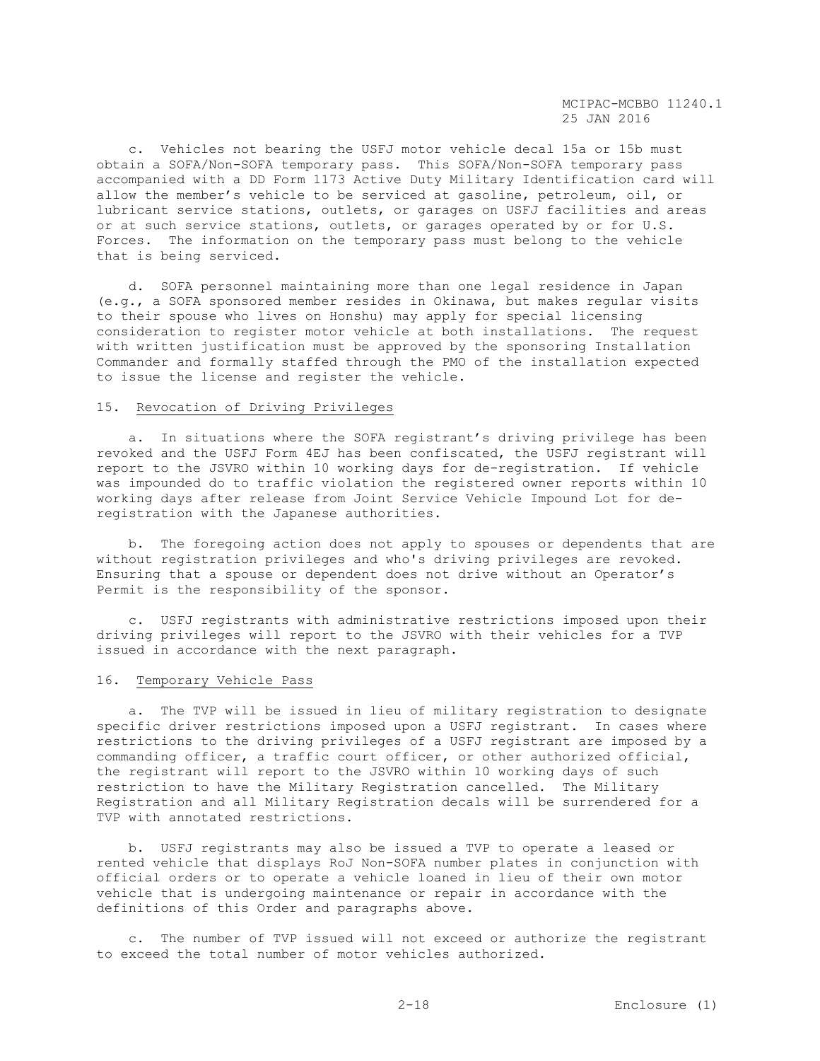c. Vehicles not bearing the USFJ motor vehicle decal 15a or 15b must obtain a SOFA/Non-SOFA temporary pass. This SOFA/Non-SOFA temporary pass accompanied with a DD Form 1173 Active Duty Military Identification card will allow the member's vehicle to be serviced at gasoline, petroleum, oil, or lubricant service stations, outlets, or garages on USFJ facilities and areas or at such service stations, outlets, or garages operated by or for U.S. Forces. The information on the temporary pass must belong to the vehicle that is being serviced.

d. SOFA personnel maintaining more than one legal residence in Japan (e.g., a SOFA sponsored member resides in Okinawa, but makes regular visits to their spouse who lives on Honshu) may apply for special licensing consideration to register motor vehicle at both installations. The request with written justification must be approved by the sponsoring Installation Commander and formally staffed through the PMO of the installation expected to issue the license and register the vehicle.

15. Revocation of Driving Privileges

a. In situations where the SOFA registrant's driving privilege has been revoked and the USFJ Form 4EJ has been confiscated, the USFJ registrant will report to the JSVRO within 10 working days for de-registration. If vehicle was impounded do to traffic violation the registered owner reports within 10 working days after release from Joint Service Vehicle Impound Lot for de-registration with the Japanese authorities.

b. The foregoing action does not apply to spouses or dependents that are without registration privileges and who's driving privileges are revoked. Ensuring that a spouse or dependent does not drive without an Operator's Permit is the responsibility of the sponsor.

c. USFJ registrants with administrative restrictions imposed upon their driving privileges will report to the JSVRO with their vehicles for a TVP issued in accordance with the next paragraph.

16. Temporary Vehicle Pass

a. The TVP will be issued in lieu of military registration to designate specific driver restrictions imposed upon a USFJ registrant. In cases where restrictions to the driving privileges of a USFJ registrant are imposed by a commanding officer, a traffic court officer, or other authorized official, the registrant will report to the JSVRO within 10 working days of such restriction to have the Military Registration cancelled. The Military Registration and all Military Registration decals will be surrendered for a TVP with annotated restrictions.

b. USFJ registrants may also be issued a TVP to operate a leased or rented vehicle that displays RoJ Non-SOFA number plates in conjunction with official orders or to operate a vehicle loaned in lieu of their own motor vehicle that is undergoing maintenance or repair in accordance with the definitions of this Order and paragraphs above.

c. The number of TVP issued will not exceed or authorize the registrant to exceed the total number of motor vehicles authorized.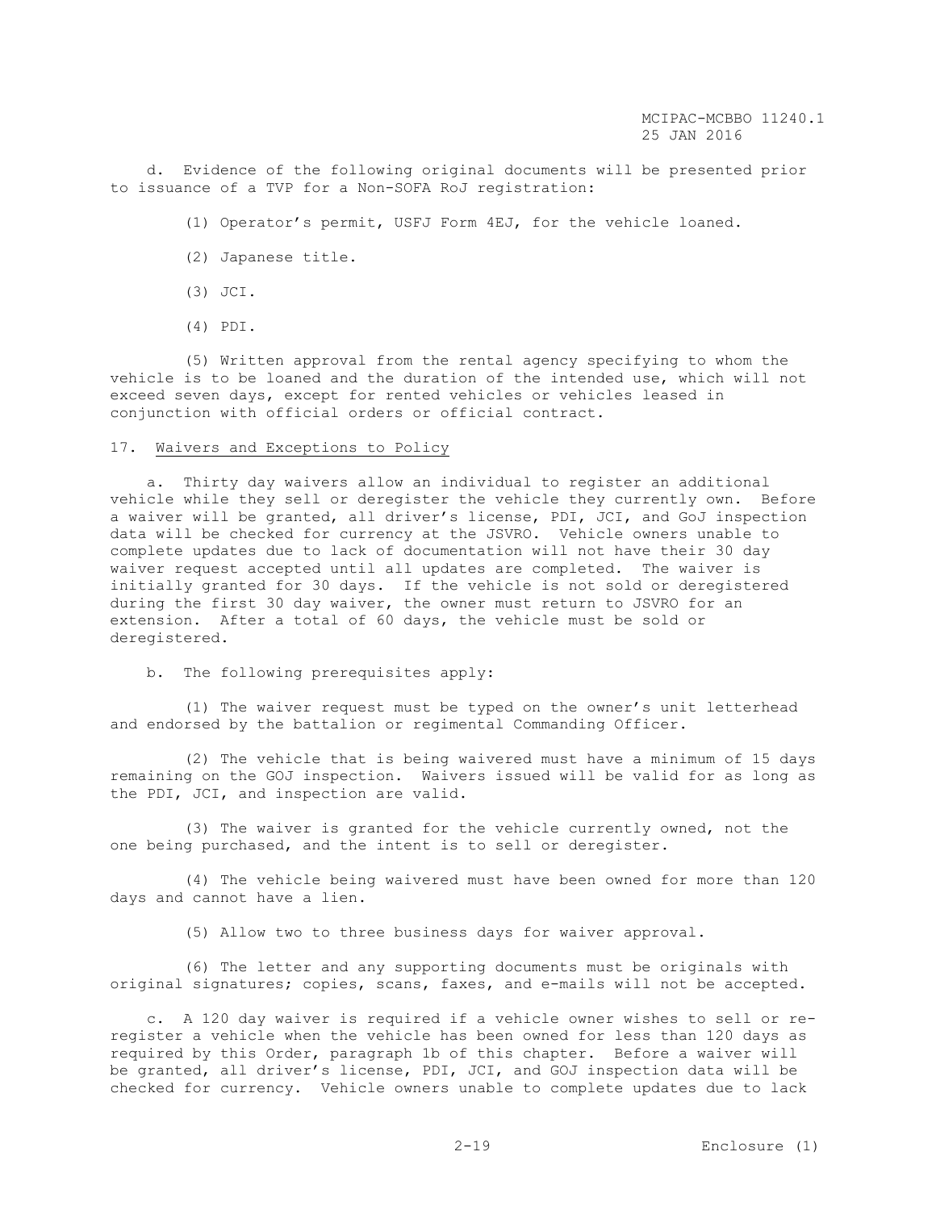d. Evidence of the following original documents will be presented prior to issuance of a TVP for a Non-SOFA RoJ registration:

(1) Operator's permit, USFJ Form 4EJ, for the vehicle loaned.

(2) Japanese title.

(3) JCI.

(4) PDI.

(5) Written approval from the rental agency specifying to whom the vehicle is to be loaned and the duration of the intended use, which will not exceed seven days, except for rented vehicles or vehicles leased in conjunction with official orders or official contract.

17. Waivers and Exceptions to Policy

a. Thirty day waivers allow an individual to register an additional vehicle while they sell or deregister the vehicle they currently own. Before a waiver will be granted, all driver's license, PDI, JCI, and GoJ inspection data will be checked for currency at the JSVRO. Vehicle owners unable to complete updates due to lack of documentation will not have their 30 day waiver request accepted until all updates are completed. The waiver is initially granted for 30 days. If the vehicle is not sold or deregistered during the first 30 day waiver, the owner must return to JSVRO for an extension. After a total of 60 days, the vehicle must be sold or deregistered.

b. The following prerequisites apply:

(1) The waiver request must be typed on the owner's unit letterhead and endorsed by the battalion or regimental Commanding Officer.

(2) The vehicle that is being waivered must have a minimum of 15 days remaining on the GOJ inspection. Waivers issued will be valid for as long as the PDI, JCI, and inspection are valid.

(3) The waiver is granted for the vehicle currently owned, not the one being purchased, and the intent is to sell or deregister.

(4) The vehicle being waivered must have been owned for more than 120 days and cannot have a lien.

(5) Allow two to three business days for waiver approval.

(6) The letter and any supporting documents must be originals with original signatures; copies, scans, faxes, and e-mails will not be accepted.

c. A 120 day waiver is required if a vehicle owner wishes to sell or re-register a vehicle when the vehicle has been owned for less than 120 days as required by this Order, paragraph 1b of this chapter. Before a waiver will be granted, all driver's license, PDI, JCI, and GOJ inspection data will be checked for currency. Vehicle owners unable to complete updates due to lack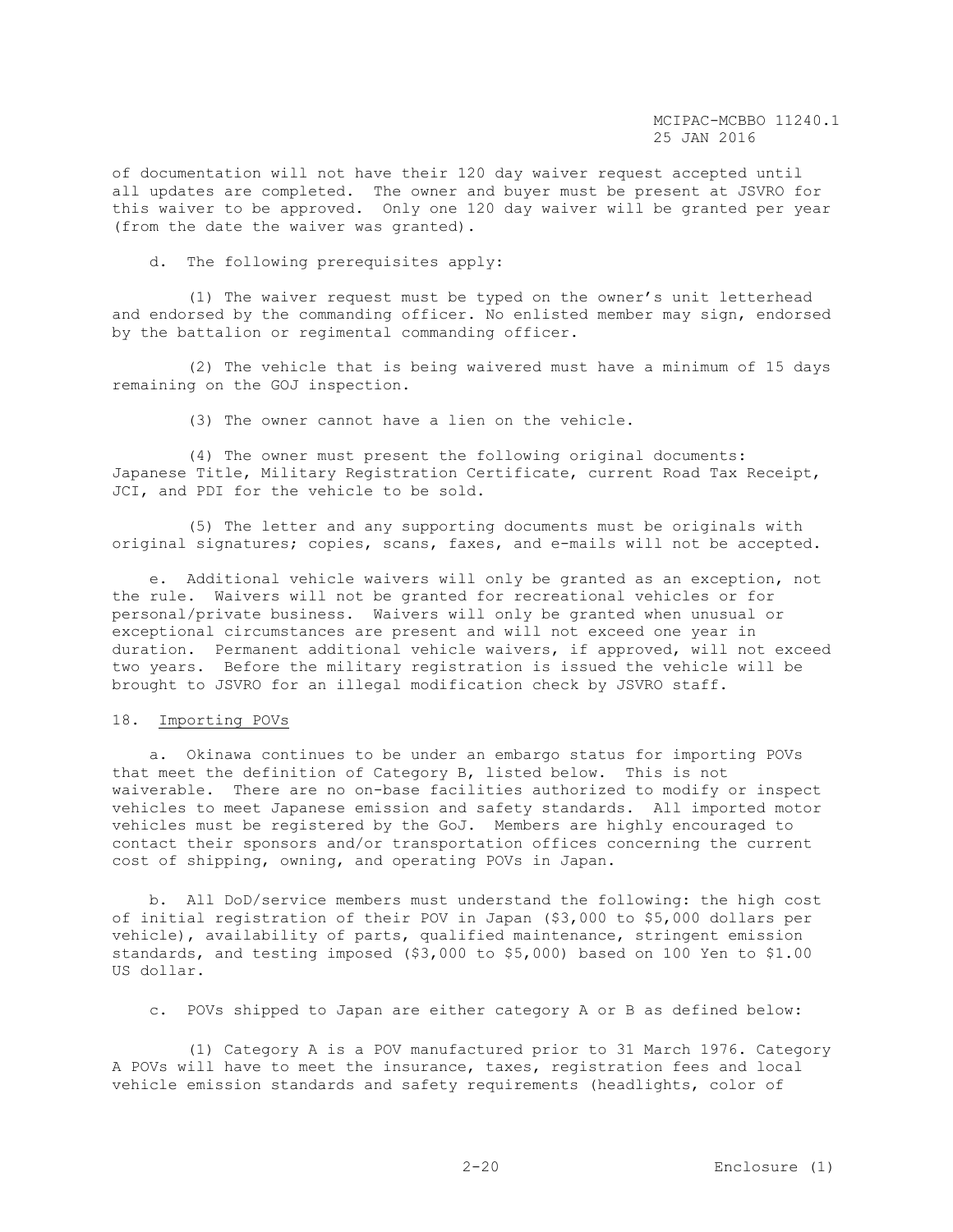of documentation will not have their 120 day waiver request accepted until all updates are completed. The owner and buyer must be present at JSVRO for this waiver to be approved. Only one 120 day waiver will be granted per year (from the date the waiver was granted).

d. The following prerequisites apply:

(1) The waiver request must be typed on the owner's unit letterhead and endorsed by the commanding officer. No enlisted member may sign, endorsed by the battalion or regimental commanding officer.

(2) The vehicle that is being waivered must have a minimum of 15 days remaining on the GOJ inspection.

(3) The owner cannot have a lien on the vehicle.

(4) The owner must present the following original documents: Japanese Title, Military Registration Certificate, current Road Tax Receipt, JCI, and PDI for the vehicle to be sold.

(5) The letter and any supporting documents must be originals with original signatures; copies, scans, faxes, and e-mails will not be accepted.

e. Additional vehicle waivers will only be granted as an exception, not the rule. Waivers will not be granted for recreational vehicles or for personal/private business. Waivers will only be granted when unusual or exceptional circumstances are present and will not exceed one year in duration. Permanent additional vehicle waivers, if approved, will not exceed two years. Before the military registration is issued the vehicle will be brought to JSVRO for an illegal modification check by JSVRO staff.

18. Importing POVs

a. Okinawa continues to be under an embargo status for importing POVs that meet the definition of Category B, listed below. This is not waiverable. There are no on-base facilities authorized to modify or inspect vehicles to meet Japanese emission and safety standards. All imported motor vehicles must be registered by the GoJ. Members are highly encouraged to contact their sponsors and/or transportation offices concerning the current cost of shipping, owning, and operating POVs in Japan.

b. All DoD/service members must understand the following: the high cost of initial registration of their POV in Japan ($3,000 to $5,000 dollars per vehicle), availability of parts, qualified maintenance, stringent emission standards, and testing imposed ($3,000 to $5,000) based on 100 Yen to $1.00 US dollar.

c. POVs shipped to Japan are either category A or B as defined below:

(1) Category A is a POV manufactured prior to 31 March 1976. Category A POVs will have to meet the insurance, taxes, registration fees and local vehicle emission standards and safety requirements (headlights, color of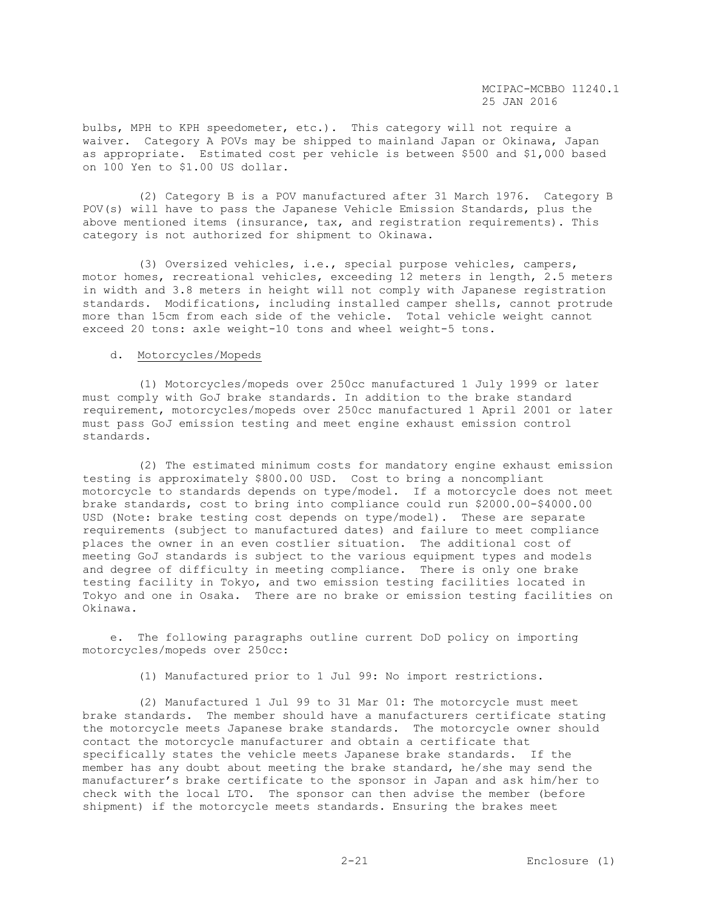bulbs, MPH to KPH speedometer, etc.). This category will not require a waiver. Category A POVs may be shipped to mainland Japan or Okinawa, Japan as appropriate. Estimated cost per vehicle is between $500 and $1,000 based on 100 Yen to $1.00 US dollar.

(2) Category B is a POV manufactured after 31 March 1976. Category B POV(s) will have to pass the Japanese Vehicle Emission Standards, plus the above mentioned items (insurance, tax, and registration requirements). This category is not authorized for shipment to Okinawa.

(3) Oversized vehicles, i.e., special purpose vehicles, campers, motor homes, recreational vehicles, exceeding 12 meters in length, 2.5 meters in width and 3.8 meters in height will not comply with Japanese registration standards. Modifications, including installed camper shells, cannot protrude more than 15cm from each side of the vehicle. Total vehicle weight cannot exceed 20 tons: axle weight-10 tons and wheel weight-5 tons.

d. Motorcycles/Mopeds

(1) Motorcycles/mopeds over 250cc manufactured 1 July 1999 or later must comply with GoJ brake standards. In addition to the brake standard requirement, motorcycles/mopeds over 250cc manufactured 1 April 2001 or later must pass GoJ emission testing and meet engine exhaust emission control standards.

(2) The estimated minimum costs for mandatory engine exhaust emission testing is approximately $800.00 USD. Cost to bring a noncompliant motorcycle to standards depends on type/model. If a motorcycle does not meet brake standards, cost to bring into compliance could run $2000.00-$4000.00 USD (Note: brake testing cost depends on type/model). These are separate requirements (subject to manufactured dates) and failure to meet compliance places the owner in an even costlier situation. The additional cost of meeting GoJ standards is subject to the various equipment types and models and degree of difficulty in meeting compliance. There is only one brake testing facility in Tokyo, and two emission testing facilities located in Tokyo and one in Osaka. There are no brake or emission testing facilities on Okinawa.

e. The following paragraphs outline current DoD policy on importing motorcycles/mopeds over 250cc:

(1) Manufactured prior to 1 Jul 99: No import restrictions.

(2) Manufactured 1 Jul 99 to 31 Mar 01: The motorcycle must meet brake standards. The member should have a manufacturers certificate stating the motorcycle meets Japanese brake standards. The motorcycle owner should contact the motorcycle manufacturer and obtain a certificate that specifically states the vehicle meets Japanese brake standards. If the member has any doubt about meeting the brake standard, he/she may send the manufacturer's brake certificate to the sponsor in Japan and ask him/her to check with the local LTO. The sponsor can then advise the member (before shipment) if the motorcycle meets standards. Ensuring the brakes meet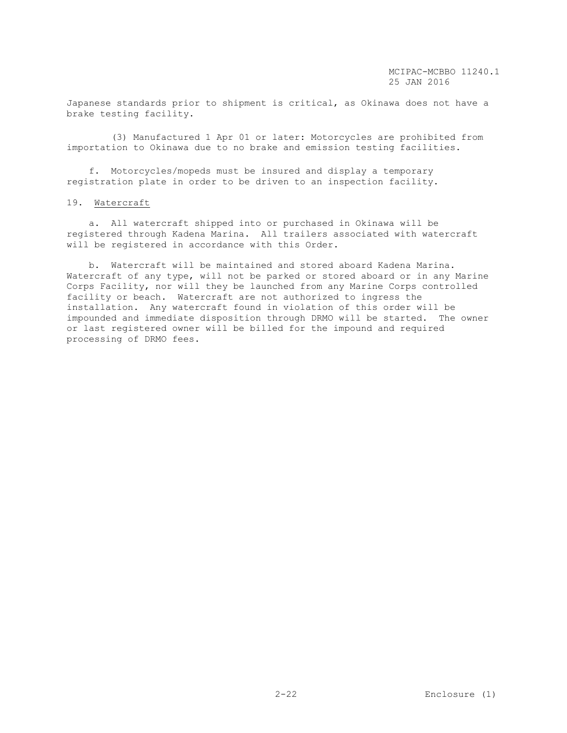Japanese standards prior to shipment is critical, as Okinawa does not have a brake testing facility.

(3) Manufactured 1 Apr 01 or later: Motorcycles are prohibited from importation to Okinawa due to no brake and emission testing facilities.

f. Motorcycles/mopeds must be insured and display a temporary registration plate in order to be driven to an inspection facility.

19. Watercraft

a. All watercraft shipped into or purchased in Okinawa will be registered through Kadena Marina. All trailers associated with watercraft will be registered in accordance with this Order.

b. Watercraft will be maintained and stored aboard Kadena Marina. Watercraft of any type, will not be parked or stored aboard or in any Marine Corps Facility, nor will they be launched from any Marine Corps controlled facility or beach. Watercraft are not authorized to ingress the installation. Any watercraft found in violation of this order will be impounded and immediate disposition through DRMO will be started. The owner or last registered owner will be billed for the impound and required processing of DRMO fees.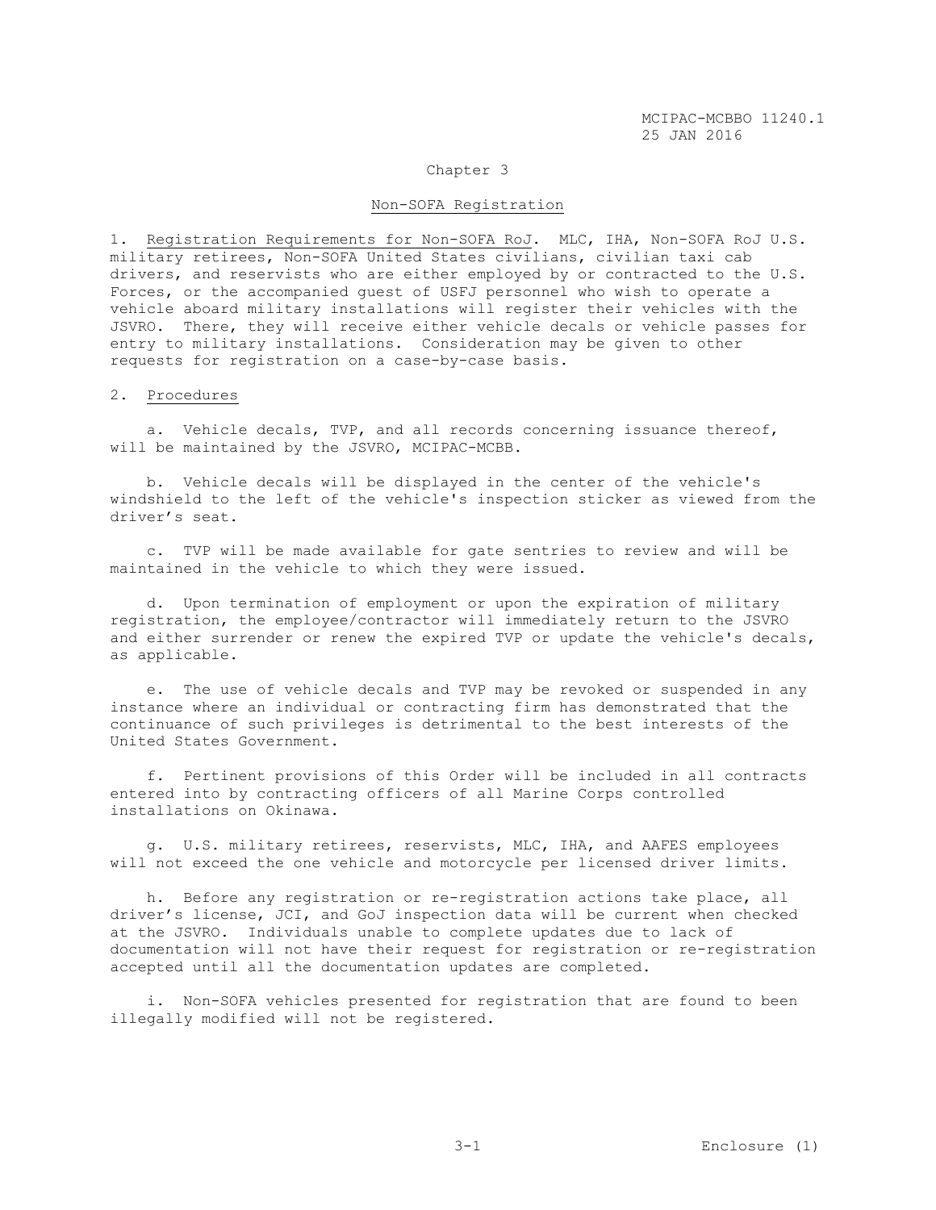Chapter 3

## Non-SOFA Registration

1. Registration Requirements for Non-SOFA RoJ. MLC, IHA, Non-SOFA RoJ U.S. military retirees, Non-SOFA United States civilians, civilian taxi cab drivers, and reservists who are either employed by or contracted to the U.S. Forces, or the accompanied guest of USFJ personnel who wish to operate a vehicle aboard military installations will register their vehicles with the JSVRO. There, they will receive either vehicle decals or vehicle passes for entry to military installations. Consideration may be given to other requests for registration on a case-by-case basis.

2. Procedures

a. Vehicle decals, TVP, and all records concerning issuance thereof, will be maintained by the JSVRO, MCIPAC-MCBB.

b. Vehicle decals will be displayed in the center of the vehicle's windshield to the left of the vehicle's inspection sticker as viewed from the driver's seat.

c. TVP will be made available for gate sentries to review and will be maintained in the vehicle to which they were issued.

d. Upon termination of employment or upon the expiration of military registration, the employee/contractor will immediately return to the JSVRO and either surrender or renew the expired TVP or update the vehicle's decals, as applicable.

e. The use of vehicle decals and TVP may be revoked or suspended in any instance where an individual or contracting firm has demonstrated that the continuance of such privileges is detrimental to the best interests of the United States Government.

f. Pertinent provisions of this Order will be included in all contracts entered into by contracting officers of all Marine Corps controlled installations on Okinawa.

g. U.S. military retirees, reservists, MLC, IHA, and AAFES employees will not exceed the one vehicle and motorcycle per licensed driver limits.

h. Before any registration or re-registration actions take place, all driver's license, JCI, and GoJ inspection data will be current when checked at the JSVRO. Individuals unable to complete updates due to lack of documentation will not have their request for registration or re-registration accepted until all the documentation updates are completed.

i. Non-SOFA vehicles presented for registration that are found to been illegally modified will not be registered.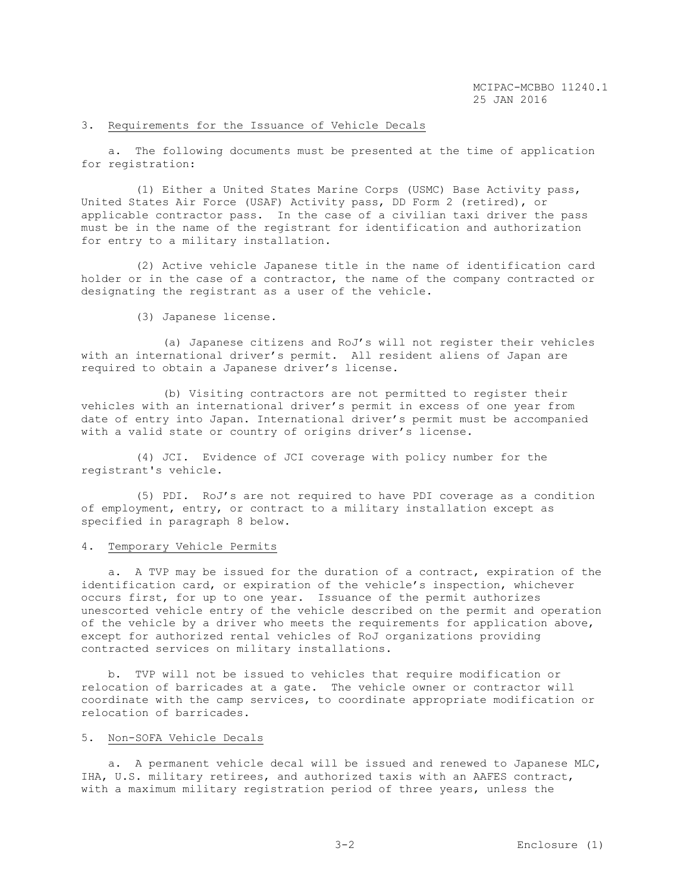3. Requirements for the Issuance of Vehicle Decals

a. The following documents must be presented at the time of application for registration:

(1) Either a United States Marine Corps (USMC) Base Activity pass, United States Air Force (USAF) Activity pass, DD Form 2 (retired), or applicable contractor pass. In the case of a civilian taxi driver the pass must be in the name of the registrant for identification and authorization for entry to a military installation.

(2) Active vehicle Japanese title in the name of identification card holder or in the case of a contractor, the name of the company contracted or designating the registrant as a user of the vehicle.

(3) Japanese license.

(a) Japanese citizens and RoJ's will not register their vehicles with an international driver's permit. All resident aliens of Japan are required to obtain a Japanese driver's license.

(b) Visiting contractors are not permitted to register their vehicles with an international driver's permit in excess of one year from date of entry into Japan. International driver's permit must be accompanied with a valid state or country of origins driver's license.

(4) JCI. Evidence of JCI coverage with policy number for the registrant's vehicle.

(5) PDI. RoJ's are not required to have PDI coverage as a condition of employment, entry, or contract to a military installation except as specified in paragraph 8 below.

4. Temporary Vehicle Permits

a. A TVP may be issued for the duration of a contract, expiration of the identification card, or expiration of the vehicle's inspection, whichever occurs first, for up to one year. Issuance of the permit authorizes unescorted vehicle entry of the vehicle described on the permit and operation of the vehicle by a driver who meets the requirements for application above, except for authorized rental vehicles of RoJ organizations providing contracted services on military installations.

b. TVP will not be issued to vehicles that require modification or relocation of barricades at a gate. The vehicle owner or contractor will coordinate with the camp services, to coordinate appropriate modification or relocation of barricades.

5. Non-SOFA Vehicle Decals

a. A permanent vehicle decal will be issued and renewed to Japanese MLC, IHA, U.S. military retirees, and authorized taxis with an AAFES contract, with a maximum military registration period of three years, unless the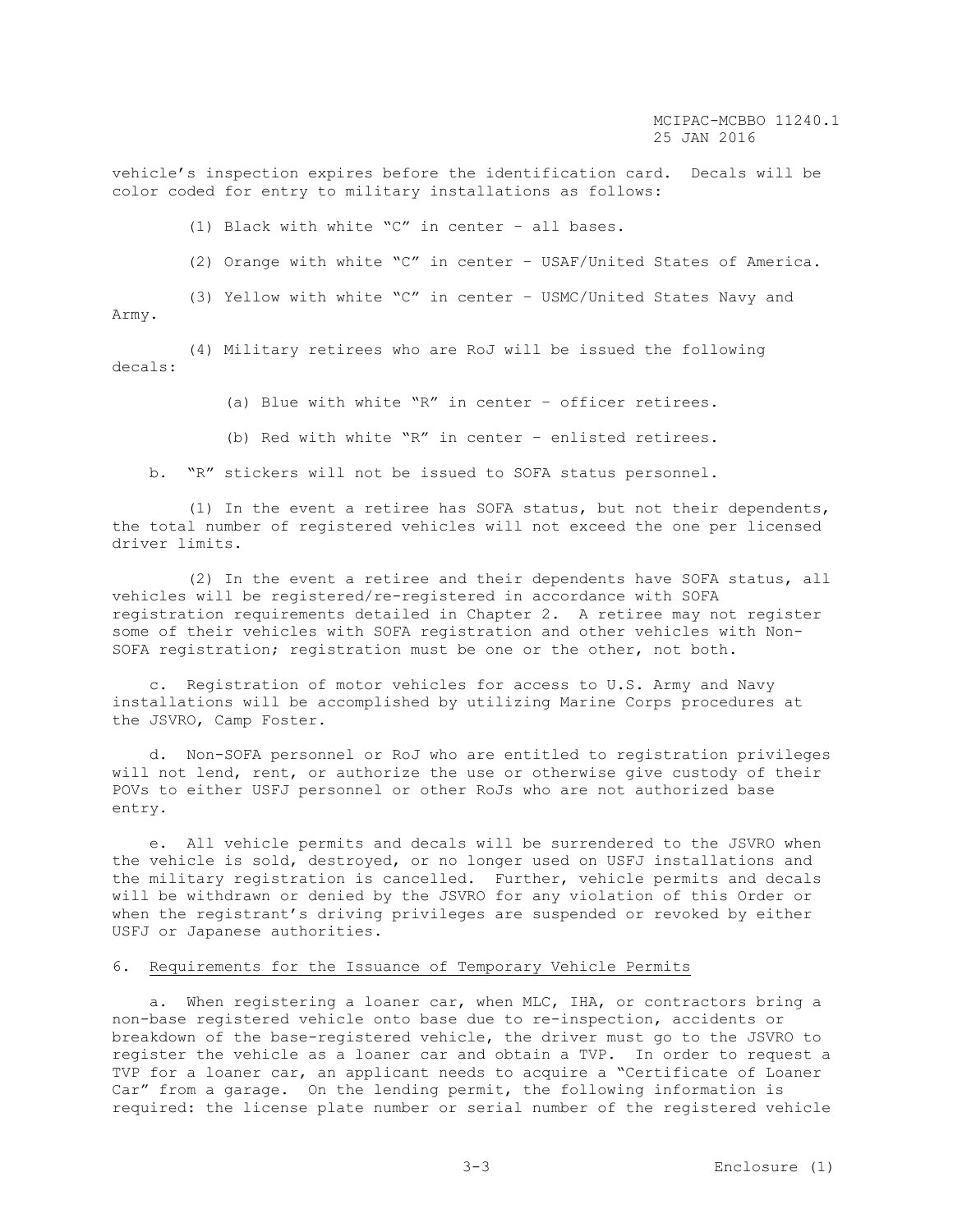vehicle's inspection expires before the identification card. Decals will be color coded for entry to military installations as follows:

(1) Black with white "C" in center – all bases.

(2) Orange with white "C" in center – USAF/United States of America.

(3) Yellow with white "C" in center – USMC/United States Navy and Army.

(4) Military retirees who are RoJ will be issued the following decals:

(a) Blue with white "R" in center – officer retirees.

(b) Red with white "R" in center – enlisted retirees.

b. "R" stickers will not be issued to SOFA status personnel.

(1) In the event a retiree has SOFA status, but not their dependents, the total number of registered vehicles will not exceed the one per licensed driver limits.

(2) In the event a retiree and their dependents have SOFA status, all vehicles will be registered/re-registered in accordance with SOFA registration requirements detailed in Chapter 2. A retiree may not register some of their vehicles with SOFA registration and other vehicles with Non-SOFA registration; registration must be one or the other, not both.

c. Registration of motor vehicles for access to U.S. Army and Navy installations will be accomplished by utilizing Marine Corps procedures at the JSVRO, Camp Foster.

d. Non-SOFA personnel or RoJ who are entitled to registration privileges will not lend, rent, or authorize the use or otherwise give custody of their POVs to either USFJ personnel or other RoJs who are not authorized base entry.

e. All vehicle permits and decals will be surrendered to the JSVRO when the vehicle is sold, destroyed, or no longer used on USFJ installations and the military registration is cancelled. Further, vehicle permits and decals will be withdrawn or denied by the JSVRO for any violation of this Order or when the registrant's driving privileges are suspended or revoked by either USFJ or Japanese authorities.

6. Requirements for the Issuance of Temporary Vehicle Permits

a. When registering a loaner car, when MLC, IHA, or contractors bring a non-base registered vehicle onto base due to re-inspection, accidents or breakdown of the base-registered vehicle, the driver must go to the JSVRO to register the vehicle as a loaner car and obtain a TVP. In order to request a TVP for a loaner car, an applicant needs to acquire a "Certificate of Loaner Car" from a garage. On the lending permit, the following information is required: the license plate number or serial number of the registered vehicle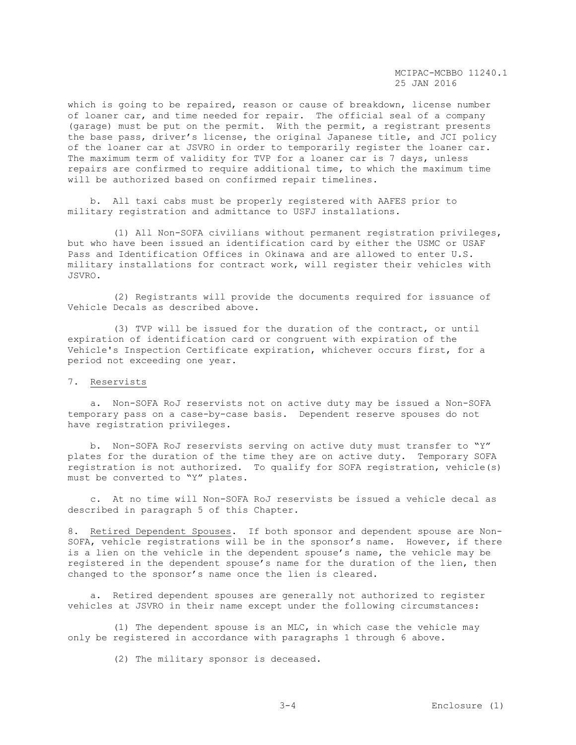which is going to be repaired, reason or cause of breakdown, license number of loaner car, and time needed for repair. The official seal of a company (garage) must be put on the permit. With the permit, a registrant presents the base pass, driver's license, the original Japanese title, and JCI policy of the loaner car at JSVRO in order to temporarily register the loaner car. The maximum term of validity for TVP for a loaner car is 7 days, unless repairs are confirmed to require additional time, to which the maximum time will be authorized based on confirmed repair timelines.

b. All taxi cabs must be properly registered with AAFES prior to military registration and admittance to USFJ installations.

(1) All Non-SOFA civilians without permanent registration privileges, but who have been issued an identification card by either the USMC or USAF Pass and Identification Offices in Okinawa and are allowed to enter U.S. military installations for contract work, will register their vehicles with JSVRO.

(2) Registrants will provide the documents required for issuance of Vehicle Decals as described above.

(3) TVP will be issued for the duration of the contract, or until expiration of identification card or congruent with expiration of the Vehicle's Inspection Certificate expiration, whichever occurs first, for a period not exceeding one year.

7. <u>Reservists</u>

a. Non-SOFA RoJ reservists not on active duty may be issued a Non-SOFA temporary pass on a case-by-case basis. Dependent reserve spouses do not have registration privileges.

b. Non-SOFA RoJ reservists serving on active duty must transfer to "Y" plates for the duration of the time they are on active duty. Temporary SOFA registration is not authorized. To qualify for SOFA registration, vehicle(s) must be converted to "Y" plates.

c. At no time will Non-SOFA RoJ reservists be issued a vehicle decal as described in paragraph 5 of this Chapter.

8. <u>Retired Dependent Spouses</u>. If both sponsor and dependent spouse are Non-SOFA, vehicle registrations will be in the sponsor's name. However, if there is a lien on the vehicle in the dependent spouse's name, the vehicle may be registered in the dependent spouse's name for the duration of the lien, then changed to the sponsor's name once the lien is cleared.

a. Retired dependent spouses are generally not authorized to register vehicles at JSVRO in their name except under the following circumstances:

(1) The dependent spouse is an MLC, in which case the vehicle may only be registered in accordance with paragraphs 1 through 6 above.

(2) The military sponsor is deceased.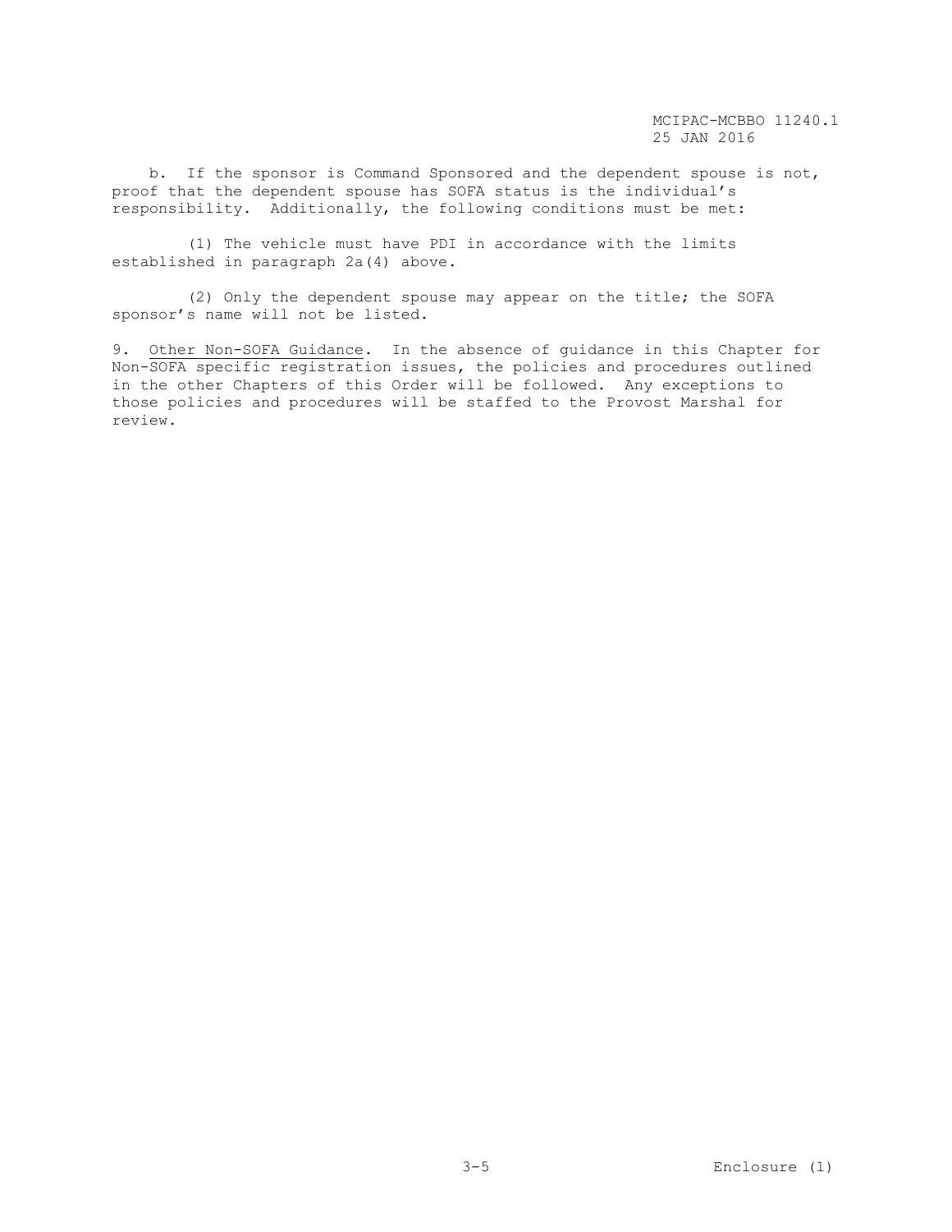b. If the sponsor is Command Sponsored and the dependent spouse is not, proof that the dependent spouse has SOFA status is the individual's responsibility. Additionally, the following conditions must be met:

(1) The vehicle must have PDI in accordance with the limits established in paragraph 2a(4) above.

(2) Only the dependent spouse may appear on the title; the SOFA sponsor's name will not be listed.

9. Other Non-SOFA Guidance. In the absence of guidance in this Chapter for Non-SOFA specific registration issues, the policies and procedures outlined in the other Chapters of this Order will be followed. Any exceptions to those policies and procedures will be staffed to the Provost Marshal for review.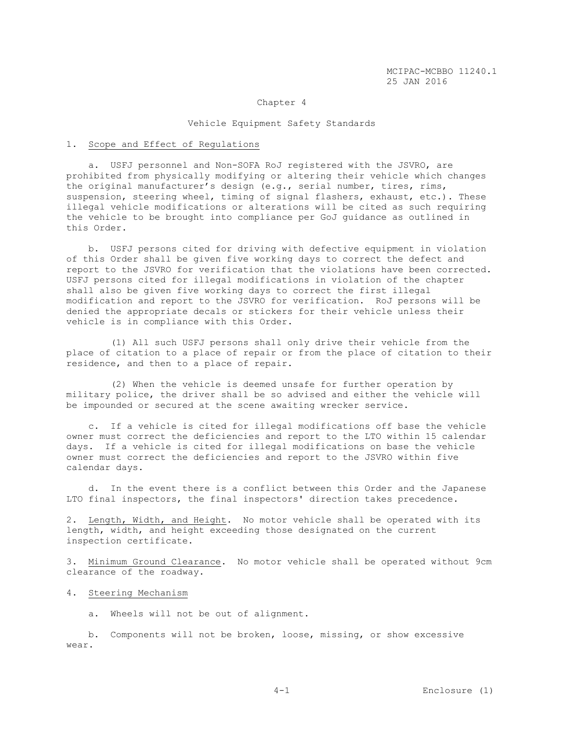## Chapter 4

## Vehicle Equipment Safety Standards

1. Scope and Effect of Regulations

   a. USFJ personnel and Non-SOFA RoJ registered with the JSVRO, are prohibited from physically modifying or altering their vehicle which changes the original manufacturer's design (e.g., serial number, tires, rims, suspension, steering wheel, timing of signal flashers, exhaust, etc.). These illegal vehicle modifications or alterations will be cited as such requiring the vehicle to be brought into compliance per GoJ guidance as outlined in this Order.

   b. USFJ persons cited for driving with defective equipment in violation of this Order shall be given five working days to correct the defect and report to the JSVRO for verification that the violations have been corrected. USFJ persons cited for illegal modifications in violation of the chapter shall also be given five working days to correct the first illegal modification and report to the JSVRO for verification. RoJ persons will be denied the appropriate decals or stickers for their vehicle unless their vehicle is in compliance with this Order.

      (1) All such USFJ persons shall only drive their vehicle from the place of citation to a place of repair or from the place of citation to their residence, and then to a place of repair.

      (2) When the vehicle is deemed unsafe for further operation by military police, the driver shall be so advised and either the vehicle will be impounded or secured at the scene awaiting wrecker service.

   c. If a vehicle is cited for illegal modifications off base the vehicle owner must correct the deficiencies and report to the LTO within 15 calendar days. If a vehicle is cited for illegal modifications on base the vehicle owner must correct the deficiencies and report to the JSVRO within five calendar days.

   d. In the event there is a conflict between this Order and the Japanese LTO final inspectors, the final inspectors' direction takes precedence.

2. Length, Width, and Height. No motor vehicle shall be operated with its length, width, and height exceeding those designated on the current inspection certificate.

3. Minimum Ground Clearance. No motor vehicle shall be operated without 9cm clearance of the roadway.

4. Steering Mechanism

   a. Wheels will not be out of alignment.

   b. Components will not be broken, loose, missing, or show excessive wear.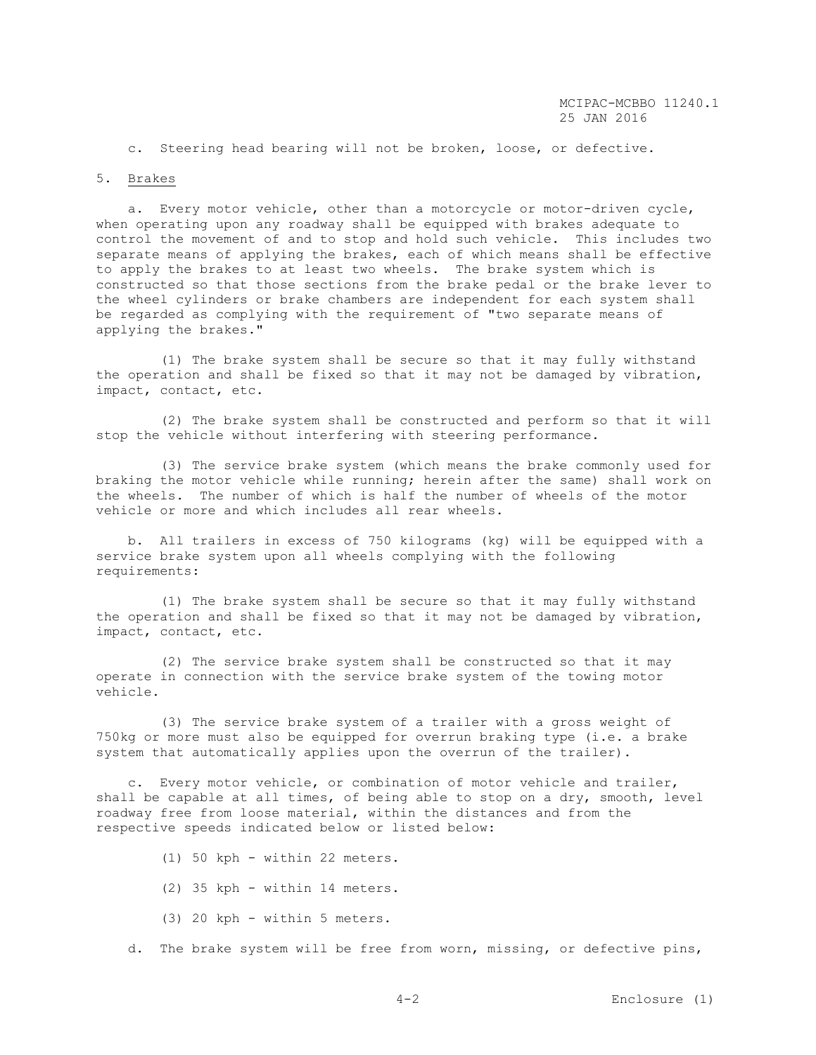c. Steering head bearing will not be broken, loose, or defective.

5. Brakes

a. Every motor vehicle, other than a motorcycle or motor-driven cycle, when operating upon any roadway shall be equipped with brakes adequate to control the movement of and to stop and hold such vehicle. This includes two separate means of applying the brakes, each of which means shall be effective to apply the brakes to at least two wheels. The brake system which is constructed so that those sections from the brake pedal or the brake lever to the wheel cylinders or brake chambers are independent for each system shall be regarded as complying with the requirement of "two separate means of applying the brakes."

(1) The brake system shall be secure so that it may fully withstand the operation and shall be fixed so that it may not be damaged by vibration, impact, contact, etc.

(2) The brake system shall be constructed and perform so that it will stop the vehicle without interfering with steering performance.

(3) The service brake system (which means the brake commonly used for braking the motor vehicle while running; herein after the same) shall work on the wheels. The number of which is half the number of wheels of the motor vehicle or more and which includes all rear wheels.

b. All trailers in excess of 750 kilograms (kg) will be equipped with a service brake system upon all wheels complying with the following requirements:

(1) The brake system shall be secure so that it may fully withstand the operation and shall be fixed so that it may not be damaged by vibration, impact, contact, etc.

(2) The service brake system shall be constructed so that it may operate in connection with the service brake system of the towing motor vehicle.

(3) The service brake system of a trailer with a gross weight of 750kg or more must also be equipped for overrun braking type (i.e. a brake system that automatically applies upon the overrun of the trailer).

c. Every motor vehicle, or combination of motor vehicle and trailer, shall be capable at all times, of being able to stop on a dry, smooth, level roadway free from loose material, within the distances and from the respective speeds indicated below or listed below:

(1) 50 kph - within 22 meters.

(2) 35 kph - within 14 meters.

(3) 20 kph - within 5 meters.

d. The brake system will be free from worn, missing, or defective pins,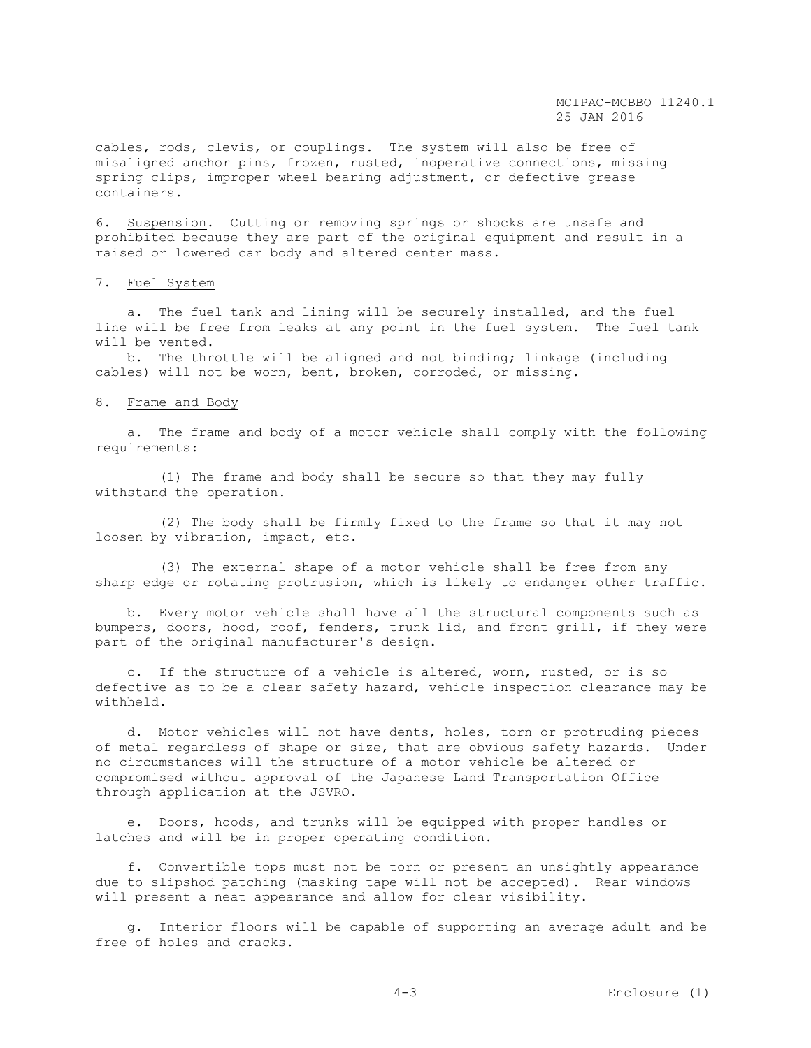cables, rods, clevis, or couplings. The system will also be free of misaligned anchor pins, frozen, rusted, inoperative connections, missing spring clips, improper wheel bearing adjustment, or defective grease containers.

6. Suspension. Cutting or removing springs or shocks are unsafe and prohibited because they are part of the original equipment and result in a raised or lowered car body and altered center mass.

7. Fuel System

a. The fuel tank and lining will be securely installed, and the fuel line will be free from leaks at any point in the fuel system. The fuel tank will be vented.

b. The throttle will be aligned and not binding; linkage (including cables) will not be worn, bent, broken, corroded, or missing.

8. Frame and Body

a. The frame and body of a motor vehicle shall comply with the following requirements:

(1) The frame and body shall be secure so that they may fully withstand the operation.

(2) The body shall be firmly fixed to the frame so that it may not loosen by vibration, impact, etc.

(3) The external shape of a motor vehicle shall be free from any sharp edge or rotating protrusion, which is likely to endanger other traffic.

b. Every motor vehicle shall have all the structural components such as bumpers, doors, hood, roof, fenders, trunk lid, and front grill, if they were part of the original manufacturer's design.

c. If the structure of a vehicle is altered, worn, rusted, or is so defective as to be a clear safety hazard, vehicle inspection clearance may be withheld.

d. Motor vehicles will not have dents, holes, torn or protruding pieces of metal regardless of shape or size, that are obvious safety hazards. Under no circumstances will the structure of a motor vehicle be altered or compromised without approval of the Japanese Land Transportation Office through application at the JSVRO.

e. Doors, hoods, and trunks will be equipped with proper handles or latches and will be in proper operating condition.

f. Convertible tops must not be torn or present an unsightly appearance due to slipshod patching (masking tape will not be accepted). Rear windows will present a neat appearance and allow for clear visibility.

g. Interior floors will be capable of supporting an average adult and be free of holes and cracks.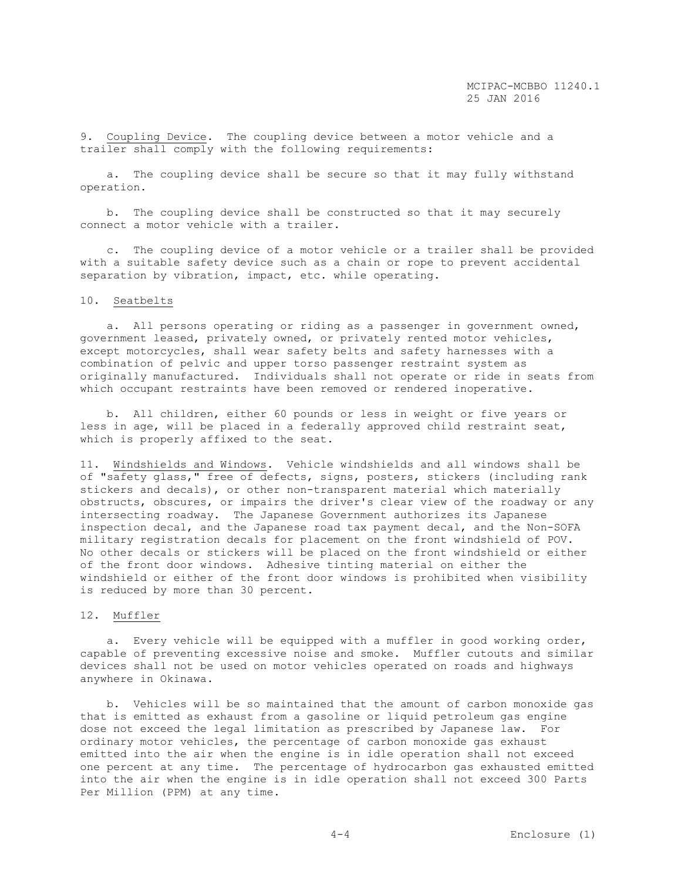9. Coupling Device. The coupling device between a motor vehicle and a trailer shall comply with the following requirements:

a. The coupling device shall be secure so that it may fully withstand operation.

b. The coupling device shall be constructed so that it may securely connect a motor vehicle with a trailer.

c. The coupling device of a motor vehicle or a trailer shall be provided with a suitable safety device such as a chain or rope to prevent accidental separation by vibration, impact, etc. while operating.

10. Seatbelts

a. All persons operating or riding as a passenger in government owned, government leased, privately owned, or privately rented motor vehicles, except motorcycles, shall wear safety belts and safety harnesses with a combination of pelvic and upper torso passenger restraint system as originally manufactured. Individuals shall not operate or ride in seats from which occupant restraints have been removed or rendered inoperative.

b. All children, either 60 pounds or less in weight or five years or less in age, will be placed in a federally approved child restraint seat, which is properly affixed to the seat.

11. Windshields and Windows. Vehicle windshields and all windows shall be of "safety glass," free of defects, signs, posters, stickers (including rank stickers and decals), or other non-transparent material which materially obstructs, obscures, or impairs the driver's clear view of the roadway or any intersecting roadway. The Japanese Government authorizes its Japanese inspection decal, and the Japanese road tax payment decal, and the Non-SOFA military registration decals for placement on the front windshield of POV. No other decals or stickers will be placed on the front windshield or either of the front door windows. Adhesive tinting material on either the windshield or either of the front door windows is prohibited when visibility is reduced by more than 30 percent.

12. Muffler

a. Every vehicle will be equipped with a muffler in good working order, capable of preventing excessive noise and smoke. Muffler cutouts and similar devices shall not be used on motor vehicles operated on roads and highways anywhere in Okinawa.

b. Vehicles will be so maintained that the amount of carbon monoxide gas that is emitted as exhaust from a gasoline or liquid petroleum gas engine dose not exceed the legal limitation as prescribed by Japanese law. For ordinary motor vehicles, the percentage of carbon monoxide gas exhaust emitted into the air when the engine is in idle operation shall not exceed one percent at any time. The percentage of hydrocarbon gas exhausted emitted into the air when the engine is in idle operation shall not exceed 300 Parts Per Million (PPM) at any time.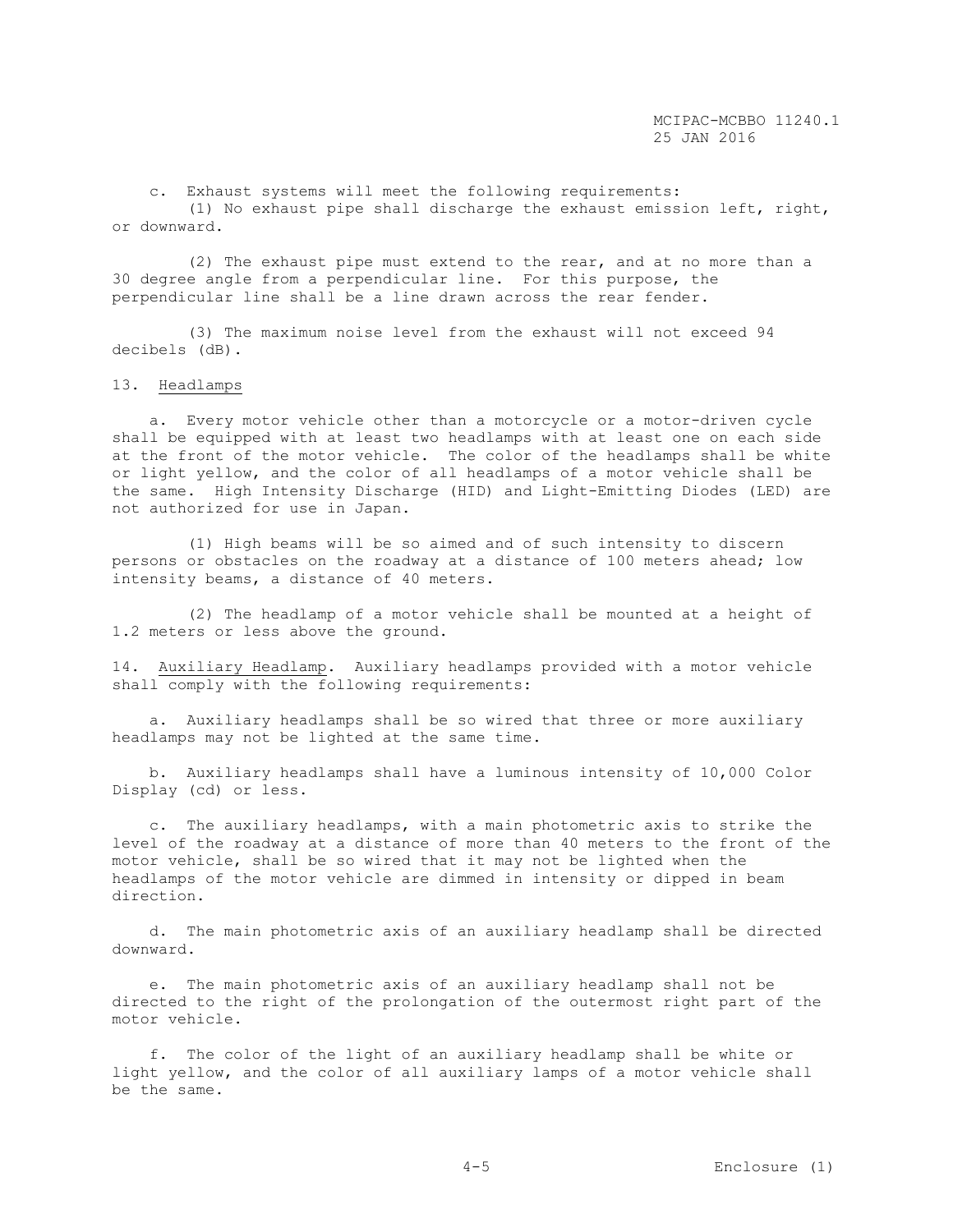c. Exhaust systems will meet the following requirements:

(1) No exhaust pipe shall discharge the exhaust emission left, right, or downward.

(2) The exhaust pipe must extend to the rear, and at no more than a 30 degree angle from a perpendicular line. For this purpose, the perpendicular line shall be a line drawn across the rear fender.

(3) The maximum noise level from the exhaust will not exceed 94 decibels (dB).

13. Headlamps

a. Every motor vehicle other than a motorcycle or a motor-driven cycle shall be equipped with at least two headlamps with at least one on each side at the front of the motor vehicle. The color of the headlamps shall be white or light yellow, and the color of all headlamps of a motor vehicle shall be the same. High Intensity Discharge (HID) and Light-Emitting Diodes (LED) are not authorized for use in Japan.

(1) High beams will be so aimed and of such intensity to discern persons or obstacles on the roadway at a distance of 100 meters ahead; low intensity beams, a distance of 40 meters.

(2) The headlamp of a motor vehicle shall be mounted at a height of 1.2 meters or less above the ground.

14. Auxiliary Headlamp. Auxiliary headlamps provided with a motor vehicle shall comply with the following requirements:

a. Auxiliary headlamps shall be so wired that three or more auxiliary headlamps may not be lighted at the same time.

b. Auxiliary headlamps shall have a luminous intensity of 10,000 Color Display (cd) or less.

c. The auxiliary headlamps, with a main photometric axis to strike the level of the roadway at a distance of more than 40 meters to the front of the motor vehicle, shall be so wired that it may not be lighted when the headlamps of the motor vehicle are dimmed in intensity or dipped in beam direction.

d. The main photometric axis of an auxiliary headlamp shall be directed downward.

e. The main photometric axis of an auxiliary headlamp shall not be directed to the right of the prolongation of the outermost right part of the motor vehicle.

f. The color of the light of an auxiliary headlamp shall be white or light yellow, and the color of all auxiliary lamps of a motor vehicle shall be the same.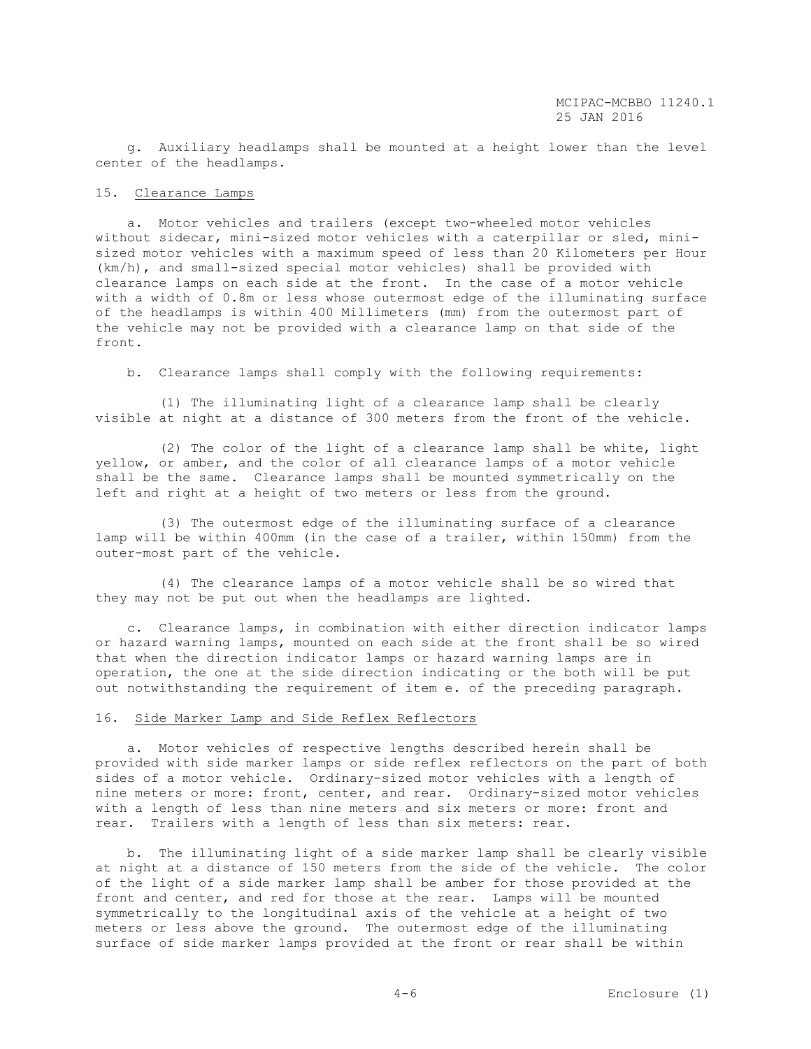g. Auxiliary headlamps shall be mounted at a height lower than the level center of the headlamps.

15. Clearance Lamps

a. Motor vehicles and trailers (except two-wheeled motor vehicles without sidecar, mini-sized motor vehicles with a caterpillar or sled, mini-sized motor vehicles with a maximum speed of less than 20 Kilometers per Hour (km/h), and small-sized special motor vehicles) shall be provided with clearance lamps on each side at the front. In the case of a motor vehicle with a width of 0.8m or less whose outermost edge of the illuminating surface of the headlamps is within 400 Millimeters (mm) from the outermost part of the vehicle may not be provided with a clearance lamp on that side of the front.

b. Clearance lamps shall comply with the following requirements:

(1) The illuminating light of a clearance lamp shall be clearly visible at night at a distance of 300 meters from the front of the vehicle.

(2) The color of the light of a clearance lamp shall be white, light yellow, or amber, and the color of all clearance lamps of a motor vehicle shall be the same. Clearance lamps shall be mounted symmetrically on the left and right at a height of two meters or less from the ground.

(3) The outermost edge of the illuminating surface of a clearance lamp will be within 400mm (in the case of a trailer, within 150mm) from the outer-most part of the vehicle.

(4) The clearance lamps of a motor vehicle shall be so wired that they may not be put out when the headlamps are lighted.

c. Clearance lamps, in combination with either direction indicator lamps or hazard warning lamps, mounted on each side at the front shall be so wired that when the direction indicator lamps or hazard warning lamps are in operation, the one at the side direction indicating or the both will be put out notwithstanding the requirement of item e. of the preceding paragraph.

16. Side Marker Lamp and Side Reflex Reflectors

a. Motor vehicles of respective lengths described herein shall be provided with side marker lamps or side reflex reflectors on the part of both sides of a motor vehicle. Ordinary-sized motor vehicles with a length of nine meters or more: front, center, and rear. Ordinary-sized motor vehicles with a length of less than nine meters and six meters or more: front and rear. Trailers with a length of less than six meters: rear.

b. The illuminating light of a side marker lamp shall be clearly visible at night at a distance of 150 meters from the side of the vehicle. The color of the light of a side marker lamp shall be amber for those provided at the front and center, and red for those at the rear. Lamps will be mounted symmetrically to the longitudinal axis of the vehicle at a height of two meters or less above the ground. The outermost edge of the illuminating surface of side marker lamps provided at the front or rear shall be within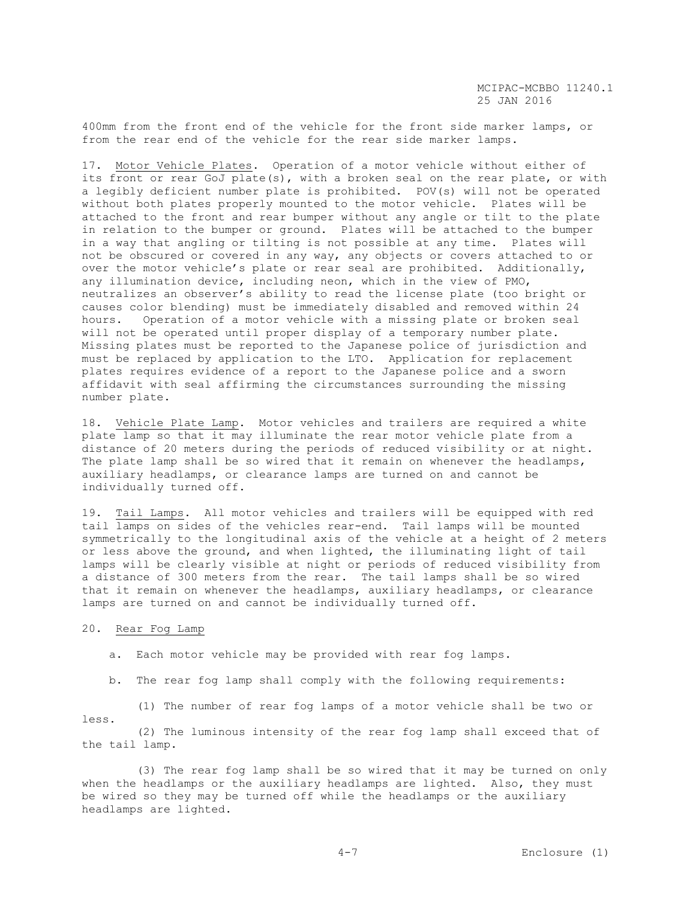400mm from the front end of the vehicle for the front side marker lamps, or from the rear end of the vehicle for the rear side marker lamps.

17. Motor Vehicle Plates. Operation of a motor vehicle without either of its front or rear GoJ plate(s), with a broken seal on the rear plate, or with a legibly deficient number plate is prohibited. POV(s) will not be operated without both plates properly mounted to the motor vehicle. Plates will be attached to the front and rear bumper without any angle or tilt to the plate in relation to the bumper or ground. Plates will be attached to the bumper in a way that angling or tilting is not possible at any time. Plates will not be obscured or covered in any way, any objects or covers attached to or over the motor vehicle's plate or rear seal are prohibited. Additionally, any illumination device, including neon, which in the view of PMO, neutralizes an observer's ability to read the license plate (too bright or causes color blending) must be immediately disabled and removed within 24 hours. Operation of a motor vehicle with a missing plate or broken seal will not be operated until proper display of a temporary number plate. Missing plates must be reported to the Japanese police of jurisdiction and must be replaced by application to the LTO. Application for replacement plates requires evidence of a report to the Japanese police and a sworn affidavit with seal affirming the circumstances surrounding the missing number plate.

18. Vehicle Plate Lamp. Motor vehicles and trailers are required a white plate lamp so that it may illuminate the rear motor vehicle plate from a distance of 20 meters during the periods of reduced visibility or at night. The plate lamp shall be so wired that it remain on whenever the headlamps, auxiliary headlamps, or clearance lamps are turned on and cannot be individually turned off.

19. Tail Lamps. All motor vehicles and trailers will be equipped with red tail lamps on sides of the vehicles rear-end. Tail lamps will be mounted symmetrically to the longitudinal axis of the vehicle at a height of 2 meters or less above the ground, and when lighted, the illuminating light of tail lamps will be clearly visible at night or periods of reduced visibility from a distance of 300 meters from the rear. The tail lamps shall be so wired that it remain on whenever the headlamps, auxiliary headlamps, or clearance lamps are turned on and cannot be individually turned off.

20. Rear Fog Lamp

a. Each motor vehicle may be provided with rear fog lamps.

b. The rear fog lamp shall comply with the following requirements:

(1) The number of rear fog lamps of a motor vehicle shall be two or less.

(2) The luminous intensity of the rear fog lamp shall exceed that of the tail lamp.

(3) The rear fog lamp shall be so wired that it may be turned on only when the headlamps or the auxiliary headlamps are lighted. Also, they must be wired so they may be turned off while the headlamps or the auxiliary headlamps are lighted.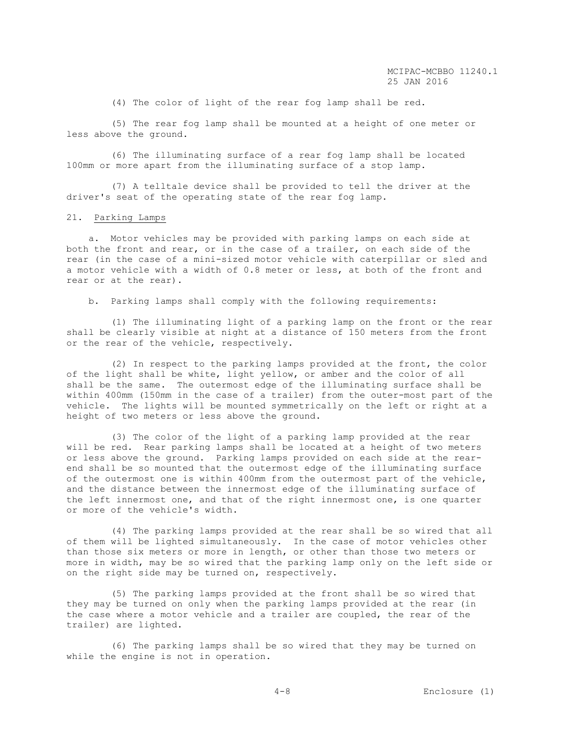(4) The color of light of the rear fog lamp shall be red.

(5) The rear fog lamp shall be mounted at a height of one meter or less above the ground.

(6) The illuminating surface of a rear fog lamp shall be located 100mm or more apart from the illuminating surface of a stop lamp.

(7) A telltale device shall be provided to tell the driver at the driver's seat of the operating state of the rear fog lamp.

21. Parking Lamps

a. Motor vehicles may be provided with parking lamps on each side at both the front and rear, or in the case of a trailer, on each side of the rear (in the case of a mini-sized motor vehicle with caterpillar or sled and a motor vehicle with a width of 0.8 meter or less, at both of the front and rear or at the rear).

b. Parking lamps shall comply with the following requirements:

(1) The illuminating light of a parking lamp on the front or the rear shall be clearly visible at night at a distance of 150 meters from the front or the rear of the vehicle, respectively.

(2) In respect to the parking lamps provided at the front, the color of the light shall be white, light yellow, or amber and the color of all shall be the same. The outermost edge of the illuminating surface shall be within 400mm (150mm in the case of a trailer) from the outer-most part of the vehicle. The lights will be mounted symmetrically on the left or right at a height of two meters or less above the ground.

(3) The color of the light of a parking lamp provided at the rear will be red. Rear parking lamps shall be located at a height of two meters or less above the ground. Parking lamps provided on each side at the rear-end shall be so mounted that the outermost edge of the illuminating surface of the outermost one is within 400mm from the outermost part of the vehicle, and the distance between the innermost edge of the illuminating surface of the left innermost one, and that of the right innermost one, is one quarter or more of the vehicle's width.

(4) The parking lamps provided at the rear shall be so wired that all of them will be lighted simultaneously. In the case of motor vehicles other than those six meters or more in length, or other than those two meters or more in width, may be so wired that the parking lamp only on the left side or on the right side may be turned on, respectively.

(5) The parking lamps provided at the front shall be so wired that they may be turned on only when the parking lamps provided at the rear (in the case where a motor vehicle and a trailer are coupled, the rear of the trailer) are lighted.

(6) The parking lamps shall be so wired that they may be turned on while the engine is not in operation.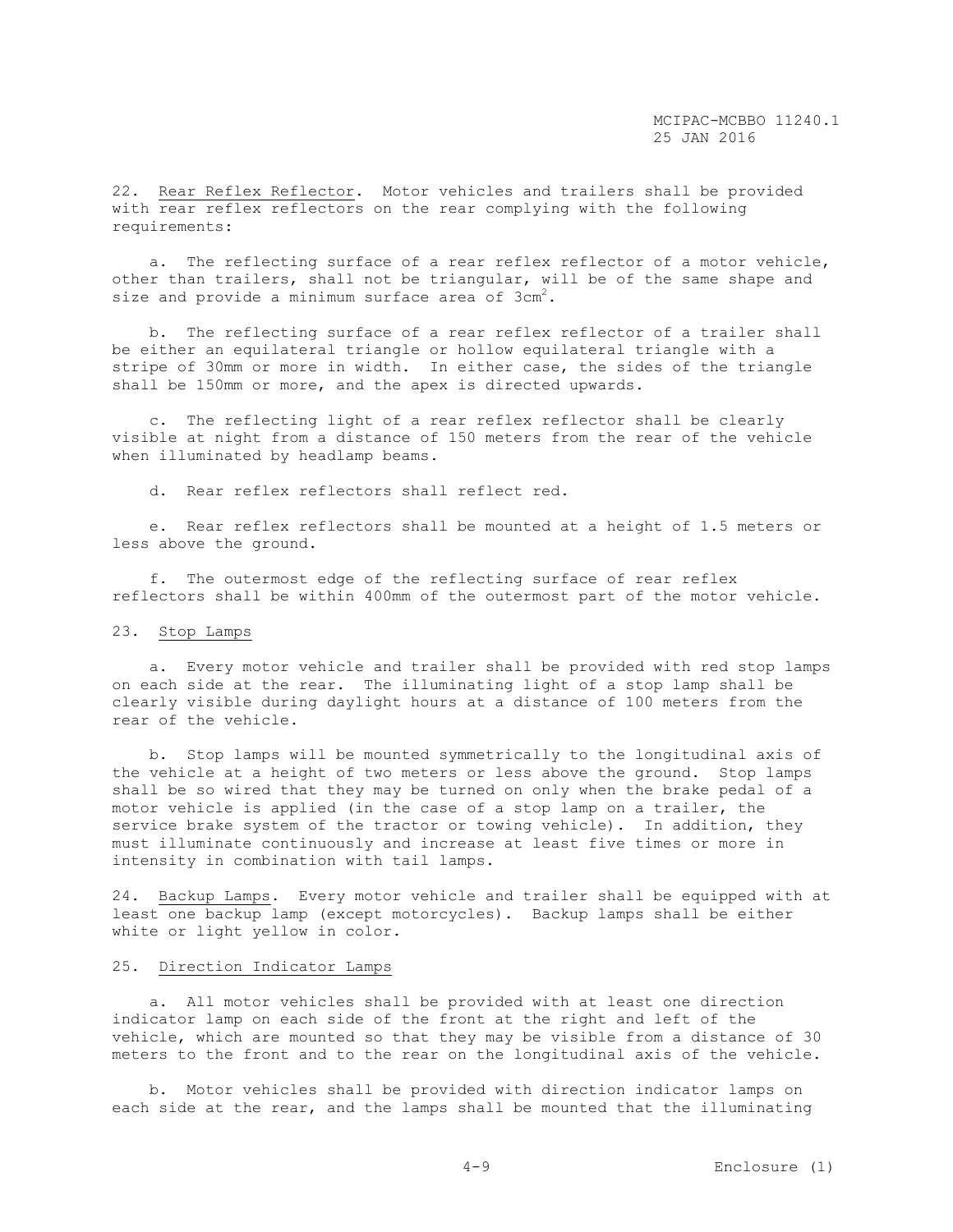22. Rear Reflex Reflector. Motor vehicles and trailers shall be provided with rear reflex reflectors on the rear complying with the following requirements:

a. The reflecting surface of a rear reflex reflector of a motor vehicle, other than trailers, shall not be triangular, will be of the same shape and size and provide a minimum surface area of $3cm^2$.

b. The reflecting surface of a rear reflex reflector of a trailer shall be either an equilateral triangle or hollow equilateral triangle with a stripe of 30mm or more in width. In either case, the sides of the triangle shall be 150mm or more, and the apex is directed upwards.

c. The reflecting light of a rear reflex reflector shall be clearly visible at night from a distance of 150 meters from the rear of the vehicle when illuminated by headlamp beams.

d. Rear reflex reflectors shall reflect red.

e. Rear reflex reflectors shall be mounted at a height of 1.5 meters or less above the ground.

f. The outermost edge of the reflecting surface of rear reflex reflectors shall be within 400mm of the outermost part of the motor vehicle.

23. Stop Lamps

a. Every motor vehicle and trailer shall be provided with red stop lamps on each side at the rear. The illuminating light of a stop lamp shall be clearly visible during daylight hours at a distance of 100 meters from the rear of the vehicle.

b. Stop lamps will be mounted symmetrically to the longitudinal axis of the vehicle at a height of two meters or less above the ground. Stop lamps shall be so wired that they may be turned on only when the brake pedal of a motor vehicle is applied (in the case of a stop lamp on a trailer, the service brake system of the tractor or towing vehicle). In addition, they must illuminate continuously and increase at least five times or more in intensity in combination with tail lamps.

24. Backup Lamps. Every motor vehicle and trailer shall be equipped with at least one backup lamp (except motorcycles). Backup lamps shall be either white or light yellow in color.

25. Direction Indicator Lamps

a. All motor vehicles shall be provided with at least one direction indicator lamp on each side of the front at the right and left of the vehicle, which are mounted so that they may be visible from a distance of 30 meters to the front and to the rear on the longitudinal axis of the vehicle.

b. Motor vehicles shall be provided with direction indicator lamps on each side at the rear, and the lamps shall be mounted that the illuminating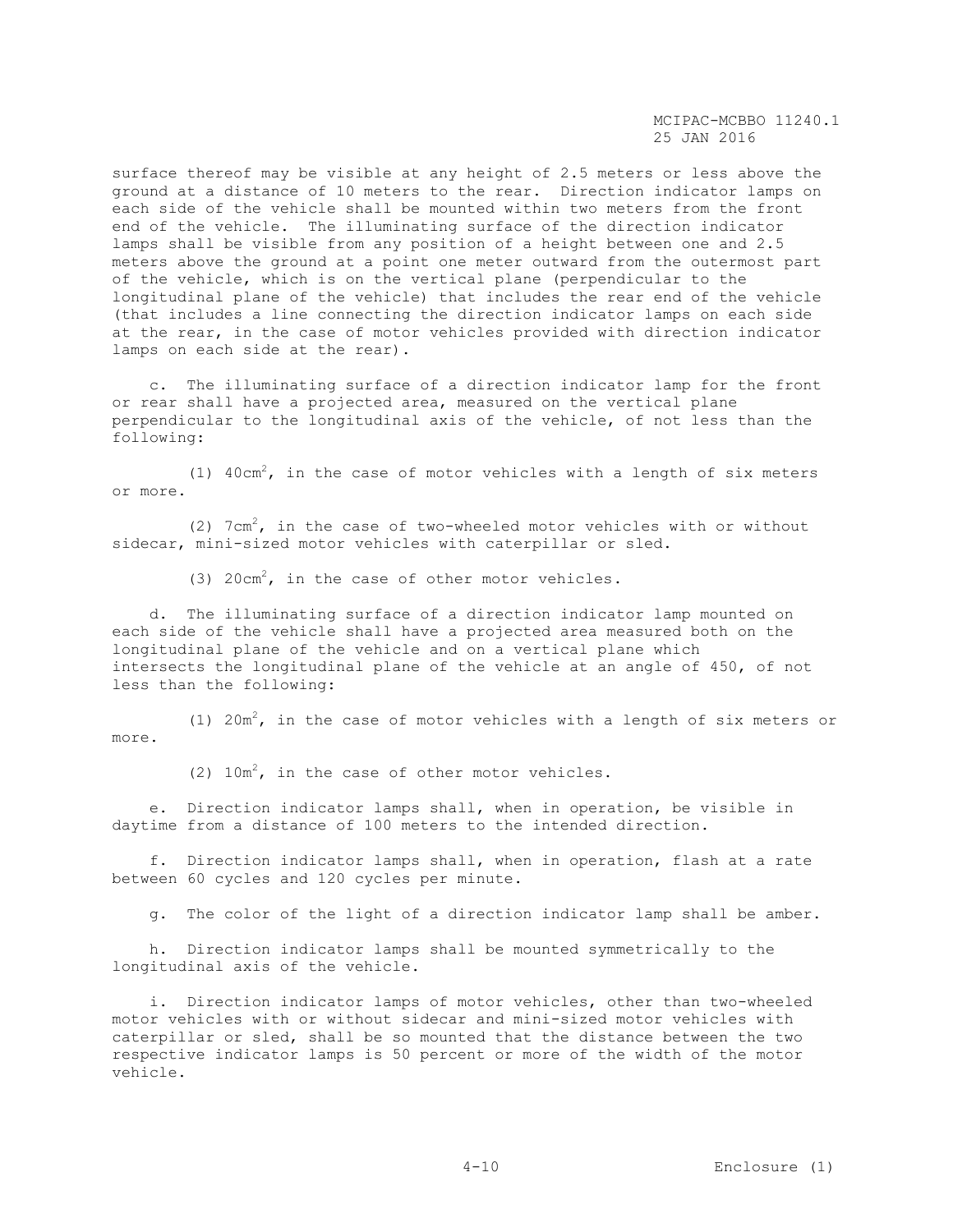surface thereof may be visible at any height of 2.5 meters or less above the ground at a distance of 10 meters to the rear. Direction indicator lamps on each side of the vehicle shall be mounted within two meters from the front end of the vehicle. The illuminating surface of the direction indicator lamps shall be visible from any position of a height between one and 2.5 meters above the ground at a point one meter outward from the outermost part of the vehicle, which is on the vertical plane (perpendicular to the longitudinal plane of the vehicle) that includes the rear end of the vehicle (that includes a line connecting the direction indicator lamps on each side at the rear, in the case of motor vehicles provided with direction indicator lamps on each side at the rear).

c. The illuminating surface of a direction indicator lamp for the front or rear shall have a projected area, measured on the vertical plane perpendicular to the longitudinal axis of the vehicle, of not less than the following:

(1) $40cm^2$, in the case of motor vehicles with a length of six meters or more.

(2) $7cm^2$, in the case of two-wheeled motor vehicles with or without sidecar, mini-sized motor vehicles with caterpillar or sled.

(3) $20cm^2$, in the case of other motor vehicles.

d. The illuminating surface of a direction indicator lamp mounted on each side of the vehicle shall have a projected area measured both on the longitudinal plane of the vehicle and on a vertical plane which intersects the longitudinal plane of the vehicle at an angle of 450, of not less than the following:

(1) $20m^2$, in the case of motor vehicles with a length of six meters or more.

(2) $10m^2$, in the case of other motor vehicles.

e. Direction indicator lamps shall, when in operation, be visible in daytime from a distance of 100 meters to the intended direction.

f. Direction indicator lamps shall, when in operation, flash at a rate between 60 cycles and 120 cycles per minute.

g. The color of the light of a direction indicator lamp shall be amber.

h. Direction indicator lamps shall be mounted symmetrically to the longitudinal axis of the vehicle.

i. Direction indicator lamps of motor vehicles, other than two-wheeled motor vehicles with or without sidecar and mini-sized motor vehicles with caterpillar or sled, shall be so mounted that the distance between the two respective indicator lamps is 50 percent or more of the width of the motor vehicle.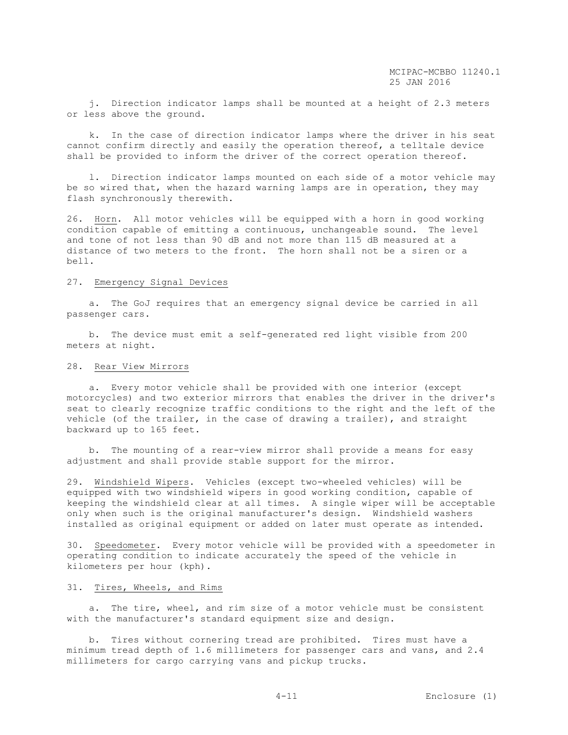j. Direction indicator lamps shall be mounted at a height of 2.3 meters or less above the ground.

k. In the case of direction indicator lamps where the driver in his seat cannot confirm directly and easily the operation thereof, a telltale device shall be provided to inform the driver of the correct operation thereof.

l. Direction indicator lamps mounted on each side of a motor vehicle may be so wired that, when the hazard warning lamps are in operation, they may flash synchronously therewith.

26. Horn. All motor vehicles will be equipped with a horn in good working condition capable of emitting a continuous, unchangeable sound. The level and tone of not less than 90 dB and not more than 115 dB measured at a distance of two meters to the front. The horn shall not be a siren or a bell.

27. Emergency Signal Devices

a. The GoJ requires that an emergency signal device be carried in all passenger cars.

b. The device must emit a self-generated red light visible from 200 meters at night.

28. Rear View Mirrors

a. Every motor vehicle shall be provided with one interior (except motorcycles) and two exterior mirrors that enables the driver in the driver's seat to clearly recognize traffic conditions to the right and the left of the vehicle (of the trailer, in the case of drawing a trailer), and straight backward up to 165 feet.

b. The mounting of a rear-view mirror shall provide a means for easy adjustment and shall provide stable support for the mirror.

29. Windshield Wipers. Vehicles (except two-wheeled vehicles) will be equipped with two windshield wipers in good working condition, capable of keeping the windshield clear at all times. A single wiper will be acceptable only when such is the original manufacturer's design. Windshield washers installed as original equipment or added on later must operate as intended.

30. Speedometer. Every motor vehicle will be provided with a speedometer in operating condition to indicate accurately the speed of the vehicle in kilometers per hour (kph).

31. Tires, Wheels, and Rims

a. The tire, wheel, and rim size of a motor vehicle must be consistent with the manufacturer's standard equipment size and design.

b. Tires without cornering tread are prohibited. Tires must have a minimum tread depth of 1.6 millimeters for passenger cars and vans, and 2.4 millimeters for cargo carrying vans and pickup trucks.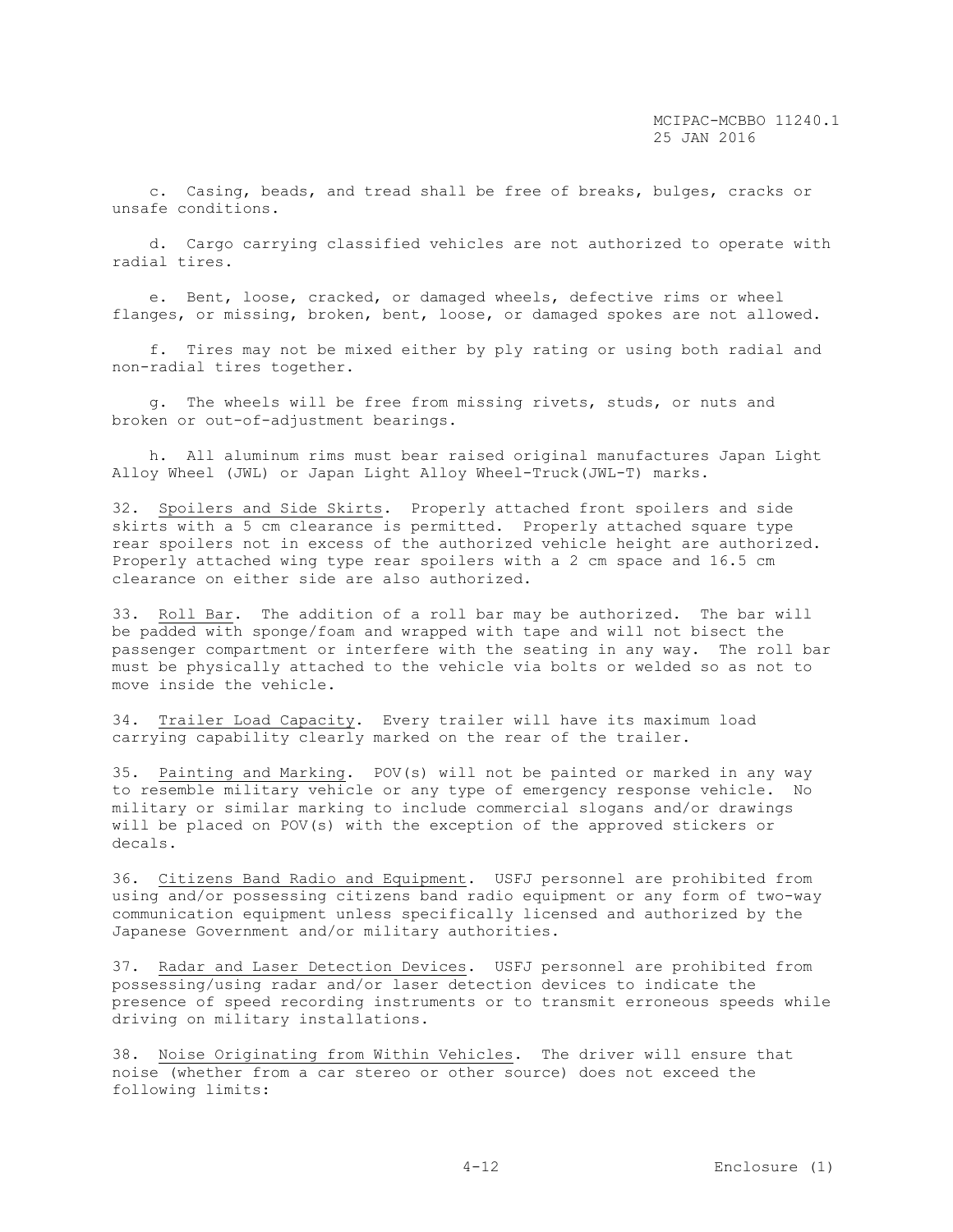c. Casing, beads, and tread shall be free of breaks, bulges, cracks or unsafe conditions.

d. Cargo carrying classified vehicles are not authorized to operate with radial tires.

e. Bent, loose, cracked, or damaged wheels, defective rims or wheel flanges, or missing, broken, bent, loose, or damaged spokes are not allowed.

f. Tires may not be mixed either by ply rating or using both radial and non-radial tires together.

g. The wheels will be free from missing rivets, studs, or nuts and broken or out-of-adjustment bearings.

h. All aluminum rims must bear raised original manufactures Japan Light Alloy Wheel (JWL) or Japan Light Alloy Wheel-Truck(JWL-T) marks.

32. Spoilers and Side Skirts. Properly attached front spoilers and side skirts with a 5 cm clearance is permitted. Properly attached square type rear spoilers not in excess of the authorized vehicle height are authorized. Properly attached wing type rear spoilers with a 2 cm space and 16.5 cm clearance on either side are also authorized.

33. Roll Bar. The addition of a roll bar may be authorized. The bar will be padded with sponge/foam and wrapped with tape and will not bisect the passenger compartment or interfere with the seating in any way. The roll bar must be physically attached to the vehicle via bolts or welded so as not to move inside the vehicle.

34. Trailer Load Capacity. Every trailer will have its maximum load carrying capability clearly marked on the rear of the trailer.

35. Painting and Marking. POV(s) will not be painted or marked in any way to resemble military vehicle or any type of emergency response vehicle. No military or similar marking to include commercial slogans and/or drawings will be placed on POV(s) with the exception of the approved stickers or decals.

36. Citizens Band Radio and Equipment. USFJ personnel are prohibited from using and/or possessing citizens band radio equipment or any form of two-way communication equipment unless specifically licensed and authorized by the Japanese Government and/or military authorities.

37. Radar and Laser Detection Devices. USFJ personnel are prohibited from possessing/using radar and/or laser detection devices to indicate the presence of speed recording instruments or to transmit erroneous speeds while driving on military installations.

38. Noise Originating from Within Vehicles. The driver will ensure that noise (whether from a car stereo or other source) does not exceed the following limits: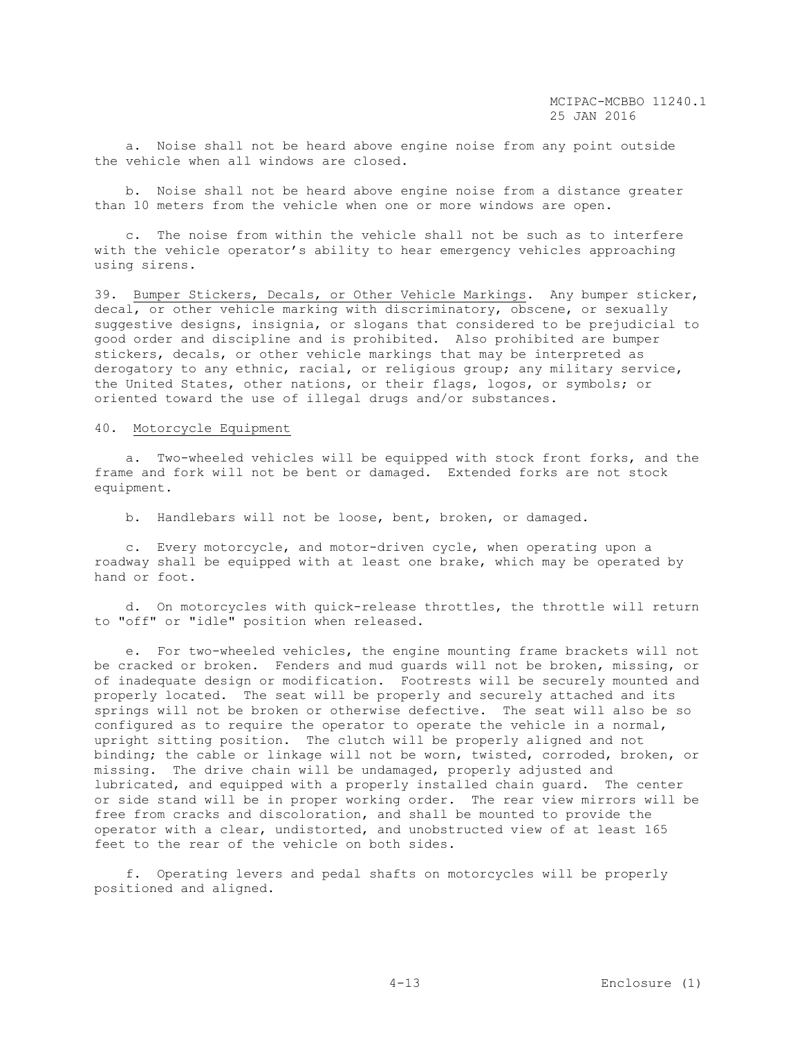a. Noise shall not be heard above engine noise from any point outside the vehicle when all windows are closed.

b. Noise shall not be heard above engine noise from a distance greater than 10 meters from the vehicle when one or more windows are open.

c. The noise from within the vehicle shall not be such as to interfere with the vehicle operator's ability to hear emergency vehicles approaching using sirens.

39. Bumper Stickers, Decals, or Other Vehicle Markings. Any bumper sticker, decal, or other vehicle marking with discriminatory, obscene, or sexually suggestive designs, insignia, or slogans that considered to be prejudicial to good order and discipline and is prohibited. Also prohibited are bumper stickers, decals, or other vehicle markings that may be interpreted as derogatory to any ethnic, racial, or religious group; any military service, the United States, other nations, or their flags, logos, or symbols; or oriented toward the use of illegal drugs and/or substances.

40. Motorcycle Equipment

a. Two-wheeled vehicles will be equipped with stock front forks, and the frame and fork will not be bent or damaged. Extended forks are not stock equipment.

b. Handlebars will not be loose, bent, broken, or damaged.

c. Every motorcycle, and motor-driven cycle, when operating upon a roadway shall be equipped with at least one brake, which may be operated by hand or foot.

d. On motorcycles with quick-release throttles, the throttle will return to "off" or "idle" position when released.

e. For two-wheeled vehicles, the engine mounting frame brackets will not be cracked or broken. Fenders and mud guards will not be broken, missing, or of inadequate design or modification. Footrests will be securely mounted and properly located. The seat will be properly and securely attached and its springs will not be broken or otherwise defective. The seat will also be so configured as to require the operator to operate the vehicle in a normal, upright sitting position. The clutch will be properly aligned and not binding; the cable or linkage will not be worn, twisted, corroded, broken, or missing. The drive chain will be undamaged, properly adjusted and lubricated, and equipped with a properly installed chain guard. The center or side stand will be in proper working order. The rear view mirrors will be free from cracks and discoloration, and shall be mounted to provide the operator with a clear, undistorted, and unobstructed view of at least 165 feet to the rear of the vehicle on both sides.

f. Operating levers and pedal shafts on motorcycles will be properly positioned and aligned.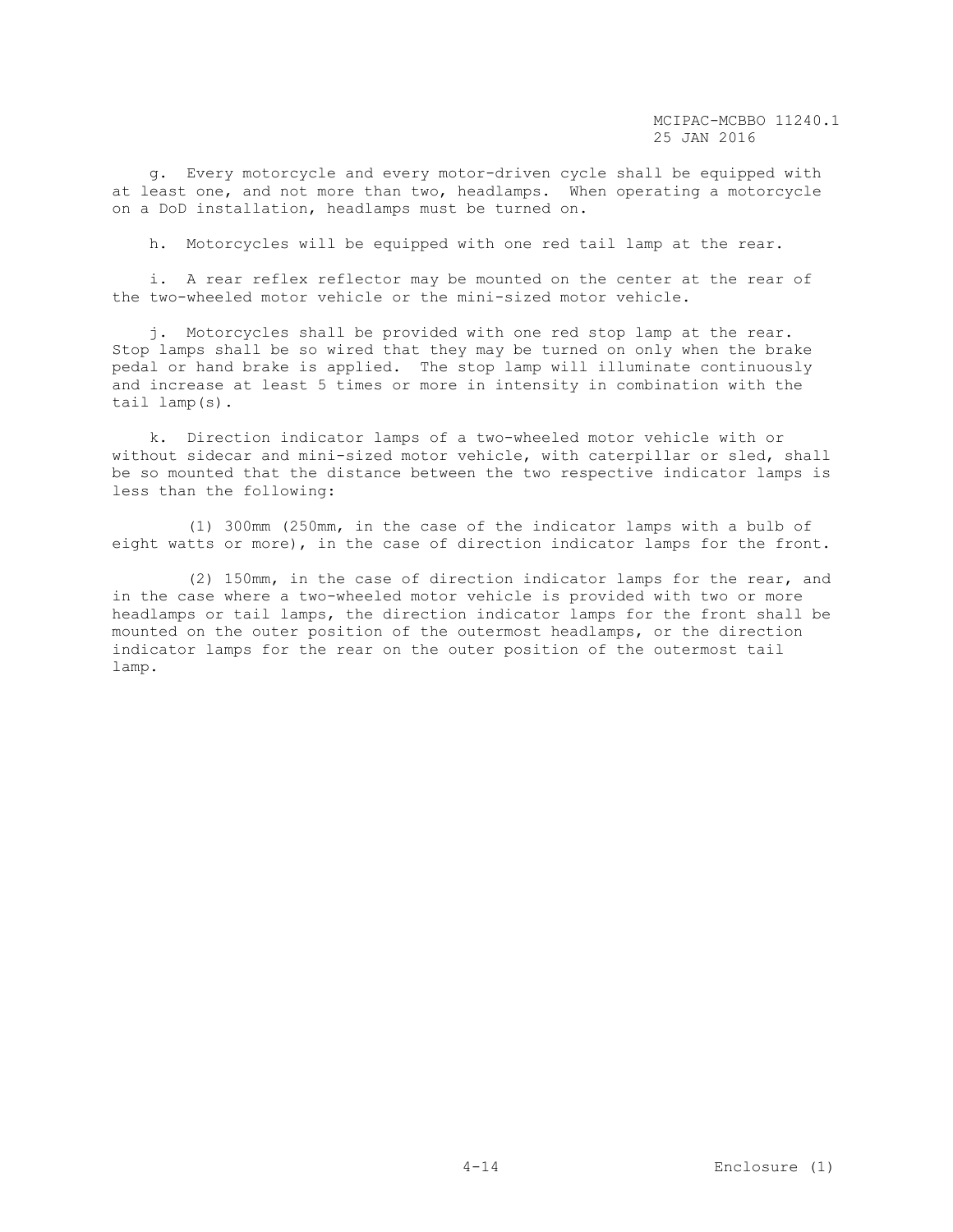g. Every motorcycle and every motor-driven cycle shall be equipped with at least one, and not more than two, headlamps. When operating a motorcycle on a DoD installation, headlamps must be turned on.

h. Motorcycles will be equipped with one red tail lamp at the rear.

i. A rear reflex reflector may be mounted on the center at the rear of the two-wheeled motor vehicle or the mini-sized motor vehicle.

j. Motorcycles shall be provided with one red stop lamp at the rear. Stop lamps shall be so wired that they may be turned on only when the brake pedal or hand brake is applied. The stop lamp will illuminate continuously and increase at least 5 times or more in intensity in combination with the tail lamp(s).

k. Direction indicator lamps of a two-wheeled motor vehicle with or without sidecar and mini-sized motor vehicle, with caterpillar or sled, shall be so mounted that the distance between the two respective indicator lamps is less than the following:

(1) 300mm (250mm, in the case of the indicator lamps with a bulb of eight watts or more), in the case of direction indicator lamps for the front.

(2) 150mm, in the case of direction indicator lamps for the rear, and in the case where a two-wheeled motor vehicle is provided with two or more headlamps or tail lamps, the direction indicator lamps for the front shall be mounted on the outer position of the outermost headlamps, or the direction indicator lamps for the rear on the outer position of the outermost tail lamp.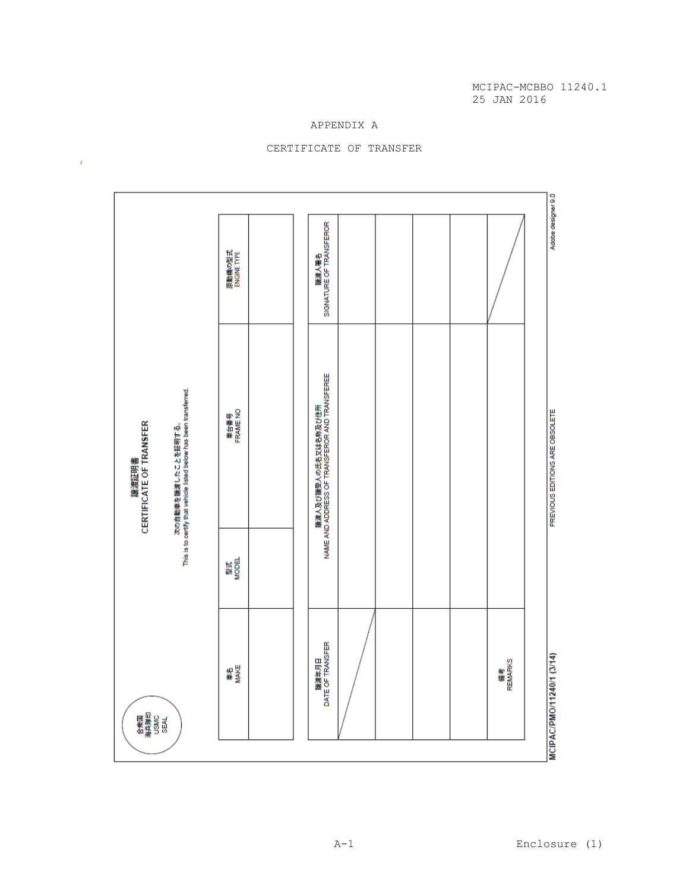# APPENDIX A

# CERTIFICATE OF TRANSFER

合衆国海兵隊印
USMC SEAL

**譲渡証明書**
**CERTIFICATE OF TRANSFER**

次の自動車を譲渡したことを証明する。
This is to certify that vehicle listed below has been transferred.

| 車名 MAKE | 型式 MODEL | 車台番号 FRAME NO | 原動機の型式 ENGINE TYPE |
| --- | --- | --- | --- |
| | | | |

| 譲渡年月日 DATE OF TRANSFER | 譲渡人及び譲受人の氏名又は名称及び住所 NAME AND ADDRESS OF TRANSFEROR AND TRANSFEREE | 譲渡人署名 SIGNATURE OF TRANSFEROR |
| --- | --- | --- |
| | | |
| | | |
| | | |
| | | |
| 備考 REMARKS | | |

MCIPAC/PMO/11240/1 (3/14)    PREVIOUS EDITIONS ARE OBSOLETE    Adobe designer 9.0

Enclosure (1)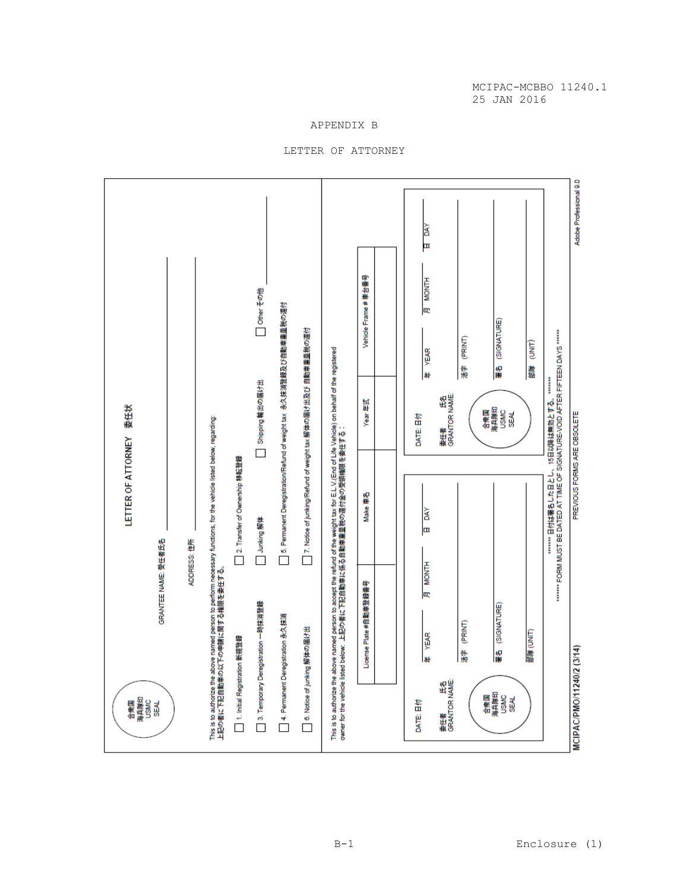# APPENDIX B

## LETTER OF ATTORNEY

### LETTER OF ATTORNEY 委任状

合衆国 海兵隊印 USMC SEAL

GRANTEE NAME: 受任者氏名 ______________________

ADDRESS: 住所 ______________________

This is to authorize the above named person to perform necessary functions, for the vehicle listed below, regarding:
上記の者に下記自動車の以下の申請に関する権限を委任する。

- ☐ 1. Initial Registration 新規登録
- ☐ 2. Transfer of Ownership 移転登録
- ☐ 3. Temporary Deregistration 一時抹消登録
- ☐ Junking 解体
- ☐ Shipping 輸出の届け出
- ☐ Other その他 ______________________
- ☐ 4. Permanent Deregistration 永久抹消
- ☐ 5. Permanent Deregistration/Refund of weight tax 永久抹消登録及び自動車重量税の還付
- ☐ 6. Notice of junking 解体の届け出
- ☐ 7. Notice of junking/Refund of weight tax 解体の届け出及び自動車重量税の還付

This is to authorize the above named person to accept the refund of the weight tax for E.L.V.(End of Life Vehicle) on behalf of the registered owner for the vehicle listed below: 上記の者に下記自動車に係る自動車重量税の還付金の受領権限を委任する：

| License Plate # 自動車登録番号 | Make 車名 | Year 年式 | Vehicle Frame # 車台番号 |
| --- | --- | --- | --- |
| | | | |

DATE: 日付 ______ 年 YEAR ______ 月 MONTH ______ 日 DAY

委任者 氏名 GRANTOR NAME:

合衆国 海兵隊印 USMC SEAL

______________________ 活字 (PRINT)

______________________ 署名 (SIGNATURE)

______________________ 部隊 (UNIT)

DATE: 日付 ______ 年 YEAR ______ 月 MONTH ______ 日 DAY

委任者 氏名 GRANTOR NAME:

合衆国 海兵隊印 USMC SEAL

______________________ 活字 (PRINT)

______________________ 署名 (SIGNATURE)

______________________ 部隊 (UNIT)

\*\*\*\*\*\*\* 日付は署名した日とし、15日以降は無効とする。\*\*\*\*\*\*\*

\*\*\*\*\*\*\* FORM MUST BE DATED AT TIME OF SIGNATURE-VOID AFTER FIFTEEN DAYS \*\*\*\*\*\*\*

MCIPAC/PMO/11240/2 (3/14)    PREVIOUS FORMS ARE OBSOLETE    Adobe Professional 9.0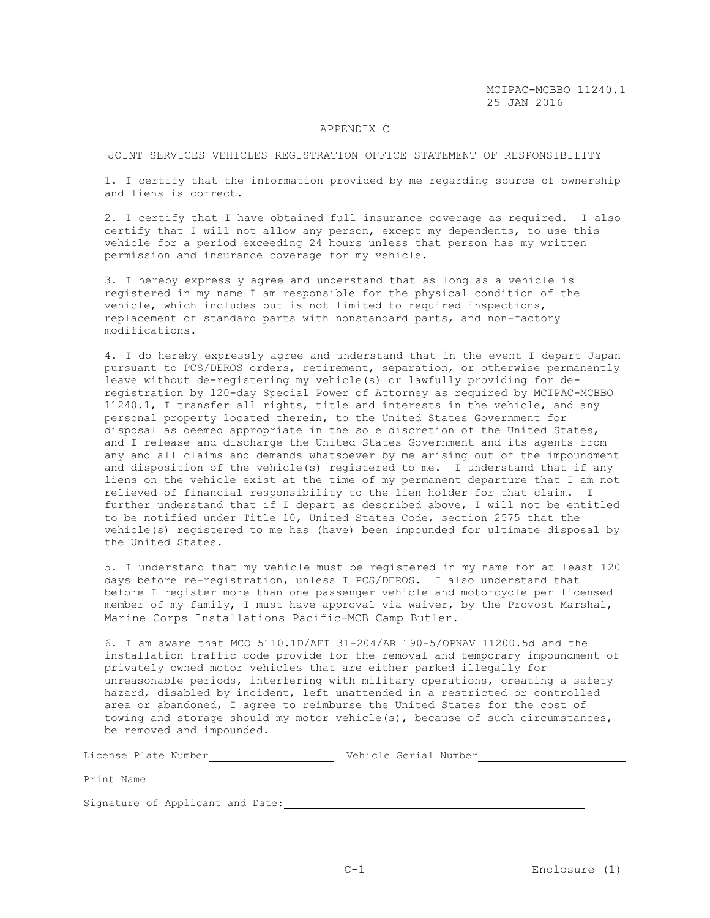MCIPAC-MCBBO 11240.1
25 JAN 2016

## APPENDIX C

## JOINT SERVICES VEHICLES REGISTRATION OFFICE STATEMENT OF RESPONSIBILITY

1. I certify that the information provided by me regarding source of ownership and liens is correct.

2. I certify that I have obtained full insurance coverage as required. I also certify that I will not allow any person, except my dependents, to use this vehicle for a period exceeding 24 hours unless that person has my written permission and insurance coverage for my vehicle.

3. I hereby expressly agree and understand that as long as a vehicle is registered in my name I am responsible for the physical condition of the vehicle, which includes but is not limited to required inspections, replacement of standard parts with nonstandard parts, and non-factory modifications.

4. I do hereby expressly agree and understand that in the event I depart Japan pursuant to PCS/DEROS orders, retirement, separation, or otherwise permanently leave without de-registering my vehicle(s) or lawfully providing for de-registration by 120-day Special Power of Attorney as required by MCIPAC-MCBBO 11240.1, I transfer all rights, title and interests in the vehicle, and any personal property located therein, to the United States Government for disposal as deemed appropriate in the sole discretion of the United States, and I release and discharge the United States Government and its agents from any and all claims and demands whatsoever by me arising out of the impoundment and disposition of the vehicle(s) registered to me. I understand that if any liens on the vehicle exist at the time of my permanent departure that I am not relieved of financial responsibility to the lien holder for that claim. I further understand that if I depart as described above, I will not be entitled to be notified under Title 10, United States Code, section 2575 that the vehicle(s) registered to me has (have) been impounded for ultimate disposal by the United States.

5. I understand that my vehicle must be registered in my name for at least 120 days before re-registration, unless I PCS/DEROS. I also understand that before I register more than one passenger vehicle and motorcycle per licensed member of my family, I must have approval via waiver, by the Provost Marshal, Marine Corps Installations Pacific-MCB Camp Butler.

6. I am aware that MCO 5110.1D/AFI 31-204/AR 190-5/OPNAV 11200.5d and the installation traffic code provide for the removal and temporary impoundment of privately owned motor vehicles that are either parked illegally for unreasonable periods, interfering with military operations, creating a safety hazard, disabled by incident, left unattended in a restricted or controlled area or abandoned, I agree to reimburse the United States for the cost of towing and storage should my motor vehicle(s), because of such circumstances, be removed and impounded.

License Plate Number____________________ Vehicle Serial Number________________________

Print Name______________________________________________________________

Signature of Applicant and Date:________________________________________________

C-1 Enclosure (1)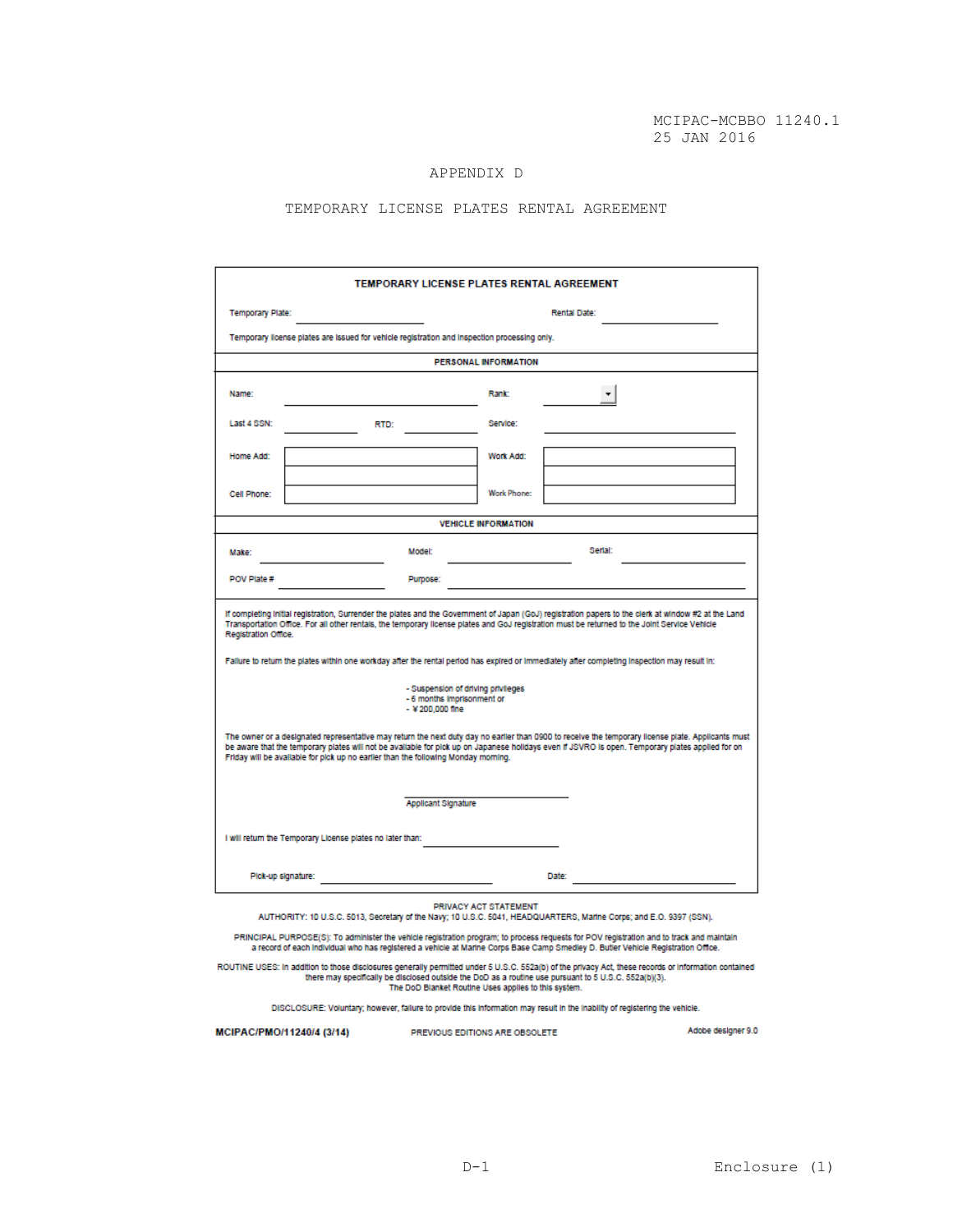MCIPAC-MCBBO 11240.1
25 JAN 2016

# APPENDIX D

## TEMPORARY LICENSE PLATES RENTAL AGREEMENT

### TEMPORARY LICENSE PLATES RENTAL AGREEMENT

Temporary Plate: ____________________ Rental Date: ____________________

Temporary license plates are issued for vehicle registration and inspection processing only.

#### PERSONAL INFORMATION

Name: ____________________ Rank: ________

Last 4 SSN: ________ RTD: ________ Service: ____________________

Home Add: ____________________ Work Add: ____________________

Cell Phone: ____________________ Work Phone: ____________________

#### VEHICLE INFORMATION

Make: ____________ Model: ____________ Serial: ____________

POV Plate # ____________ Purpose: ____________________

If completing initial registration, Surrender the plates and the Government of Japan (GoJ) registration papers to the clerk at window #2 at the Land Transportation Office. For all other rentals, the temporary license plates and GoJ registration must be returned to the Joint Service Vehicle Registration Office.

Failure to return the plates within one workday after the rental period has expired or immediately after completing inspection may result in:

- Suspension of driving privileges
- 6 months imprisonment or
- ¥ 200,000 fine

The owner or a designated representative may return the next duty day no earlier than 0900 to receive the temporary license plate. Applicants must be aware that the temporary plates will not be available for pick up on Japanese holidays even if JSVRO is open. Temporary plates applied for on Friday will be available for pick up no earlier than the following Monday morning.

____________________
Applicant Signature

I will return the Temporary License plates no later than: ____________________

Pick-up signature: ____________________ Date: ____________________

PRIVACY ACT STATEMENT

AUTHORITY: 10 U.S.C. 5013, Secretary of the Navy; 10 U.S.C. 5041, HEADQUARTERS, Marine Corps; and E.O. 9397 (SSN).

PRINCIPAL PURPOSE(S): To administer the vehicle registration program; to process requests for POV registration and to track and maintain a record of each individual who has registered a vehicle at Marine Corps Base Camp Smedley D. Butler Vehicle Registration Office.

ROUTINE USES: In addition to those disclosures generally permitted under 5 U.S.C. 552a(b) of the privacy Act, these records or information contained there may specifically be disclosed outside the DoD as a routine use pursuant to 5 U.S.C. 552a(b)(3). The DoD Blanket Routine Uses applies to this system.

DISCLOSURE: Voluntary; however, failure to provide this information may result in the inability of registering the vehicle.

MCIPAC/PMO/11240/4 (3/14) PREVIOUS EDITIONS ARE OBSOLETE Adobe designer 9.0

Enclosure (1)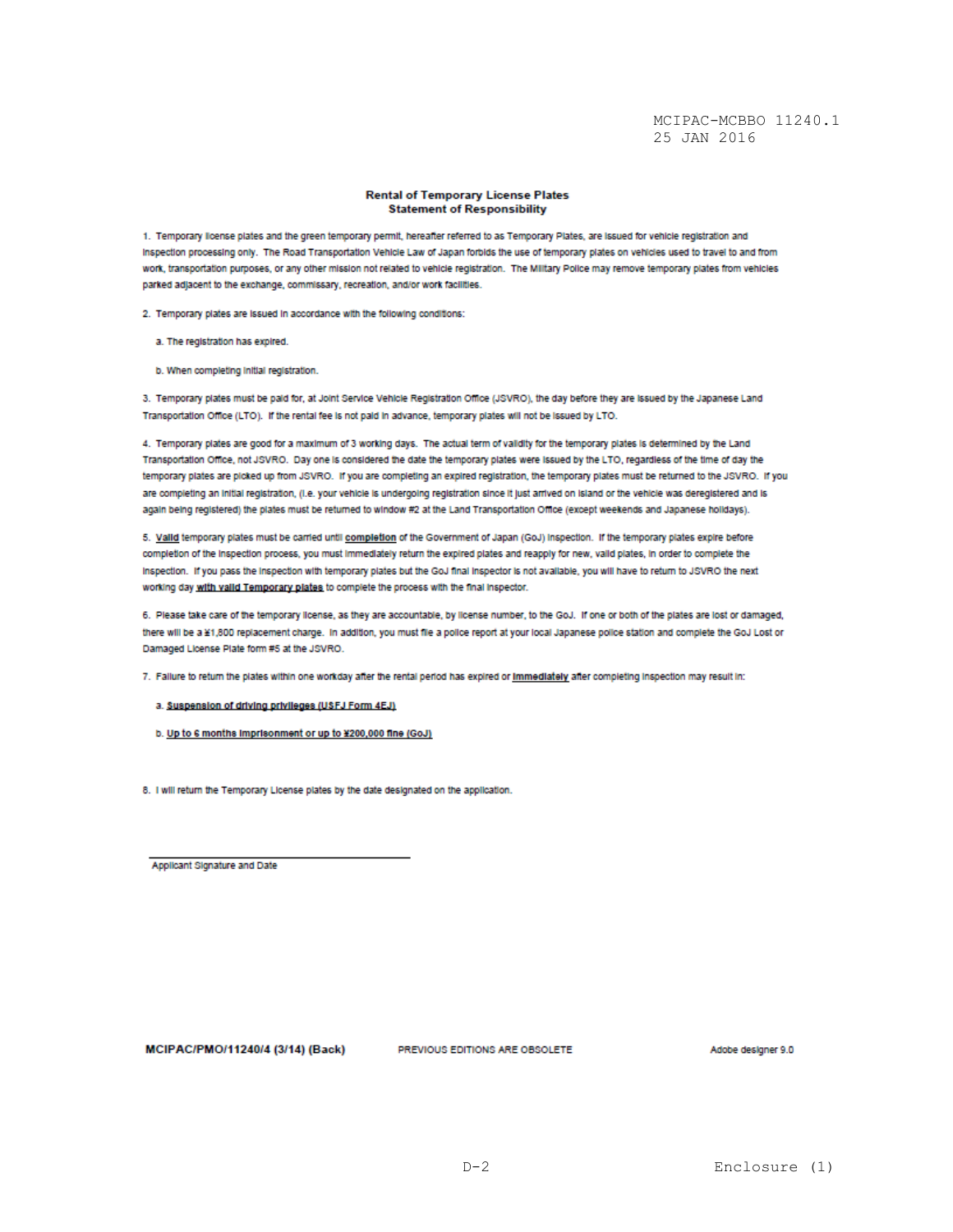# Rental of Temporary License Plates
## Statement of Responsibility

1. Temporary license plates and the green temporary permit, hereafter referred to as Temporary Plates, are issued for vehicle registration and inspection processing only. The Road Transportation Vehicle Law of Japan forbids the use of temporary plates on vehicles used to travel to and from work, transportation purposes, or any other mission not related to vehicle registration. The Military Police may remove temporary plates from vehicles parked adjacent to the exchange, commissary, recreation, and/or work facilities.

2. Temporary plates are issued in accordance with the following conditions:

   a. The registration has expired.

   b. When completing initial registration.

3. Temporary plates must be paid for, at Joint Service Vehicle Registration Office (JSVRO), the day before they are issued by the Japanese Land Transportation Office (LTO). If the rental fee is not paid in advance, temporary plates will not be issued by LTO.

4. Temporary plates are good for a maximum of 3 working days. The actual term of validity for the temporary plates is determined by the Land Transportation Office, not JSVRO. Day one is considered the date the temporary plates were issued by the LTO, regardless of the time of day the temporary plates are picked up from JSVRO. If you are completing an expired registration, the temporary plates must be returned to the JSVRO. If you are completing an initial registration, (i.e. your vehicle is undergoing registration since it just arrived on island or the vehicle was deregistered and is again being registered) the plates must be returned to window #2 at the Land Transportation Office (except weekends and Japanese holidays).

5. **Valid** temporary plates must be carried until **completion** of the Government of Japan (GoJ) inspection. If the temporary plates expire before completion of the inspection process, you must immediately return the expired plates and reapply for new, valid plates, in order to complete the inspection. If you pass the inspection with temporary plates but the GoJ final inspector is not available, you will have to return to JSVRO the next working day **with valid Temporary plates** to complete the process with the final inspector.

6. Please take care of the temporary license, as they are accountable, by license number, to the GoJ. If one or both of the plates are lost or damaged, there will be a ¥1,800 replacement charge. In addition, you must file a police report at your local Japanese police station and complete the GoJ Lost or Damaged License Plate form #5 at the JSVRO.

7. Failure to return the plates within one workday after the rental period has expired or **immediately** after completing inspection may result in:

   a. **Suspension of driving privileges (USFJ Form 4EJ)**

   b. **Up to 6 months imprisonment or up to ¥200,000 fine (GoJ)**

8. I will return the Temporary License plates by the date designated on the application.

\_\_\_\_\_\_\_\_\_\_\_\_\_\_\_\_\_\_\_\_\_\_\_\_\_\_\_\_\_\_\_\_\_\_\_\_
Applicant Signature and Date

**MCIPAC/PMO/11240/4 (3/14) (Back)** PREVIOUS EDITIONS ARE OBSOLETE Adobe designer 9.0

Enclosure (1)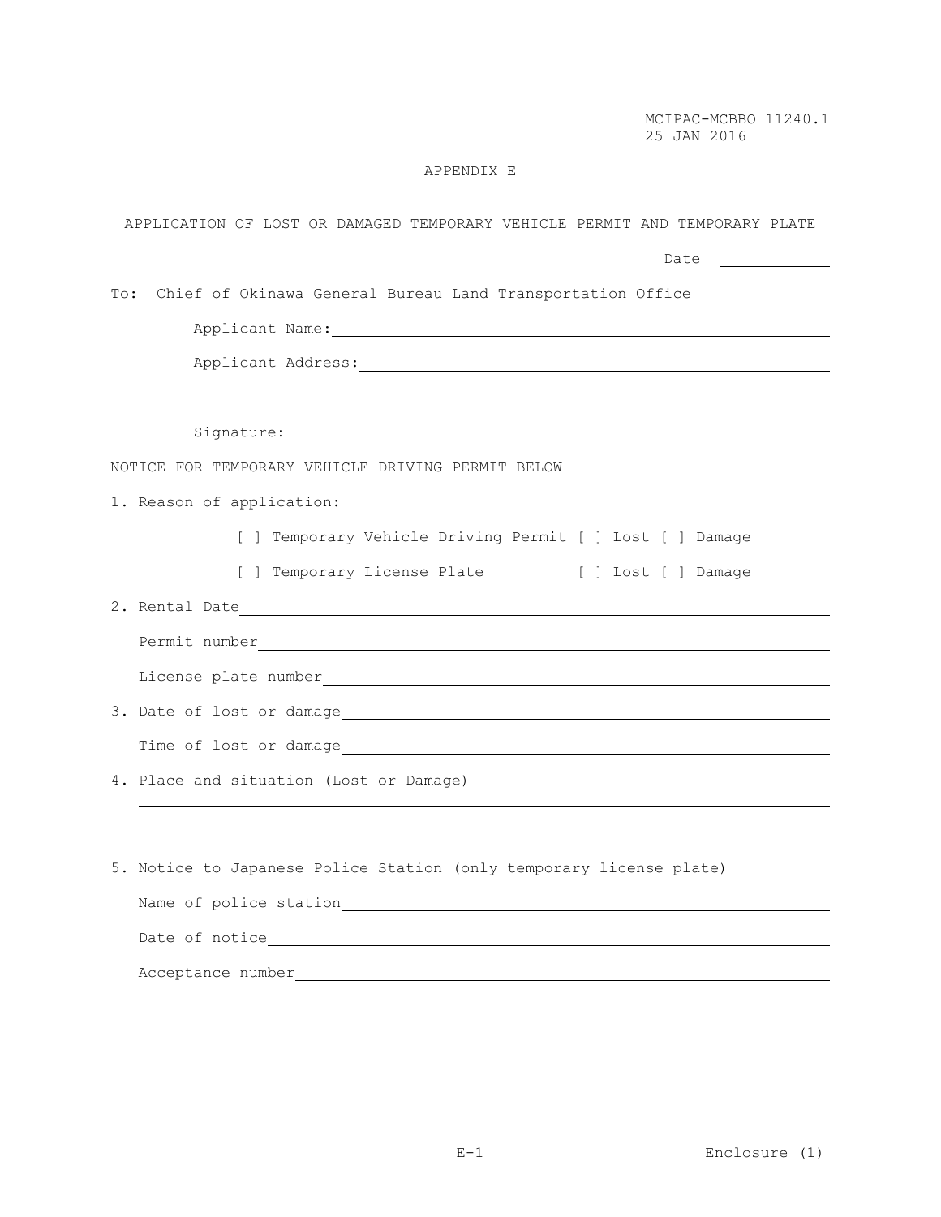MCIPAC-MCBBO 11240.1
25 JAN 2016

# APPENDIX E

## APPLICATION OF LOST OR DAMAGED TEMPORARY VEHICLE PERMIT AND TEMPORARY PLATE

Date ____________

To: Chief of Okinawa General Bureau Land Transportation Office

Applicant Name: ____________________________________________

Applicant Address: ____________________________________________

____________________________________________

Signature: ____________________________________________

NOTICE FOR TEMPORARY VEHICLE DRIVING PERMIT BELOW

1. Reason of application:

   [ ] Temporary Vehicle Driving Permit [ ] Lost [ ] Damage

   [ ] Temporary License Plate [ ] Lost [ ] Damage

2. Rental Date ____________________________________________

   Permit number ____________________________________________

   License plate number ____________________________________________

3. Date of lost or damage ____________________________________________

   Time of lost or damage ____________________________________________

4. Place and situation (Lost or Damage)

   ____________________________________________

   ____________________________________________

5. Notice to Japanese Police Station (only temporary license plate)

   Name of police station ____________________________________________

   Date of notice ____________________________________________

   Acceptance number ____________________________________________

E-1 Enclosure (1)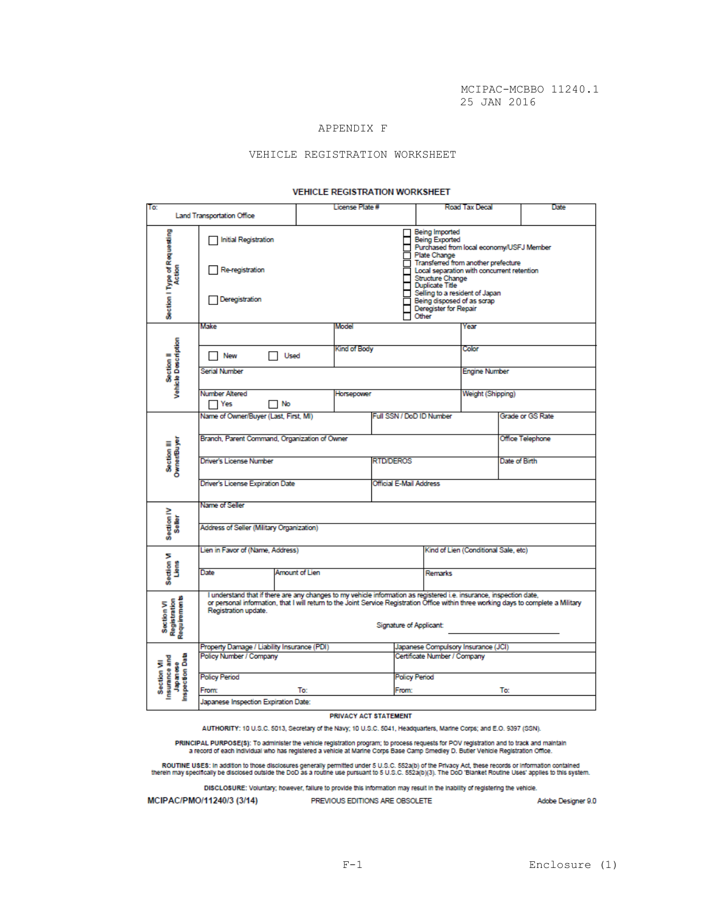MCIPAC-MCBBO 11240.1
25 JAN 2016

# APPENDIX F

## VEHICLE REGISTRATION WORKSHEET

### VEHICLE REGISTRATION WORKSHEET

| To: Land Transportation Office | License Plate # | Road Tax Decal | Date |
|---|---|---|---|

**Section I Type of Requesting Action**

- ☐ Initial Registration
- ☐ Re-registration
- ☐ Deregistration

- ☐ Being Imported
- ☐ Being Exported
- ☐ Purchased from local economy/USFJ Member
- ☐ Plate Change
- ☐ Transferred from another prefecture
- ☐ Local separation with concurrent retention
- ☐ Structure Change
- ☐ Duplicate Title
- ☐ Selling to a resident of Japan
- ☐ Being disposed of as scrap
- ☐ Deregister for Repair
- ☐ Other

**Section II Vehicle Description**

| Make | Model | Year |
|---|---|---|
| ☐ New ☐ Used | Kind of Body | Color |
| Serial Number | | Engine Number |
| Number Altered ☐ Yes ☐ No | Horsepower | Weight (Shipping) |

**Section III Owner/Buyer**

| Name of Owner/Buyer (Last, First, MI) | Full SSN / DoD ID Number | Grade or GS Rate |
|---|---|---|
| Branch, Parent Command, Organization of Owner | | Office Telephone |
| Driver's License Number | RTD/DEROS | Date of Birth |
| Driver's License Expiration Date | Official E-Mail Address | |

**Section IV Seller**

| Name of Seller |
|---|
| Address of Seller (Military Organization) |

**Section V Liens**

| Lien in Favor of (Name, Address) | | Kind of Lien (Conditional Sale, etc) |
|---|---|---|
| Date | Amount of Lien | Remarks |

**Section VI Registration Requirements**

I understand that if there are any changes to my vehicle information as registered i.e. insurance, inspection date, or personal information, that I will return to the Joint Service Registration Office within three working days to complete a Military Registration update.

Signature of Applicant: ____________________

**Section VII Insurance and Japanese Inspection Data**

| Property Damage / Liability Insurance (PDI) Policy Number / Company | Japanese Compulsory Insurance (JCI) Certificate Number / Company |
|---|---|
| Policy Period From: To: | Policy Period From: To: |
| Japanese Inspection Expiration Date: | |

**PRIVACY ACT STATEMENT**

**AUTHORITY:** 10 U.S.C. 5013, Secretary of the Navy; 10 U.S.C. 5041, Headquarters, Marine Corps; and E.O. 9397 (SSN).

**PRINCIPAL PURPOSE(S):** To administer the vehicle registration program; to process requests for POV registration and to track and maintain a record of each individual who has registered a vehicle at Marine Corps Base Camp Smedley D. Butler Vehicle Registration Office.

**ROUTINE USES:** In addition to those disclosures generally permitted under 5 U.S.C. 552a(b) of the Privacy Act, these records or information contained therein may specifically be disclosed outside the DoD as a routine use pursuant to 5 U.S.C. 552a(b)(3). The DoD 'Blanket Routine Uses' applies to this system.

**DISCLOSURE:** Voluntary; however, failure to provide this information may result in the inability of registering the vehicle.

**MCIPAC/PMO/11240/3 (3/14)** PREVIOUS EDITIONS ARE OBSOLETE Adobe Designer 9.0

Enclosure (1)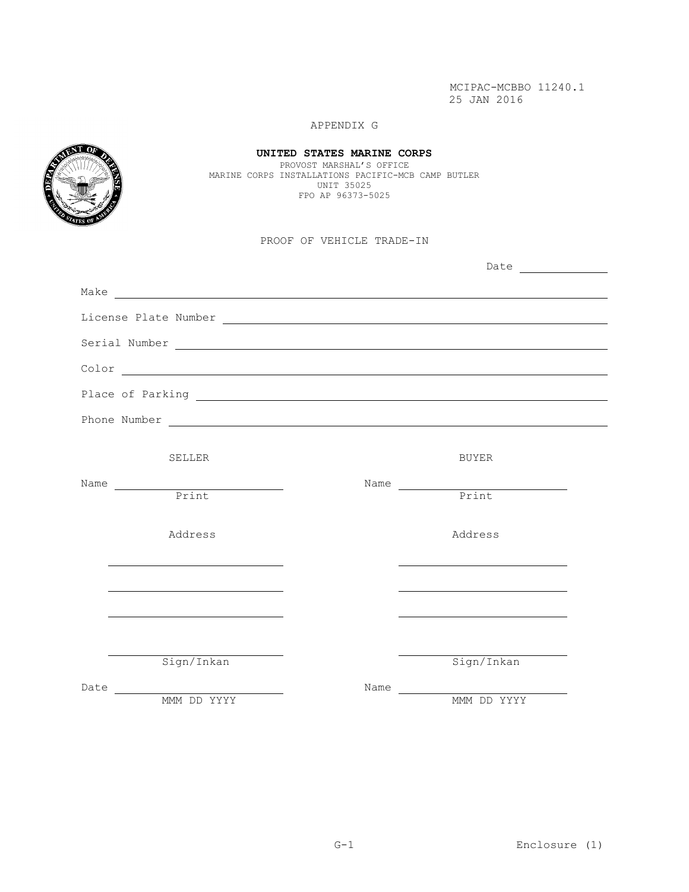MCIPAC-MCBBO 11240.1
25 JAN 2016

APPENDIX G

**UNITED STATES MARINE CORPS**
PROVOST MARSHAL'S OFFICE
MARINE CORPS INSTALLATIONS PACIFIC-MCB CAMP BUTLER
UNIT 35025
FPO AP 96373-5025

PROOF OF VEHICLE TRADE-IN

Date ______________

Make ____________________________________________

License Plate Number ____________________________________________

Serial Number ____________________________________________

Color ____________________________________________

Place of Parking ____________________________________________

Phone Number ____________________________________________

| SELLER | BUYER |
|---|---|
| Name ______________________ (Print) | Name ______________________ (Print) |
| Address | Address |
| ______________________ | ______________________ |
| ______________________ | ______________________ |
| ______________________ | ______________________ |
| ______________________ (Sign/Inkan) | ______________________ (Sign/Inkan) |
| Date ______________________ (MMM DD YYYY) | Name ______________________ (MMM DD YYYY) |

Enclosure (1)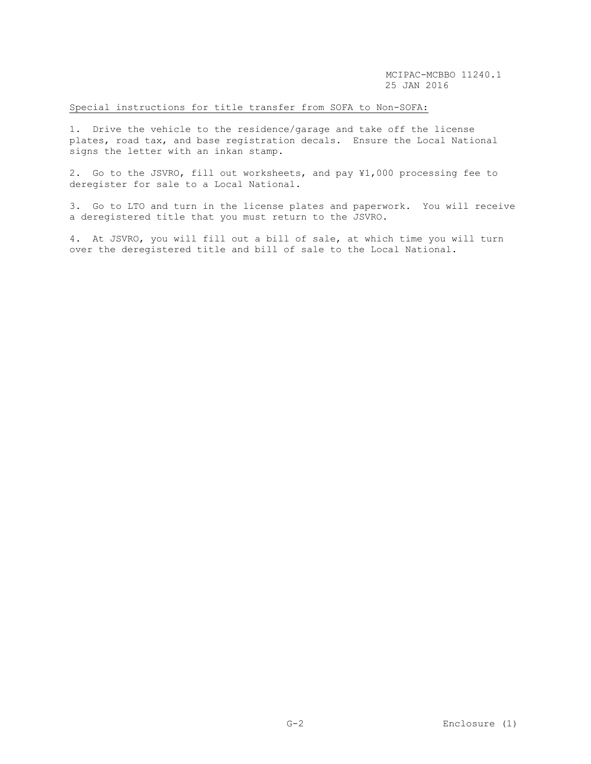<u>Special instructions for title transfer from SOFA to Non-SOFA:</u>

1. Drive the vehicle to the residence/garage and take off the license plates, road tax, and base registration decals. Ensure the Local National signs the letter with an inkan stamp.

2. Go to the JSVRO, fill out worksheets, and pay ¥1,000 processing fee to deregister for sale to a Local National.

3. Go to LTO and turn in the license plates and paperwork. You will receive a deregistered title that you must return to the JSVRO.

4. At JSVRO, you will fill out a bill of sale, at which time you will turn over the deregistered title and bill of sale to the Local National.